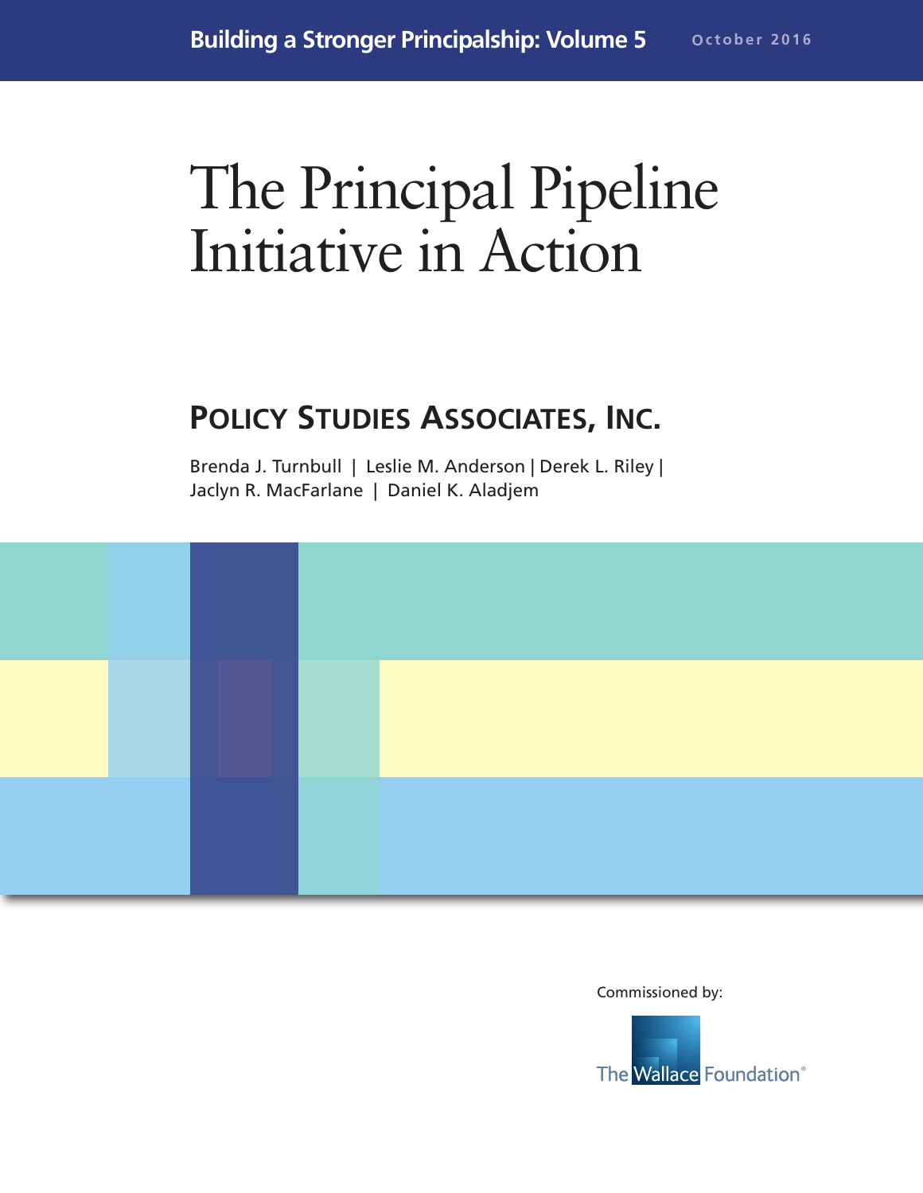Building a Stronger Principalship: Volume 5 October 2016

# The Principal Pipeline Initiative in Action

## POLICY STUDIES ASSOCIATES, INC.

Brenda J. Turnbull | Leslie M. Anderson | Derek L. Riley | Jaclyn R. MacFarlane | Daniel K. Aladjem

Commissioned by:

The Wallace Foundation®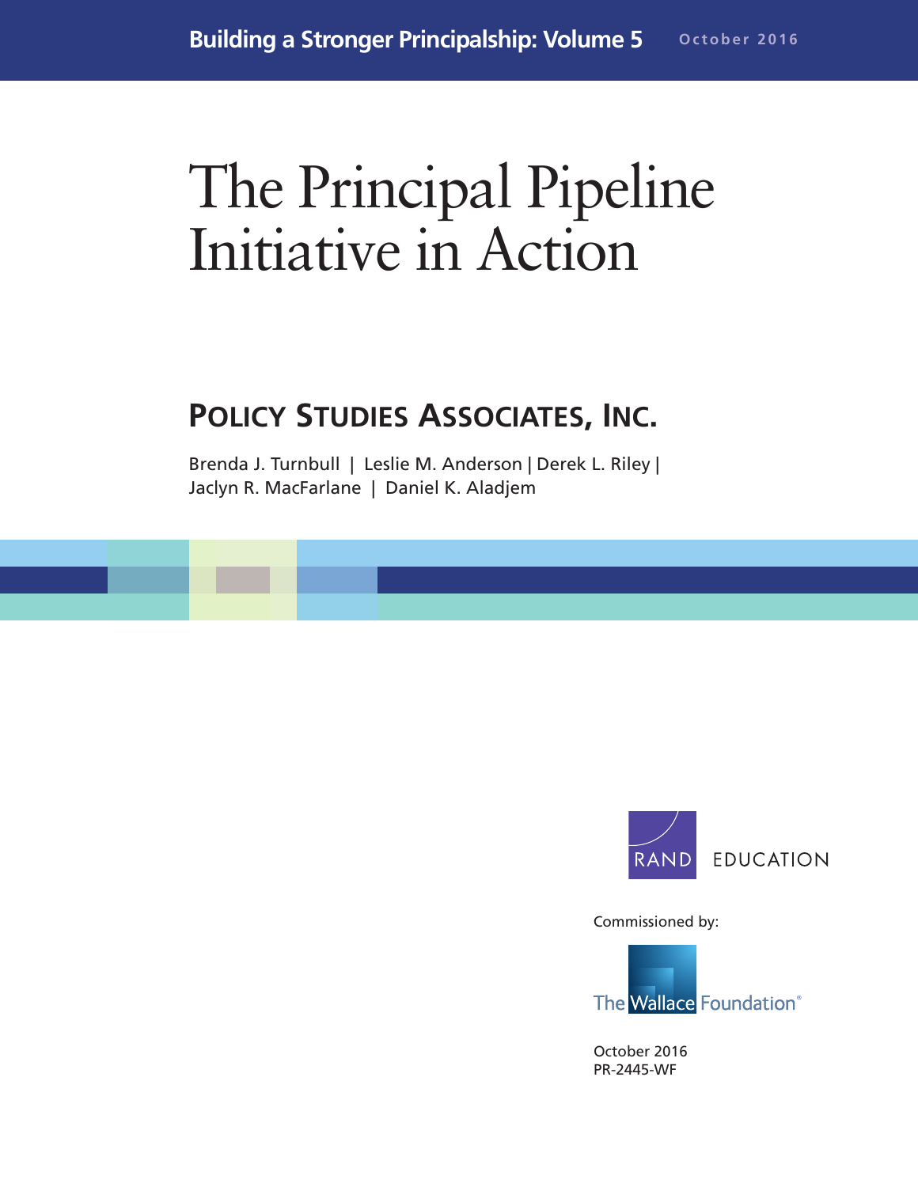Building a Stronger Principalship: Volume 5 October 2016

# The Principal Pipeline Initiative in Action

## POLICY STUDIES ASSOCIATES, INC.

Brenda J. Turnbull | Leslie M. Anderson | Derek L. Riley | Jaclyn R. MacFarlane | Daniel K. Aladjem

RAND EDUCATION

Commissioned by:

The Wallace Foundation®

October 2016
PR-2445-WF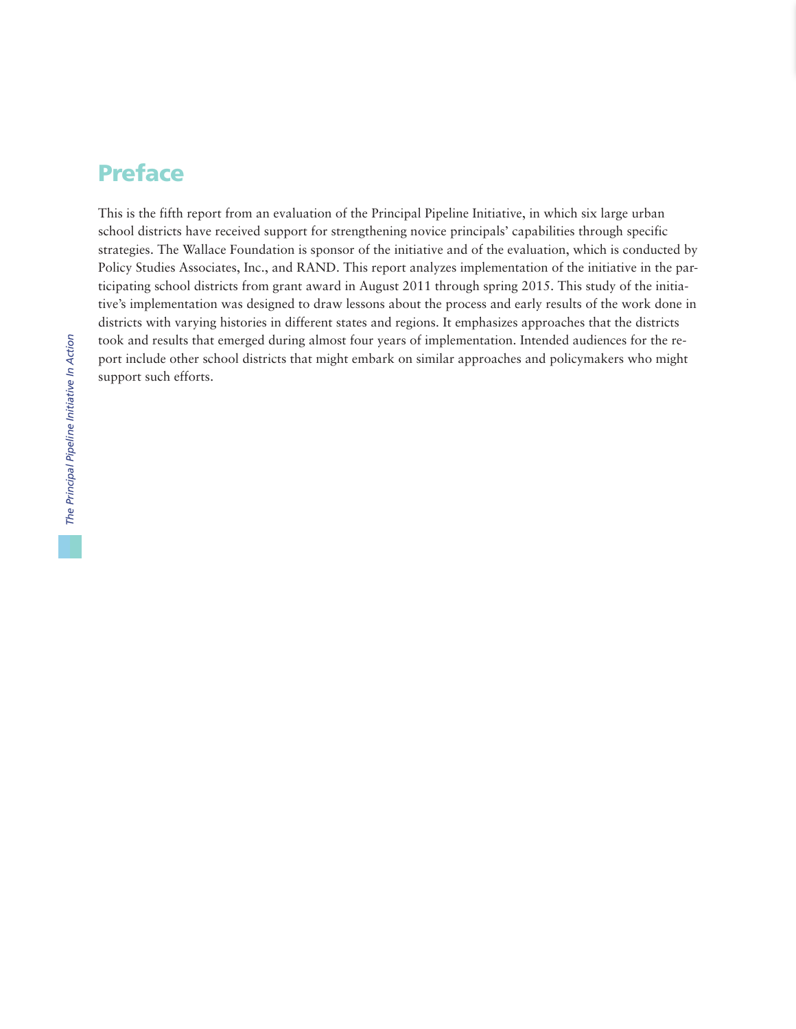# Preface

This is the fifth report from an evaluation of the Principal Pipeline Initiative, in which six large urban school districts have received support for strengthening novice principals' capabilities through specific strategies. The Wallace Foundation is sponsor of the initiative and of the evaluation, which is conducted by Policy Studies Associates, Inc., and RAND. This report analyzes implementation of the initiative in the participating school districts from grant award in August 2011 through spring 2015. This study of the initiative's implementation was designed to draw lessons about the process and early results of the work done in districts with varying histories in different states and regions. It emphasizes approaches that the districts took and results that emerged during almost four years of implementation. Intended audiences for the report include other school districts that might embark on similar approaches and policymakers who might support such efforts.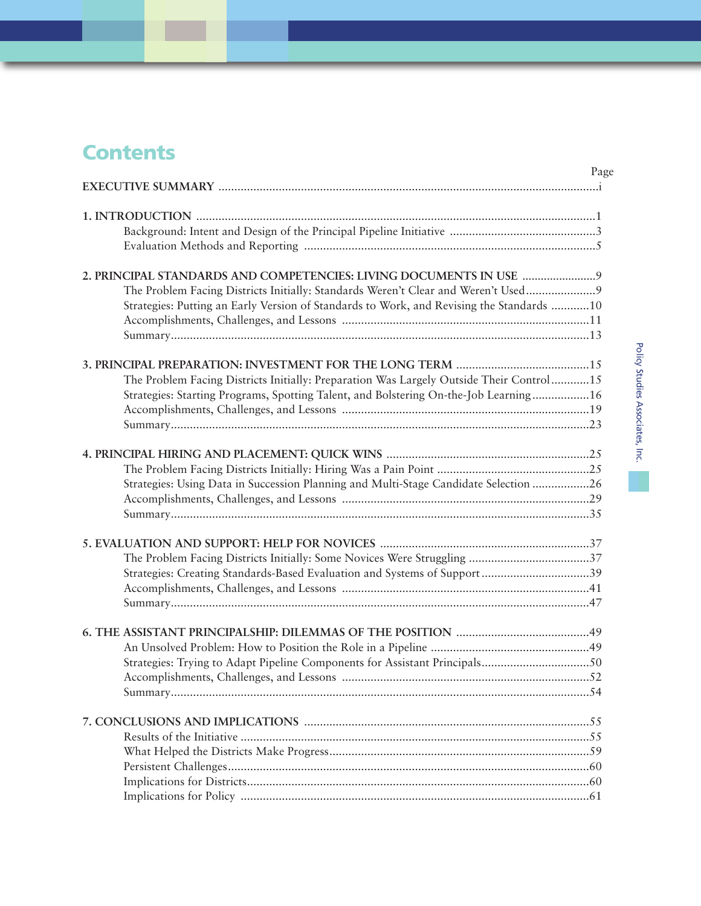# Contents

| | Page |
|---|---|
| **EXECUTIVE SUMMARY** | i |
| **1. INTRODUCTION** | 1 |
| Background: Intent and Design of the Principal Pipeline Initiative | 3 |
| Evaluation Methods and Reporting | 5 |
| **2. PRINCIPAL STANDARDS AND COMPETENCIES: LIVING DOCUMENTS IN USE** | 9 |
| The Problem Facing Districts Initially: Standards Weren't Clear and Weren't Used | 9 |
| Strategies: Putting an Early Version of Standards to Work, and Revising the Standards | 10 |
| Accomplishments, Challenges, and Lessons | 11 |
| Summary | 13 |
| **3. PRINCIPAL PREPARATION: INVESTMENT FOR THE LONG TERM** | 15 |
| The Problem Facing Districts Initially: Preparation Was Largely Outside Their Control | 15 |
| Strategies: Starting Programs, Spotting Talent, and Bolstering On-the-Job Learning | 16 |
| Accomplishments, Challenges, and Lessons | 19 |
| Summary | 23 |
| **4. PRINCIPAL HIRING AND PLACEMENT: QUICK WINS** | 25 |
| The Problem Facing Districts Initially: Hiring Was a Pain Point | 25 |
| Strategies: Using Data in Succession Planning and Multi-Stage Candidate Selection | 26 |
| Accomplishments, Challenges, and Lessons | 29 |
| Summary | 35 |
| **5. EVALUATION AND SUPPORT: HELP FOR NOVICES** | 37 |
| The Problem Facing Districts Initially: Some Novices Were Struggling | 37 |
| Strategies: Creating Standards-Based Evaluation and Systems of Support | 39 |
| Accomplishments, Challenges, and Lessons | 41 |
| Summary | 47 |
| **6. THE ASSISTANT PRINCIPALSHIP: DILEMMAS OF THE POSITION** | 49 |
| An Unsolved Problem: How to Position the Role in a Pipeline | 49 |
| Strategies: Trying to Adapt Pipeline Components for Assistant Principals | 50 |
| Accomplishments, Challenges, and Lessons | 52 |
| Summary | 54 |
| **7. CONCLUSIONS AND IMPLICATIONS** | 55 |
| Results of the Initiative | 55 |
| What Helped the Districts Make Progress | 59 |
| Persistent Challenges | 60 |
| Implications for Districts | 60 |
| Implications for Policy | 61 |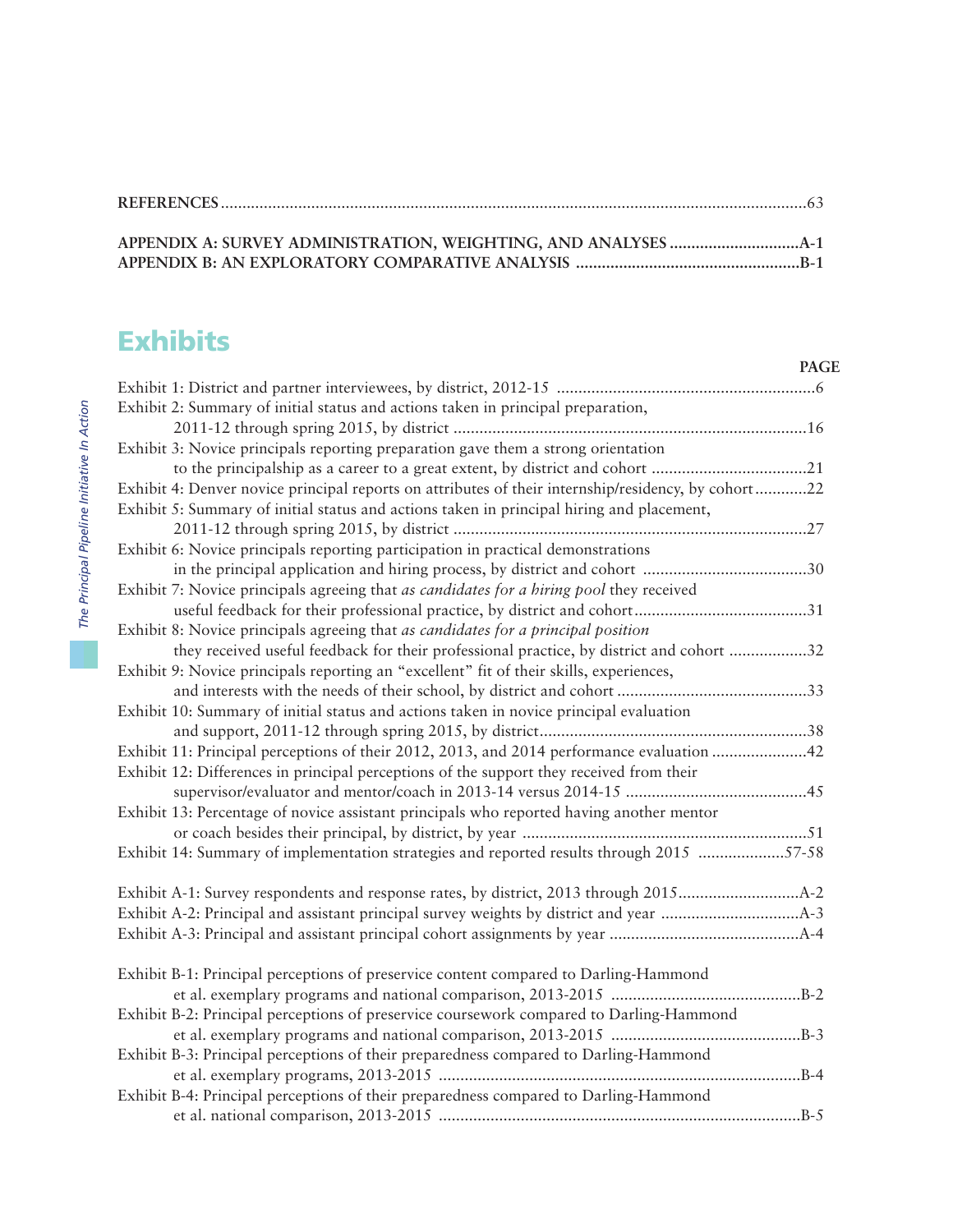**REFERENCES** ..... 63

**APPENDIX A: SURVEY ADMINISTRATION, WEIGHTING, AND ANALYSES** ..... **A-1**
**APPENDIX B: AN EXPLORATORY COMPARATIVE ANALYSIS** ..... **B-1**

## Exhibits

| | PAGE |
|---|---|
| Exhibit 1: District and partner interviewees, by district, 2012-15 | 6 |
| Exhibit 2: Summary of initial status and actions taken in principal preparation, 2011-12 through spring 2015, by district | 16 |
| Exhibit 3: Novice principals reporting preparation gave them a strong orientation to the principalship as a career to a great extent, by district and cohort | 21 |
| Exhibit 4: Denver novice principal reports on attributes of their internship/residency, by cohort | 22 |
| Exhibit 5: Summary of initial status and actions taken in principal hiring and placement, 2011-12 through spring 2015, by district | 27 |
| Exhibit 6: Novice principals reporting participation in practical demonstrations in the principal application and hiring process, by district and cohort | 30 |
| Exhibit 7: Novice principals agreeing that *as candidates for a hiring pool* they received useful feedback for their professional practice, by district and cohort | 31 |
| Exhibit 8: Novice principals agreeing that *as candidates for a principal position* they received useful feedback for their professional practice, by district and cohort | 32 |
| Exhibit 9: Novice principals reporting an "excellent" fit of their skills, experiences, and interests with the needs of their school, by district and cohort | 33 |
| Exhibit 10: Summary of initial status and actions taken in novice principal evaluation and support, 2011-12 through spring 2015, by district | 38 |
| Exhibit 11: Principal perceptions of their 2012, 2013, and 2014 performance evaluation | 42 |
| Exhibit 12: Differences in principal perceptions of the support they received from their supervisor/evaluator and mentor/coach in 2013-14 versus 2014-15 | 45 |
| Exhibit 13: Percentage of novice assistant principals who reported having another mentor or coach besides their principal, by district, by year | 51 |
| Exhibit 14: Summary of implementation strategies and reported results through 2015 | 57-58 |
| | |
| Exhibit A-1: Survey respondents and response rates, by district, 2013 through 2015 | A-2 |
| Exhibit A-2: Principal and assistant principal survey weights by district and year | A-3 |
| Exhibit A-3: Principal and assistant principal cohort assignments by year | A-4 |
| | |
| Exhibit B-1: Principal perceptions of preservice content compared to Darling-Hammond et al. exemplary programs and national comparison, 2013-2015 | B-2 |
| Exhibit B-2: Principal perceptions of preservice coursework compared to Darling-Hammond et al. exemplary programs and national comparison, 2013-2015 | B-3 |
| Exhibit B-3: Principal perceptions of their preparedness compared to Darling-Hammond et al. exemplary programs, 2013-2015 | B-4 |
| Exhibit B-4: Principal perceptions of their preparedness compared to Darling-Hammond et al. national comparison, 2013-2015 | B-5 |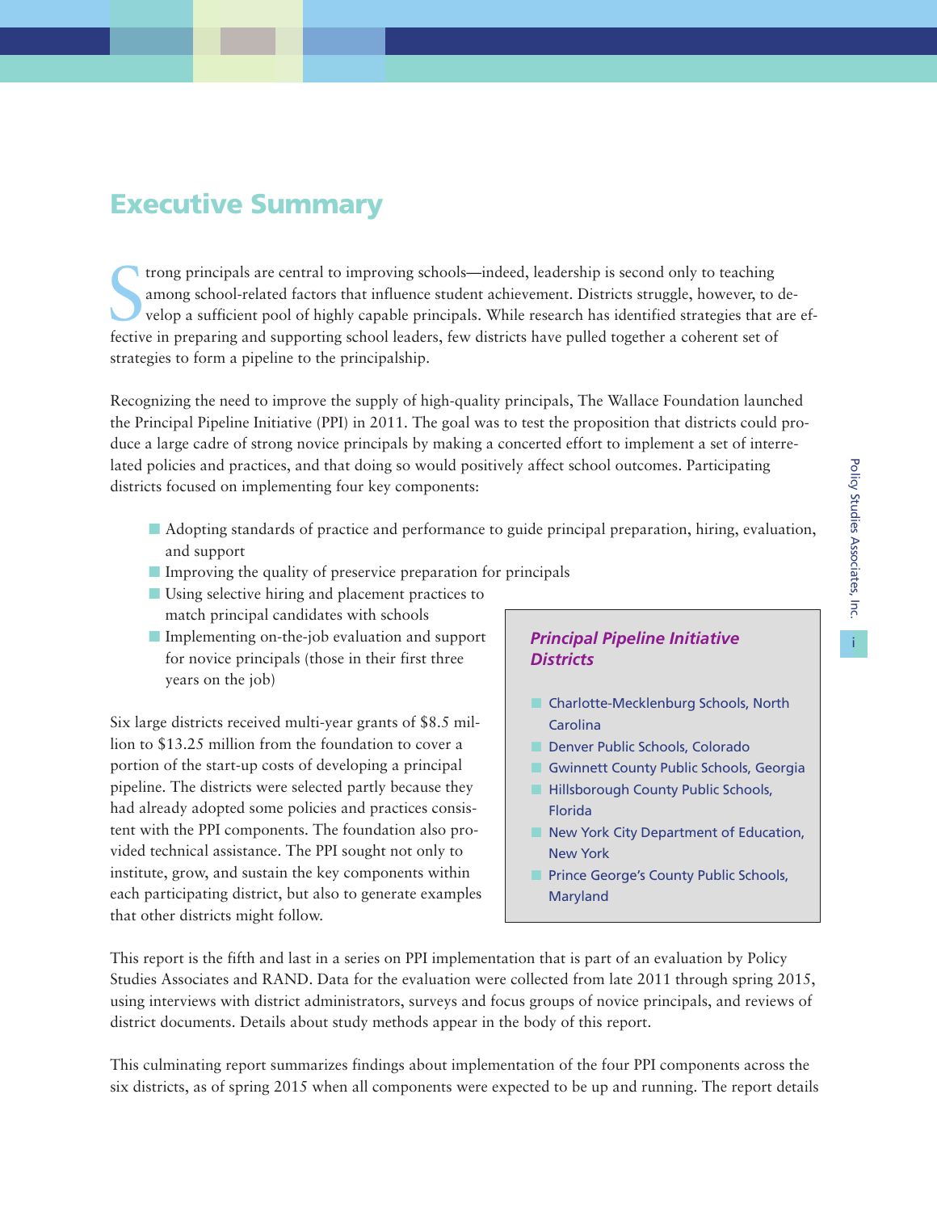# Executive Summary

Strong principals are central to improving schools—indeed, leadership is second only to teaching among school-related factors that influence student achievement. Districts struggle, however, to develop a sufficient pool of highly capable principals. While research has identified strategies that are effective in preparing and supporting school leaders, few districts have pulled together a coherent set of strategies to form a pipeline to the principalship.

Recognizing the need to improve the supply of high-quality principals, The Wallace Foundation launched the Principal Pipeline Initiative (PPI) in 2011. The goal was to test the proposition that districts could produce a large cadre of strong novice principals by making a concerted effort to implement a set of interrelated policies and practices, and that doing so would positively affect school outcomes. Participating districts focused on implementing four key components:

- Adopting standards of practice and performance to guide principal preparation, hiring, evaluation, and support
- Improving the quality of preservice preparation for principals
- Using selective hiring and placement practices to match principal candidates with schools
- Implementing on-the-job evaluation and support for novice principals (those in their first three years on the job)

Six large districts received multi-year grants of $8.5 million to $13.25 million from the foundation to cover a portion of the start-up costs of developing a principal pipeline. The districts were selected partly because they had already adopted some policies and practices consistent with the PPI components. The foundation also provided technical assistance. The PPI sought not only to institute, grow, and sustain the key components within each participating district, but also to generate examples that other districts might follow.

***Principal Pipeline Initiative Districts***

- Charlotte-Mecklenburg Schools, North Carolina
- Denver Public Schools, Colorado
- Gwinnett County Public Schools, Georgia
- Hillsborough County Public Schools, Florida
- New York City Department of Education, New York
- Prince George's County Public Schools, Maryland

This report is the fifth and last in a series on PPI implementation that is part of an evaluation by Policy Studies Associates and RAND. Data for the evaluation were collected from late 2011 through spring 2015, using interviews with district administrators, surveys and focus groups of novice principals, and reviews of district documents. Details about study methods appear in the body of this report.

This culminating report summarizes findings about implementation of the four PPI components across the six districts, as of spring 2015 when all components were expected to be up and running. The report details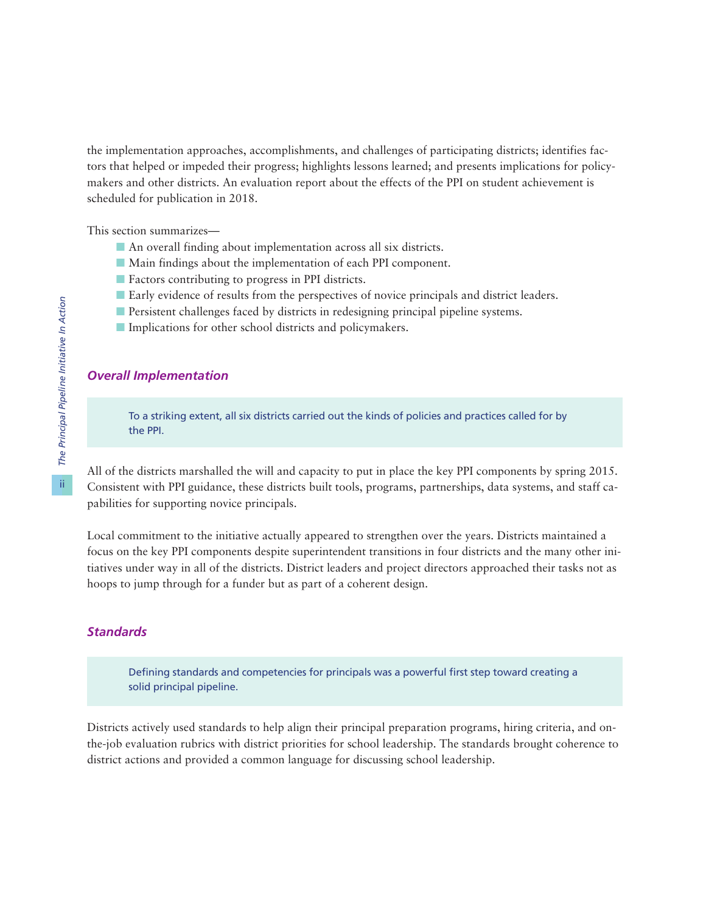the implementation approaches, accomplishments, and challenges of participating districts; identifies factors that helped or impeded their progress; highlights lessons learned; and presents implications for policymakers and other districts. An evaluation report about the effects of the PPI on student achievement is scheduled for publication in 2018.

This section summarizes—

- An overall finding about implementation across all six districts.
- Main findings about the implementation of each PPI component.
- Factors contributing to progress in PPI districts.
- Early evidence of results from the perspectives of novice principals and district leaders.
- Persistent challenges faced by districts in redesigning principal pipeline systems.
- Implications for other school districts and policymakers.

### *Overall Implementation*

> To a striking extent, all six districts carried out the kinds of policies and practices called for by the PPI.

All of the districts marshalled the will and capacity to put in place the key PPI components by spring 2015. Consistent with PPI guidance, these districts built tools, programs, partnerships, data systems, and staff capabilities for supporting novice principals.

Local commitment to the initiative actually appeared to strengthen over the years. Districts maintained a focus on the key PPI components despite superintendent transitions in four districts and the many other initiatives under way in all of the districts. District leaders and project directors approached their tasks not as hoops to jump through for a funder but as part of a coherent design.

### *Standards*

> Defining standards and competencies for principals was a powerful first step toward creating a solid principal pipeline.

Districts actively used standards to help align their principal preparation programs, hiring criteria, and on-the-job evaluation rubrics with district priorities for school leadership. The standards brought coherence to district actions and provided a common language for discussing school leadership.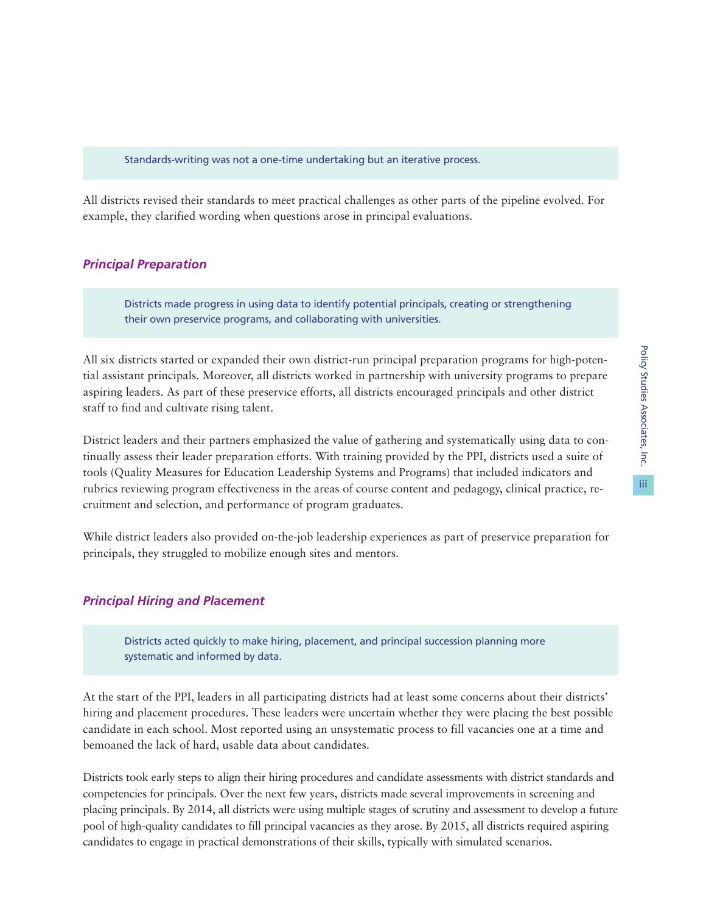Standards-writing was not a one-time undertaking but an iterative process.

All districts revised their standards to meet practical challenges as other parts of the pipeline evolved. For example, they clarified wording when questions arose in principal evaluations.

### *Principal Preparation*

Districts made progress in using data to identify potential principals, creating or strengthening their own preservice programs, and collaborating with universities.

All six districts started or expanded their own district-run principal preparation programs for high-potential assistant principals. Moreover, all districts worked in partnership with university programs to prepare aspiring leaders. As part of these preservice efforts, all districts encouraged principals and other district staff to find and cultivate rising talent.

District leaders and their partners emphasized the value of gathering and systematically using data to continually assess their leader preparation efforts. With training provided by the PPI, districts used a suite of tools (Quality Measures for Education Leadership Systems and Programs) that included indicators and rubrics reviewing program effectiveness in the areas of course content and pedagogy, clinical practice, recruitment and selection, and performance of program graduates.

While district leaders also provided on-the-job leadership experiences as part of preservice preparation for principals, they struggled to mobilize enough sites and mentors.

### *Principal Hiring and Placement*

Districts acted quickly to make hiring, placement, and principal succession planning more systematic and informed by data.

At the start of the PPI, leaders in all participating districts had at least some concerns about their districts' hiring and placement procedures. These leaders were uncertain whether they were placing the best possible candidate in each school. Most reported using an unsystematic process to fill vacancies one at a time and bemoaned the lack of hard, usable data about candidates.

Districts took early steps to align their hiring procedures and candidate assessments with district standards and competencies for principals. Over the next few years, districts made several improvements in screening and placing principals. By 2014, all districts were using multiple stages of scrutiny and assessment to develop a future pool of high-quality candidates to fill principal vacancies as they arose. By 2015, all districts required aspiring candidates to engage in practical demonstrations of their skills, typically with simulated scenarios.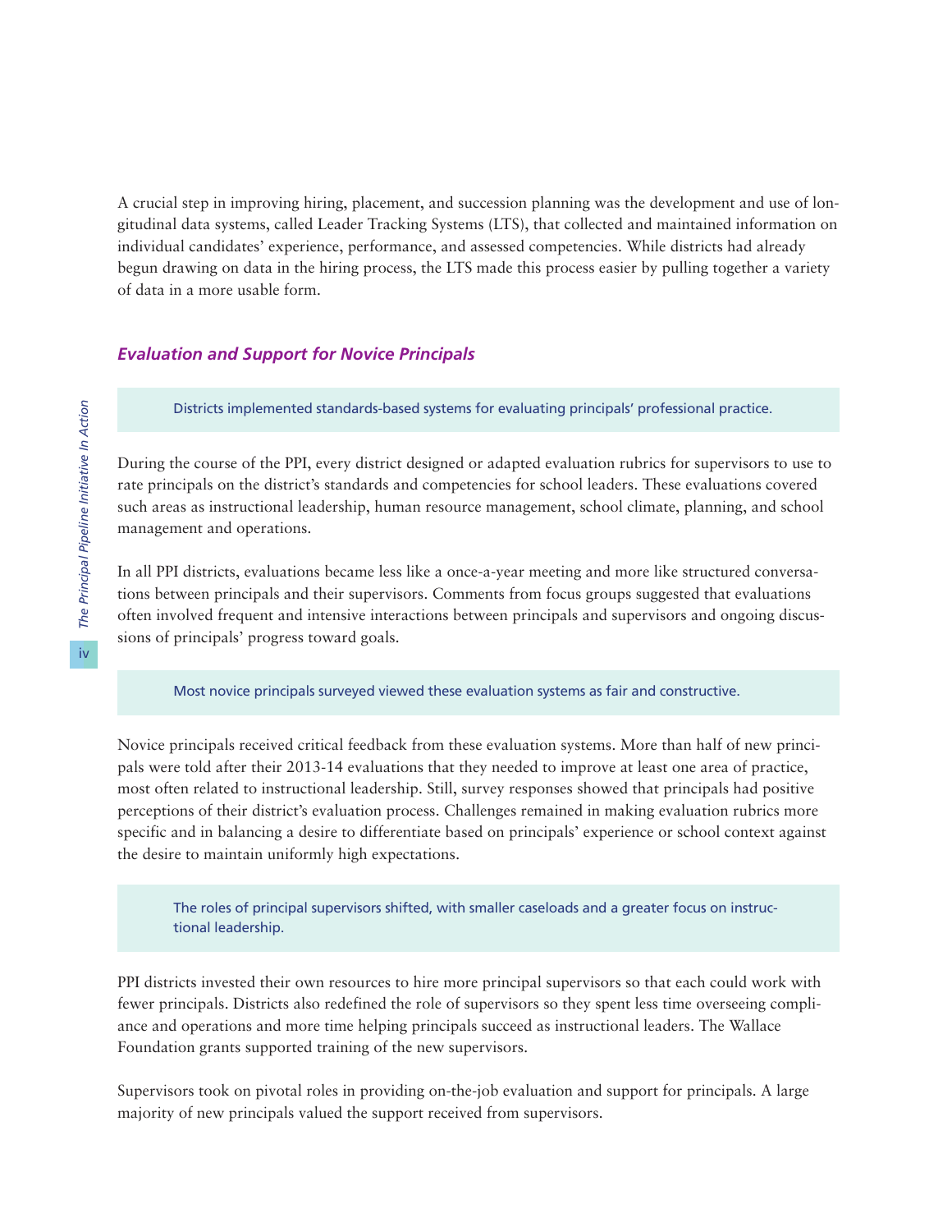A crucial step in improving hiring, placement, and succession planning was the development and use of longitudinal data systems, called Leader Tracking Systems (LTS), that collected and maintained information on individual candidates' experience, performance, and assessed competencies. While districts had already begun drawing on data in the hiring process, the LTS made this process easier by pulling together a variety of data in a more usable form.

### *Evaluation and Support for Novice Principals*

> Districts implemented standards-based systems for evaluating principals' professional practice.

During the course of the PPI, every district designed or adapted evaluation rubrics for supervisors to use to rate principals on the district's standards and competencies for school leaders. These evaluations covered such areas as instructional leadership, human resource management, school climate, planning, and school management and operations.

In all PPI districts, evaluations became less like a once-a-year meeting and more like structured conversations between principals and their supervisors. Comments from focus groups suggested that evaluations often involved frequent and intensive interactions between principals and supervisors and ongoing discussions of principals' progress toward goals.

> Most novice principals surveyed viewed these evaluation systems as fair and constructive.

Novice principals received critical feedback from these evaluation systems. More than half of new principals were told after their 2013-14 evaluations that they needed to improve at least one area of practice, most often related to instructional leadership. Still, survey responses showed that principals had positive perceptions of their district's evaluation process. Challenges remained in making evaluation rubrics more specific and in balancing a desire to differentiate based on principals' experience or school context against the desire to maintain uniformly high expectations.

> The roles of principal supervisors shifted, with smaller caseloads and a greater focus on instructional leadership.

PPI districts invested their own resources to hire more principal supervisors so that each could work with fewer principals. Districts also redefined the role of supervisors so they spent less time overseeing compliance and operations and more time helping principals succeed as instructional leaders. The Wallace Foundation grants supported training of the new supervisors.

Supervisors took on pivotal roles in providing on-the-job evaluation and support for principals. A large majority of new principals valued the support received from supervisors.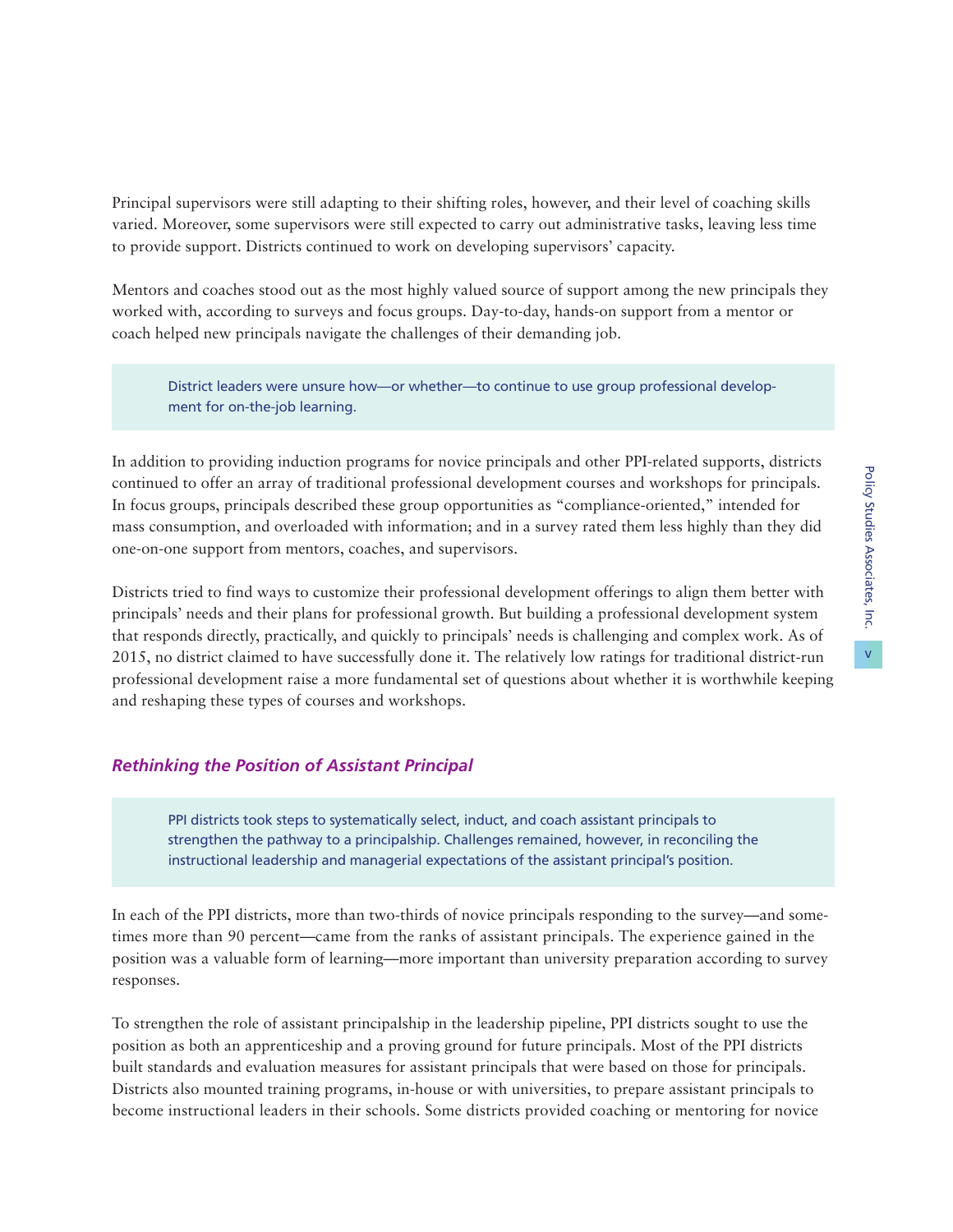Principal supervisors were still adapting to their shifting roles, however, and their level of coaching skills varied. Moreover, some supervisors were still expected to carry out administrative tasks, leaving less time to provide support. Districts continued to work on developing supervisors' capacity.

Mentors and coaches stood out as the most highly valued source of support among the new principals they worked with, according to surveys and focus groups. Day-to-day, hands-on support from a mentor or coach helped new principals navigate the challenges of their demanding job.

> District leaders were unsure how—or whether—to continue to use group professional development for on-the-job learning.

In addition to providing induction programs for novice principals and other PPI-related supports, districts continued to offer an array of traditional professional development courses and workshops for principals. In focus groups, principals described these group opportunities as "compliance-oriented," intended for mass consumption, and overloaded with information; and in a survey rated them less highly than they did one-on-one support from mentors, coaches, and supervisors.

Districts tried to find ways to customize their professional development offerings to align them better with principals' needs and their plans for professional growth. But building a professional development system that responds directly, practically, and quickly to principals' needs is challenging and complex work. As of 2015, no district claimed to have successfully done it. The relatively low ratings for traditional district-run professional development raise a more fundamental set of questions about whether it is worthwhile keeping and reshaping these types of courses and workshops.

### *Rethinking the Position of Assistant Principal*

> PPI districts took steps to systematically select, induct, and coach assistant principals to strengthen the pathway to a principalship. Challenges remained, however, in reconciling the instructional leadership and managerial expectations of the assistant principal's position.

In each of the PPI districts, more than two-thirds of novice principals responding to the survey—and sometimes more than 90 percent—came from the ranks of assistant principals. The experience gained in the position was a valuable form of learning—more important than university preparation according to survey responses.

To strengthen the role of assistant principalship in the leadership pipeline, PPI districts sought to use the position as both an apprenticeship and a proving ground for future principals. Most of the PPI districts built standards and evaluation measures for assistant principals that were based on those for principals. Districts also mounted training programs, in-house or with universities, to prepare assistant principals to become instructional leaders in their schools. Some districts provided coaching or mentoring for novice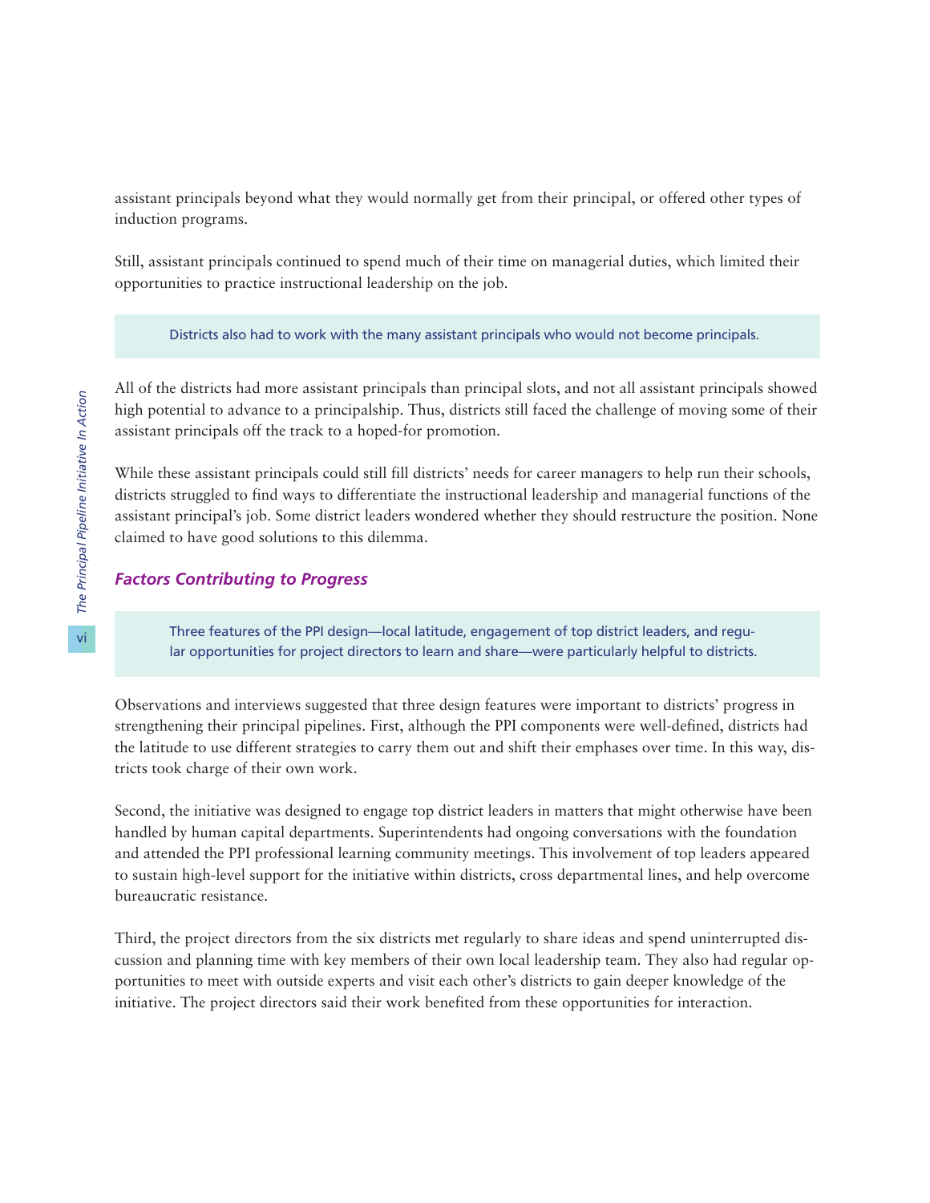assistant principals beyond what they would normally get from their principal, or offered other types of induction programs.

Still, assistant principals continued to spend much of their time on managerial duties, which limited their opportunities to practice instructional leadership on the job.

> Districts also had to work with the many assistant principals who would not become principals.

All of the districts had more assistant principals than principal slots, and not all assistant principals showed high potential to advance to a principalship. Thus, districts still faced the challenge of moving some of their assistant principals off the track to a hoped-for promotion.

While these assistant principals could still fill districts' needs for career managers to help run their schools, districts struggled to find ways to differentiate the instructional leadership and managerial functions of the assistant principal's job. Some district leaders wondered whether they should restructure the position. None claimed to have good solutions to this dilemma.

### *Factors Contributing to Progress*

> Three features of the PPI design—local latitude, engagement of top district leaders, and regular opportunities for project directors to learn and share—were particularly helpful to districts.

Observations and interviews suggested that three design features were important to districts' progress in strengthening their principal pipelines. First, although the PPI components were well-defined, districts had the latitude to use different strategies to carry them out and shift their emphases over time. In this way, districts took charge of their own work.

Second, the initiative was designed to engage top district leaders in matters that might otherwise have been handled by human capital departments. Superintendents had ongoing conversations with the foundation and attended the PPI professional learning community meetings. This involvement of top leaders appeared to sustain high-level support for the initiative within districts, cross departmental lines, and help overcome bureaucratic resistance.

Third, the project directors from the six districts met regularly to share ideas and spend uninterrupted discussion and planning time with key members of their own local leadership team. They also had regular opportunities to meet with outside experts and visit each other's districts to gain deeper knowledge of the initiative. The project directors said their work benefited from these opportunities for interaction.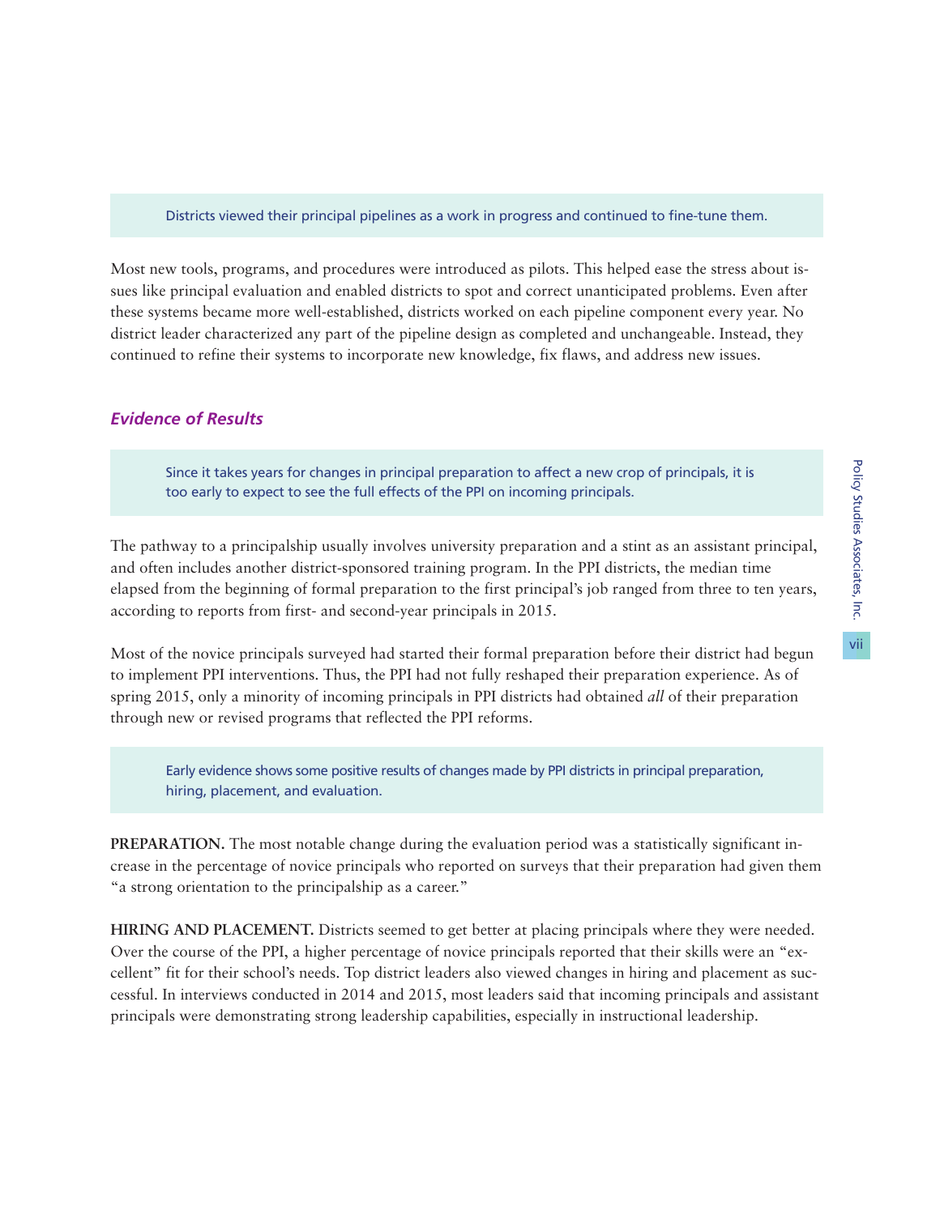Districts viewed their principal pipelines as a work in progress and continued to fine-tune them.

Most new tools, programs, and procedures were introduced as pilots. This helped ease the stress about issues like principal evaluation and enabled districts to spot and correct unanticipated problems. Even after these systems became more well-established, districts worked on each pipeline component every year. No district leader characterized any part of the pipeline design as completed and unchangeable. Instead, they continued to refine their systems to incorporate new knowledge, fix flaws, and address new issues.

### *Evidence of Results*

Since it takes years for changes in principal preparation to affect a new crop of principals, it is too early to expect to see the full effects of the PPI on incoming principals.

The pathway to a principalship usually involves university preparation and a stint as an assistant principal, and often includes another district-sponsored training program. In the PPI districts, the median time elapsed from the beginning of formal preparation to the first principal's job ranged from three to ten years, according to reports from first- and second-year principals in 2015.

Most of the novice principals surveyed had started their formal preparation before their district had begun to implement PPI interventions. Thus, the PPI had not fully reshaped their preparation experience. As of spring 2015, only a minority of incoming principals in PPI districts had obtained *all* of their preparation through new or revised programs that reflected the PPI reforms.

Early evidence shows some positive results of changes made by PPI districts in principal preparation, hiring, placement, and evaluation.

**PREPARATION.** The most notable change during the evaluation period was a statistically significant increase in the percentage of novice principals who reported on surveys that their preparation had given them "a strong orientation to the principalship as a career."

**HIRING AND PLACEMENT.** Districts seemed to get better at placing principals where they were needed. Over the course of the PPI, a higher percentage of novice principals reported that their skills were an "excellent" fit for their school's needs. Top district leaders also viewed changes in hiring and placement as successful. In interviews conducted in 2014 and 2015, most leaders said that incoming principals and assistant principals were demonstrating strong leadership capabilities, especially in instructional leadership.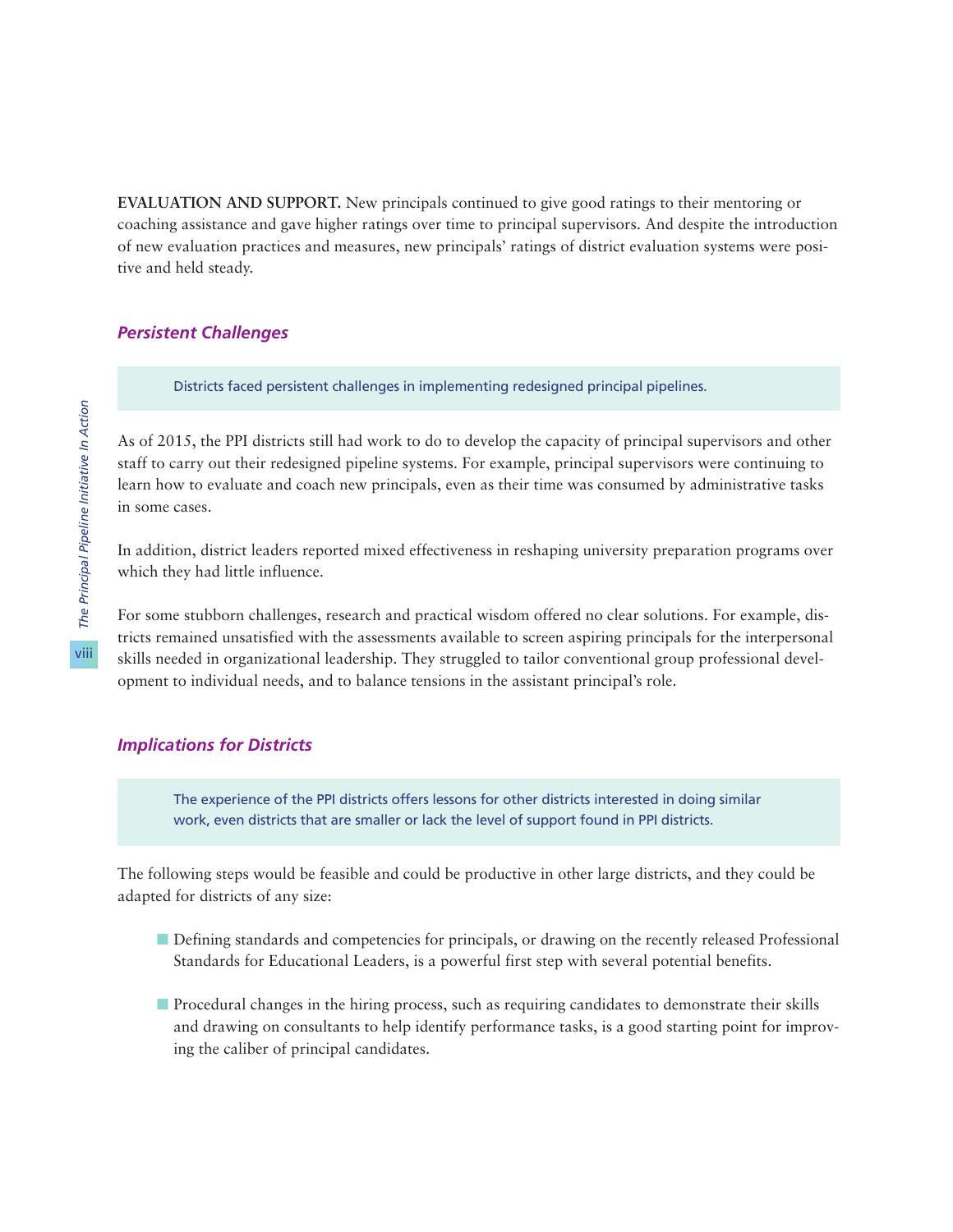**EVALUATION AND SUPPORT.** New principals continued to give good ratings to their mentoring or coaching assistance and gave higher ratings over time to principal supervisors. And despite the introduction of new evaluation practices and measures, new principals' ratings of district evaluation systems were positive and held steady.

### *Persistent Challenges*

> Districts faced persistent challenges in implementing redesigned principal pipelines.

As of 2015, the PPI districts still had work to do to develop the capacity of principal supervisors and other staff to carry out their redesigned pipeline systems. For example, principal supervisors were continuing to learn how to evaluate and coach new principals, even as their time was consumed by administrative tasks in some cases.

In addition, district leaders reported mixed effectiveness in reshaping university preparation programs over which they had little influence.

For some stubborn challenges, research and practical wisdom offered no clear solutions. For example, districts remained unsatisfied with the assessments available to screen aspiring principals for the interpersonal skills needed in organizational leadership. They struggled to tailor conventional group professional development to individual needs, and to balance tensions in the assistant principal's role.

### *Implications for Districts*

> The experience of the PPI districts offers lessons for other districts interested in doing similar work, even districts that are smaller or lack the level of support found in PPI districts.

The following steps would be feasible and could be productive in other large districts, and they could be adapted for districts of any size:

- Defining standards and competencies for principals, or drawing on the recently released Professional Standards for Educational Leaders, is a powerful first step with several potential benefits.
- Procedural changes in the hiring process, such as requiring candidates to demonstrate their skills and drawing on consultants to help identify performance tasks, is a good starting point for improving the caliber of principal candidates.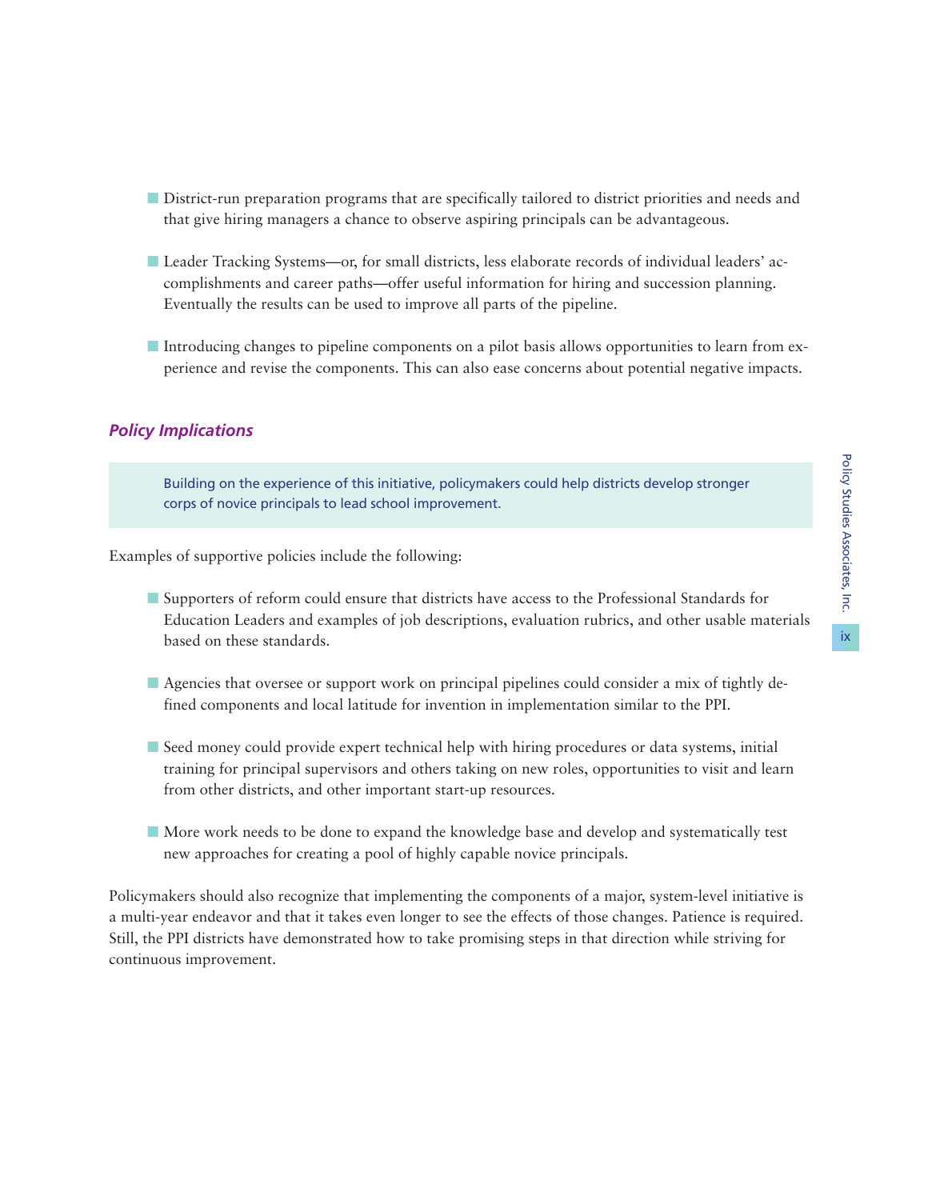- District-run preparation programs that are specifically tailored to district priorities and needs and that give hiring managers a chance to observe aspiring principals can be advantageous.

- Leader Tracking Systems—or, for small districts, less elaborate records of individual leaders' accomplishments and career paths—offer useful information for hiring and succession planning. Eventually the results can be used to improve all parts of the pipeline.

- Introducing changes to pipeline components on a pilot basis allows opportunities to learn from experience and revise the components. This can also ease concerns about potential negative impacts.

### *Policy Implications*

> Building on the experience of this initiative, policymakers could help districts develop stronger corps of novice principals to lead school improvement.

Examples of supportive policies include the following:

- Supporters of reform could ensure that districts have access to the Professional Standards for Education Leaders and examples of job descriptions, evaluation rubrics, and other usable materials based on these standards.

- Agencies that oversee or support work on principal pipelines could consider a mix of tightly defined components and local latitude for invention in implementation similar to the PPI.

- Seed money could provide expert technical help with hiring procedures or data systems, initial training for principal supervisors and others taking on new roles, opportunities to visit and learn from other districts, and other important start-up resources.

- More work needs to be done to expand the knowledge base and develop and systematically test new approaches for creating a pool of highly capable novice principals.

Policymakers should also recognize that implementing the components of a major, system-level initiative is a multi-year endeavor and that it takes even longer to see the effects of those changes. Patience is required. Still, the PPI districts have demonstrated how to take promising steps in that direction while striving for continuous improvement.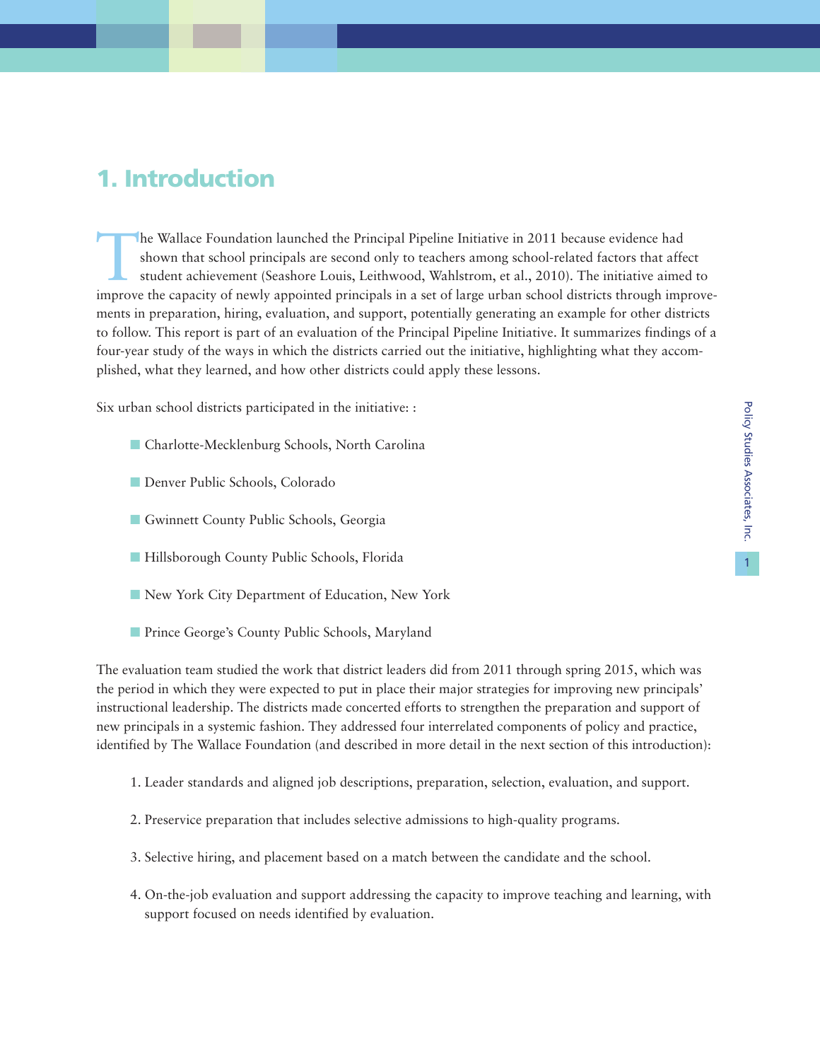# 1. Introduction

The Wallace Foundation launched the Principal Pipeline Initiative in 2011 because evidence had shown that school principals are second only to teachers among school-related factors that affect student achievement (Seashore Louis, Leithwood, Wahlstrom, et al., 2010). The initiative aimed to improve the capacity of newly appointed principals in a set of large urban school districts through improvements in preparation, hiring, evaluation, and support, potentially generating an example for other districts to follow. This report is part of an evaluation of the Principal Pipeline Initiative. It summarizes findings of a four-year study of the ways in which the districts carried out the initiative, highlighting what they accomplished, what they learned, and how other districts could apply these lessons.

Six urban school districts participated in the initiative: :

- Charlotte-Mecklenburg Schools, North Carolina
- Denver Public Schools, Colorado
- Gwinnett County Public Schools, Georgia
- Hillsborough County Public Schools, Florida
- New York City Department of Education, New York
- Prince George's County Public Schools, Maryland

The evaluation team studied the work that district leaders did from 2011 through spring 2015, which was the period in which they were expected to put in place their major strategies for improving new principals' instructional leadership. The districts made concerted efforts to strengthen the preparation and support of new principals in a systemic fashion. They addressed four interrelated components of policy and practice, identified by The Wallace Foundation (and described in more detail in the next section of this introduction):

1. Leader standards and aligned job descriptions, preparation, selection, evaluation, and support.
2. Preservice preparation that includes selective admissions to high-quality programs.
3. Selective hiring, and placement based on a match between the candidate and the school.
4. On-the-job evaluation and support addressing the capacity to improve teaching and learning, with support focused on needs identified by evaluation.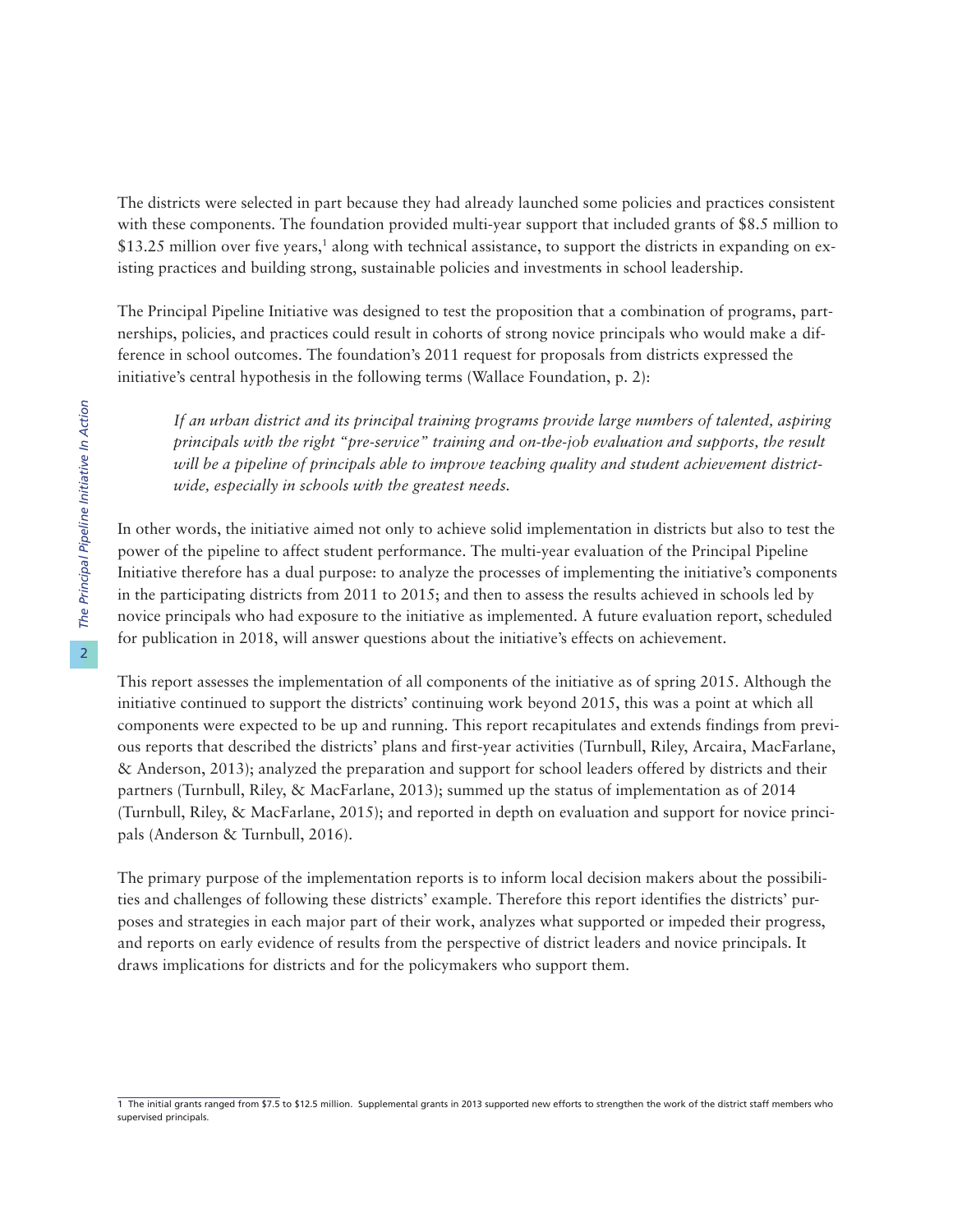The districts were selected in part because they had already launched some policies and practices consistent with these components. The foundation provided multi-year support that included grants of $8.5 million to $13.25 million over five years,[1] along with technical assistance, to support the districts in expanding on existing practices and building strong, sustainable policies and investments in school leadership.

The Principal Pipeline Initiative was designed to test the proposition that a combination of programs, partnerships, policies, and practices could result in cohorts of strong novice principals who would make a difference in school outcomes. The foundation's 2011 request for proposals from districts expressed the initiative's central hypothesis in the following terms (Wallace Foundation, p. 2):

> *If an urban district and its principal training programs provide large numbers of talented, aspiring principals with the right "pre-service" training and on-the-job evaluation and supports, the result will be a pipeline of principals able to improve teaching quality and student achievement district-wide, especially in schools with the greatest needs.*

In other words, the initiative aimed not only to achieve solid implementation in districts but also to test the power of the pipeline to affect student performance. The multi-year evaluation of the Principal Pipeline Initiative therefore has a dual purpose: to analyze the processes of implementing the initiative's components in the participating districts from 2011 to 2015; and then to assess the results achieved in schools led by novice principals who had exposure to the initiative as implemented. A future evaluation report, scheduled for publication in 2018, will answer questions about the initiative's effects on achievement.

This report assesses the implementation of all components of the initiative as of spring 2015. Although the initiative continued to support the districts' continuing work beyond 2015, this was a point at which all components were expected to be up and running. This report recapitulates and extends findings from previous reports that described the districts' plans and first-year activities (Turnbull, Riley, Arcaira, MacFarlane, & Anderson, 2013); analyzed the preparation and support for school leaders offered by districts and their partners (Turnbull, Riley, & MacFarlane, 2013); summed up the status of implementation as of 2014 (Turnbull, Riley, & MacFarlane, 2015); and reported in depth on evaluation and support for novice principals (Anderson & Turnbull, 2016).

The primary purpose of the implementation reports is to inform local decision makers about the possibilities and challenges of following these districts' example. Therefore this report identifies the districts' purposes and strategies in each major part of their work, analyzes what supported or impeded their progress, and reports on early evidence of results from the perspective of district leaders and novice principals. It draws implications for districts and for the policymakers who support them.

---

[1] The initial grants ranged from $7.5 to $12.5 million. Supplemental grants in 2013 supported new efforts to strengthen the work of the district staff members who supervised principals.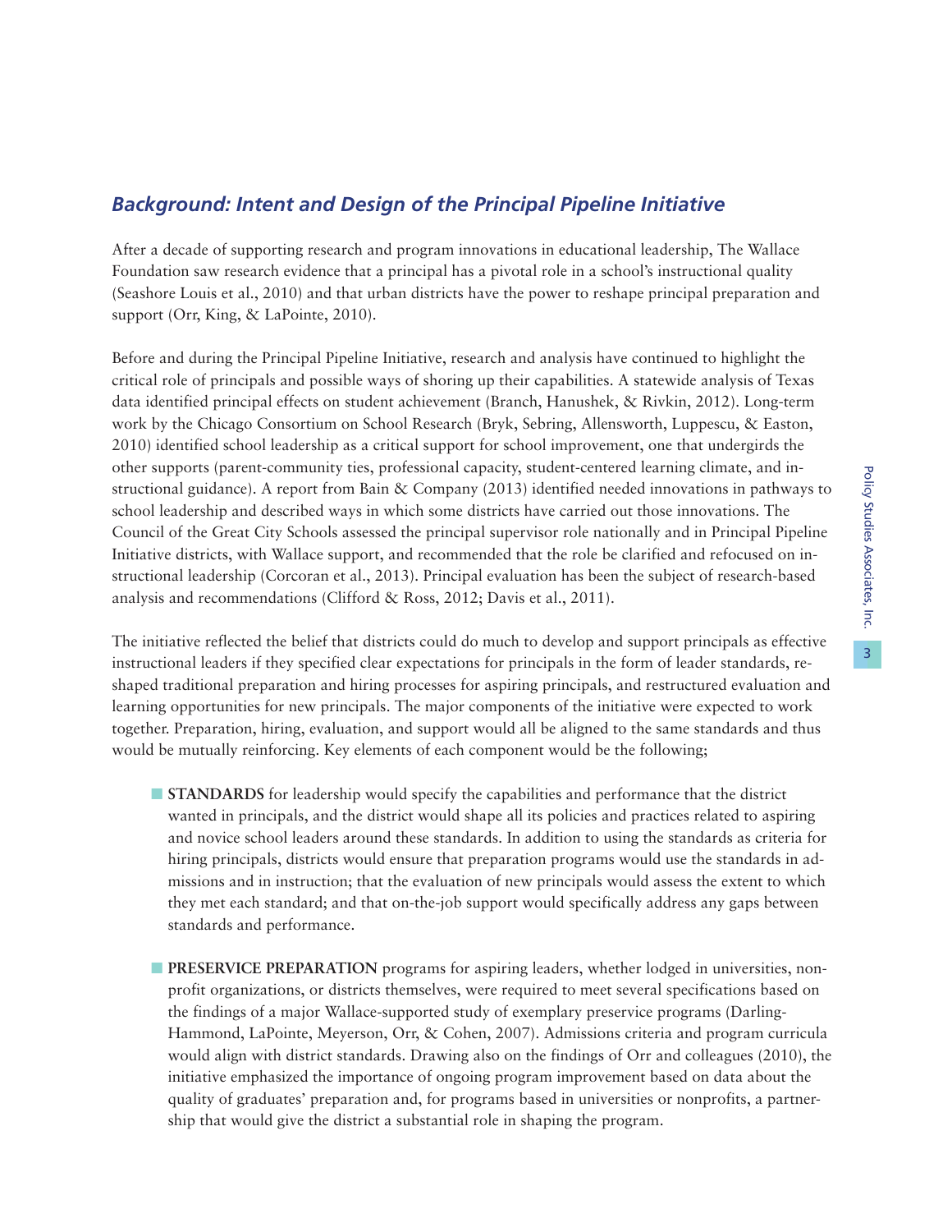## *Background: Intent and Design of the Principal Pipeline Initiative*

After a decade of supporting research and program innovations in educational leadership, The Wallace Foundation saw research evidence that a principal has a pivotal role in a school's instructional quality (Seashore Louis et al., 2010) and that urban districts have the power to reshape principal preparation and support (Orr, King, & LaPointe, 2010).

Before and during the Principal Pipeline Initiative, research and analysis have continued to highlight the critical role of principals and possible ways of shoring up their capabilities. A statewide analysis of Texas data identified principal effects on student achievement (Branch, Hanushek, & Rivkin, 2012). Long-term work by the Chicago Consortium on School Research (Bryk, Sebring, Allensworth, Luppescu, & Easton, 2010) identified school leadership as a critical support for school improvement, one that undergirds the other supports (parent-community ties, professional capacity, student-centered learning climate, and instructional guidance). A report from Bain & Company (2013) identified needed innovations in pathways to school leadership and described ways in which some districts have carried out those innovations. The Council of the Great City Schools assessed the principal supervisor role nationally and in Principal Pipeline Initiative districts, with Wallace support, and recommended that the role be clarified and refocused on instructional leadership (Corcoran et al., 2013). Principal evaluation has been the subject of research-based analysis and recommendations (Clifford & Ross, 2012; Davis et al., 2011).

The initiative reflected the belief that districts could do much to develop and support principals as effective instructional leaders if they specified clear expectations for principals in the form of leader standards, reshaped traditional preparation and hiring processes for aspiring principals, and restructured evaluation and learning opportunities for new principals. The major components of the initiative were expected to work together. Preparation, hiring, evaluation, and support would all be aligned to the same standards and thus would be mutually reinforcing. Key elements of each component would be the following;

- **STANDARDS** for leadership would specify the capabilities and performance that the district wanted in principals, and the district would shape all its policies and practices related to aspiring and novice school leaders around these standards. In addition to using the standards as criteria for hiring principals, districts would ensure that preparation programs would use the standards in admissions and in instruction; that the evaluation of new principals would assess the extent to which they met each standard; and that on-the-job support would specifically address any gaps between standards and performance.

- **PRESERVICE PREPARATION** programs for aspiring leaders, whether lodged in universities, nonprofit organizations, or districts themselves, were required to meet several specifications based on the findings of a major Wallace-supported study of exemplary preservice programs (Darling-Hammond, LaPointe, Meyerson, Orr, & Cohen, 2007). Admissions criteria and program curricula would align with district standards. Drawing also on the findings of Orr and colleagues (2010), the initiative emphasized the importance of ongoing program improvement based on data about the quality of graduates' preparation and, for programs based in universities or nonprofits, a partnership that would give the district a substantial role in shaping the program.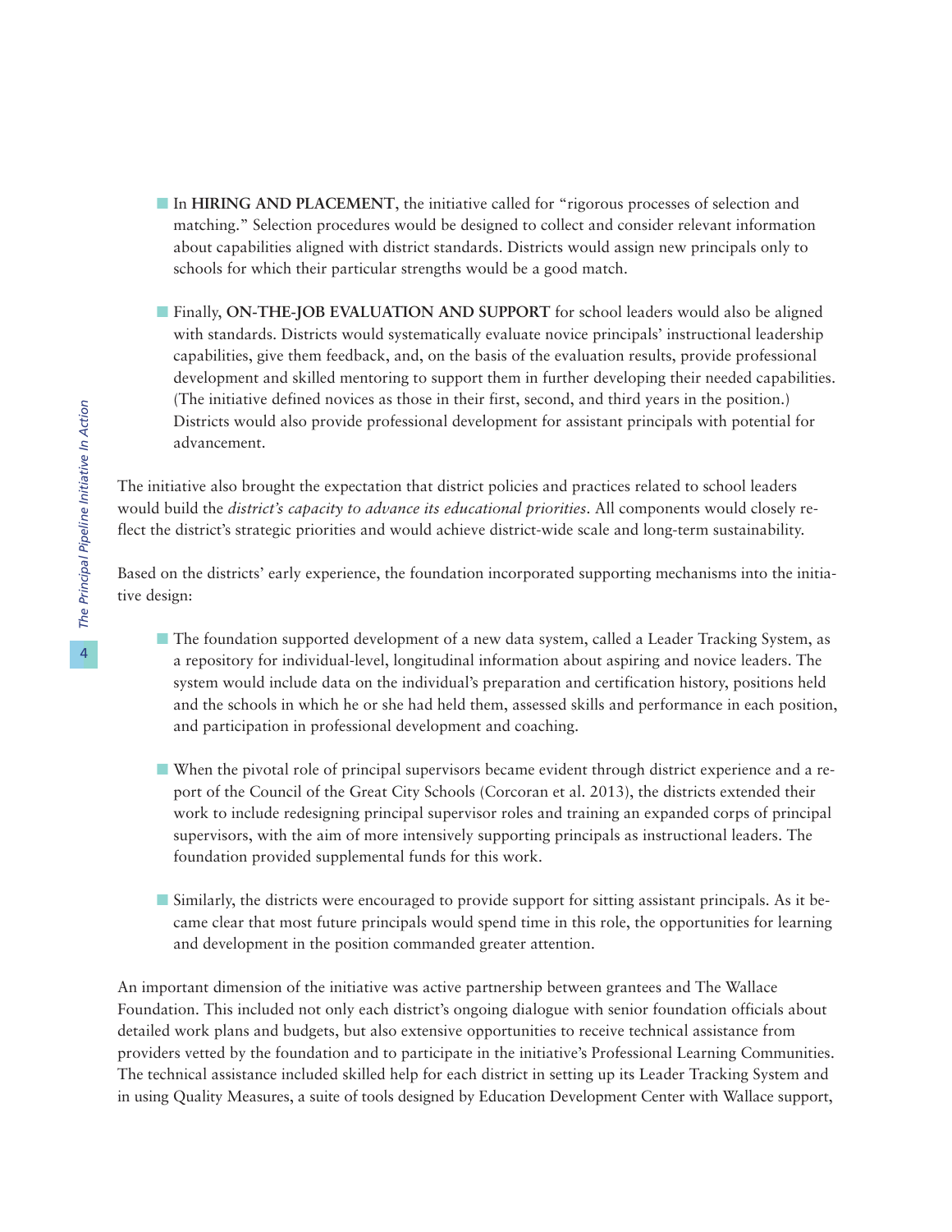- In **HIRING AND PLACEMENT**, the initiative called for "rigorous processes of selection and matching." Selection procedures would be designed to collect and consider relevant information about capabilities aligned with district standards. Districts would assign new principals only to schools for which their particular strengths would be a good match.

- Finally, **ON-THE-JOB EVALUATION AND SUPPORT** for school leaders would also be aligned with standards. Districts would systematically evaluate novice principals' instructional leadership capabilities, give them feedback, and, on the basis of the evaluation results, provide professional development and skilled mentoring to support them in further developing their needed capabilities. (The initiative defined novices as those in their first, second, and third years in the position.) Districts would also provide professional development for assistant principals with potential for advancement.

The initiative also brought the expectation that district policies and practices related to school leaders would build the *district's capacity to advance its educational priorities*. All components would closely reflect the district's strategic priorities and would achieve district-wide scale and long-term sustainability.

Based on the districts' early experience, the foundation incorporated supporting mechanisms into the initiative design:

- The foundation supported development of a new data system, called a Leader Tracking System, as a repository for individual-level, longitudinal information about aspiring and novice leaders. The system would include data on the individual's preparation and certification history, positions held and the schools in which he or she had held them, assessed skills and performance in each position, and participation in professional development and coaching.

- When the pivotal role of principal supervisors became evident through district experience and a report of the Council of the Great City Schools (Corcoran et al. 2013), the districts extended their work to include redesigning principal supervisor roles and training an expanded corps of principal supervisors, with the aim of more intensively supporting principals as instructional leaders. The foundation provided supplemental funds for this work.

- Similarly, the districts were encouraged to provide support for sitting assistant principals. As it became clear that most future principals would spend time in this role, the opportunities for learning and development in the position commanded greater attention.

An important dimension of the initiative was active partnership between grantees and The Wallace Foundation. This included not only each district's ongoing dialogue with senior foundation officials about detailed work plans and budgets, but also extensive opportunities to receive technical assistance from providers vetted by the foundation and to participate in the initiative's Professional Learning Communities. The technical assistance included skilled help for each district in setting up its Leader Tracking System and in using Quality Measures, a suite of tools designed by Education Development Center with Wallace support,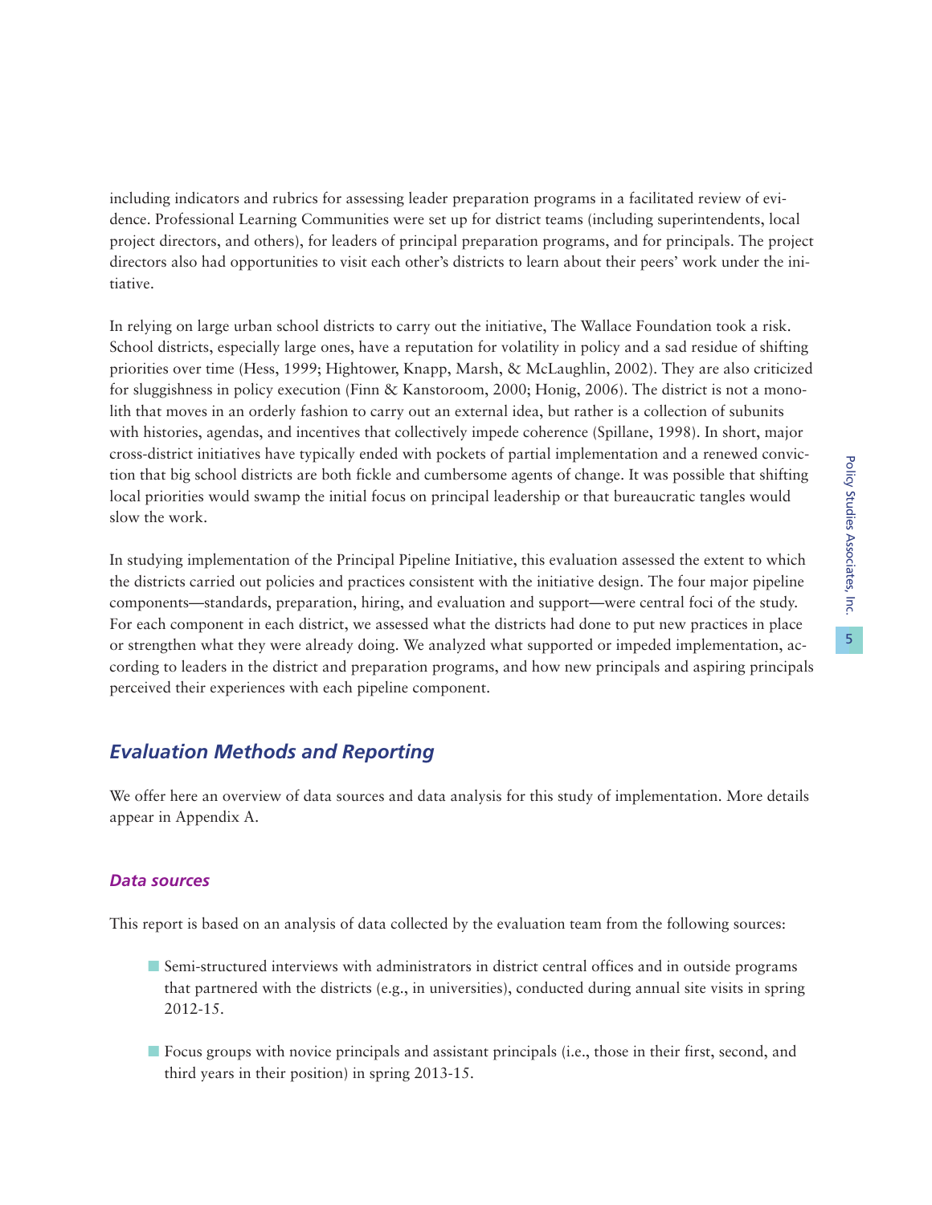including indicators and rubrics for assessing leader preparation programs in a facilitated review of evidence. Professional Learning Communities were set up for district teams (including superintendents, local project directors, and others), for leaders of principal preparation programs, and for principals. The project directors also had opportunities to visit each other's districts to learn about their peers' work under the initiative.

In relying on large urban school districts to carry out the initiative, The Wallace Foundation took a risk. School districts, especially large ones, have a reputation for volatility in policy and a sad residue of shifting priorities over time (Hess, 1999; Hightower, Knapp, Marsh, & McLaughlin, 2002). They are also criticized for sluggishness in policy execution (Finn & Kanstoroom, 2000; Honig, 2006). The district is not a monolith that moves in an orderly fashion to carry out an external idea, but rather is a collection of subunits with histories, agendas, and incentives that collectively impede coherence (Spillane, 1998). In short, major cross-district initiatives have typically ended with pockets of partial implementation and a renewed conviction that big school districts are both fickle and cumbersome agents of change. It was possible that shifting local priorities would swamp the initial focus on principal leadership or that bureaucratic tangles would slow the work.

In studying implementation of the Principal Pipeline Initiative, this evaluation assessed the extent to which the districts carried out policies and practices consistent with the initiative design. The four major pipeline components—standards, preparation, hiring, and evaluation and support—were central foci of the study. For each component in each district, we assessed what the districts had done to put new practices in place or strengthen what they were already doing. We analyzed what supported or impeded implementation, according to leaders in the district and preparation programs, and how new principals and aspiring principals perceived their experiences with each pipeline component.

## *Evaluation Methods and Reporting*

We offer here an overview of data sources and data analysis for this study of implementation. More details appear in Appendix A.

### *Data sources*

This report is based on an analysis of data collected by the evaluation team from the following sources:

- Semi-structured interviews with administrators in district central offices and in outside programs that partnered with the districts (e.g., in universities), conducted during annual site visits in spring 2012-15.
- Focus groups with novice principals and assistant principals (i.e., those in their first, second, and third years in their position) in spring 2013-15.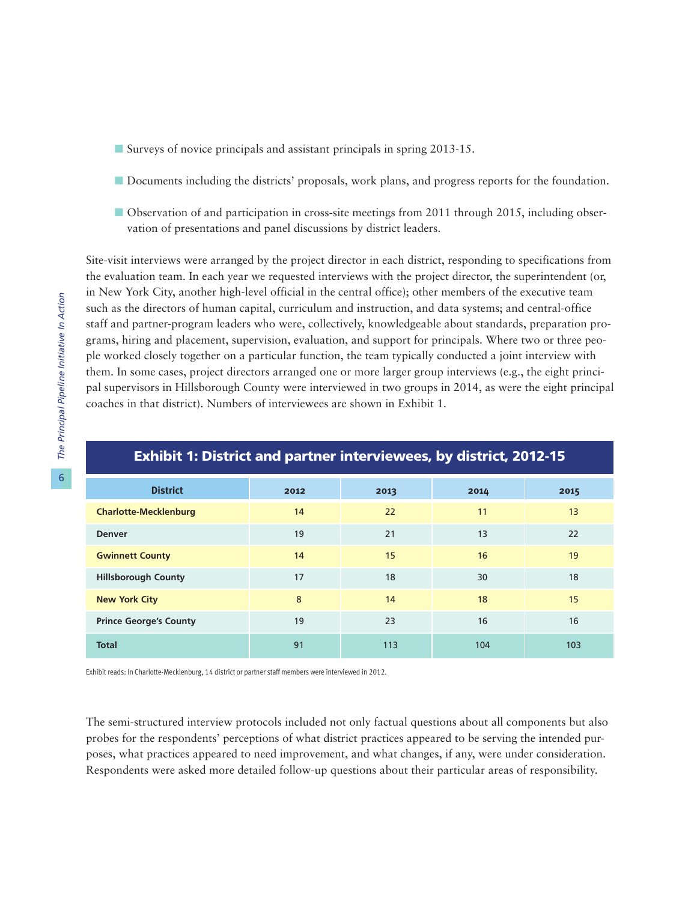- Surveys of novice principals and assistant principals in spring 2013-15.
- Documents including the districts' proposals, work plans, and progress reports for the foundation.
- Observation of and participation in cross-site meetings from 2011 through 2015, including observation of presentations and panel discussions by district leaders.

Site-visit interviews were arranged by the project director in each district, responding to specifications from the evaluation team. In each year we requested interviews with the project director, the superintendent (or, in New York City, another high-level official in the central office); other members of the executive team such as the directors of human capital, curriculum and instruction, and data systems; and central-office staff and partner-program leaders who were, collectively, knowledgeable about standards, preparation programs, hiring and placement, supervision, evaluation, and support for principals. Where two or three people worked closely together on a particular function, the team typically conducted a joint interview with them. In some cases, project directors arranged one or more larger group interviews (e.g., the eight principal supervisors in Hillsborough County were interviewed in two groups in 2014, as were the eight principal coaches in that district). Numbers of interviewees are shown in Exhibit 1.

**Exhibit 1: District and partner interviewees, by district, 2012-15**

| District | 2012 | 2013 | 2014 | 2015 |
|---|---|---|---|---|
| Charlotte-Mecklenburg | 14 | 22 | 11 | 13 |
| Denver | 19 | 21 | 13 | 22 |
| Gwinnett County | 14 | 15 | 16 | 19 |
| Hillsborough County | 17 | 18 | 30 | 18 |
| New York City | 8 | 14 | 18 | 15 |
| Prince George's County | 19 | 23 | 16 | 16 |
| Total | 91 | 113 | 104 | 103 |

Exhibit reads: In Charlotte-Mecklenburg, 14 district or partner staff members were interviewed in 2012.

The semi-structured interview protocols included not only factual questions about all components but also probes for the respondents' perceptions of what district practices appeared to be serving the intended purposes, what practices appeared to need improvement, and what changes, if any, were under consideration. Respondents were asked more detailed follow-up questions about their particular areas of responsibility.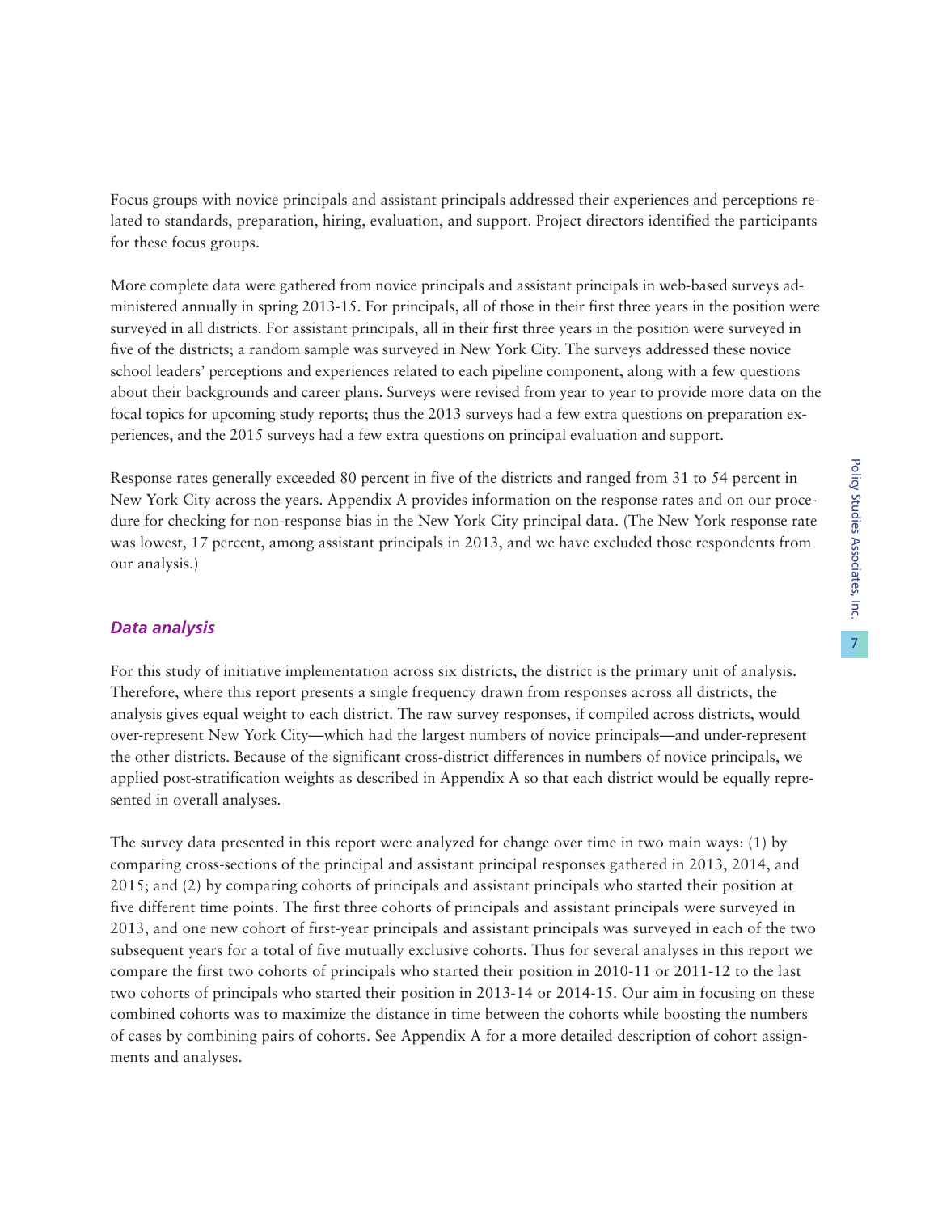Focus groups with novice principals and assistant principals addressed their experiences and perceptions related to standards, preparation, hiring, evaluation, and support. Project directors identified the participants for these focus groups.

More complete data were gathered from novice principals and assistant principals in web-based surveys administered annually in spring 2013-15. For principals, all of those in their first three years in the position were surveyed in all districts. For assistant principals, all in their first three years in the position were surveyed in five of the districts; a random sample was surveyed in New York City. The surveys addressed these novice school leaders' perceptions and experiences related to each pipeline component, along with a few questions about their backgrounds and career plans. Surveys were revised from year to year to provide more data on the focal topics for upcoming study reports; thus the 2013 surveys had a few extra questions on preparation experiences, and the 2015 surveys had a few extra questions on principal evaluation and support.

Response rates generally exceeded 80 percent in five of the districts and ranged from 31 to 54 percent in New York City across the years. Appendix A provides information on the response rates and on our procedure for checking for non-response bias in the New York City principal data. (The New York response rate was lowest, 17 percent, among assistant principals in 2013, and we have excluded those respondents from our analysis.)

### *Data analysis*

For this study of initiative implementation across six districts, the district is the primary unit of analysis. Therefore, where this report presents a single frequency drawn from responses across all districts, the analysis gives equal weight to each district. The raw survey responses, if compiled across districts, would over-represent New York City—which had the largest numbers of novice principals—and under-represent the other districts. Because of the significant cross-district differences in numbers of novice principals, we applied post-stratification weights as described in Appendix A so that each district would be equally represented in overall analyses.

The survey data presented in this report were analyzed for change over time in two main ways: (1) by comparing cross-sections of the principal and assistant principal responses gathered in 2013, 2014, and 2015; and (2) by comparing cohorts of principals and assistant principals who started their position at five different time points. The first three cohorts of principals and assistant principals were surveyed in 2013, and one new cohort of first-year principals and assistant principals was surveyed in each of the two subsequent years for a total of five mutually exclusive cohorts. Thus for several analyses in this report we compare the first two cohorts of principals who started their position in 2010-11 or 2011-12 to the last two cohorts of principals who started their position in 2013-14 or 2014-15. Our aim in focusing on these combined cohorts was to maximize the distance in time between the cohorts while boosting the numbers of cases by combining pairs of cohorts. See Appendix A for a more detailed description of cohort assignments and analyses.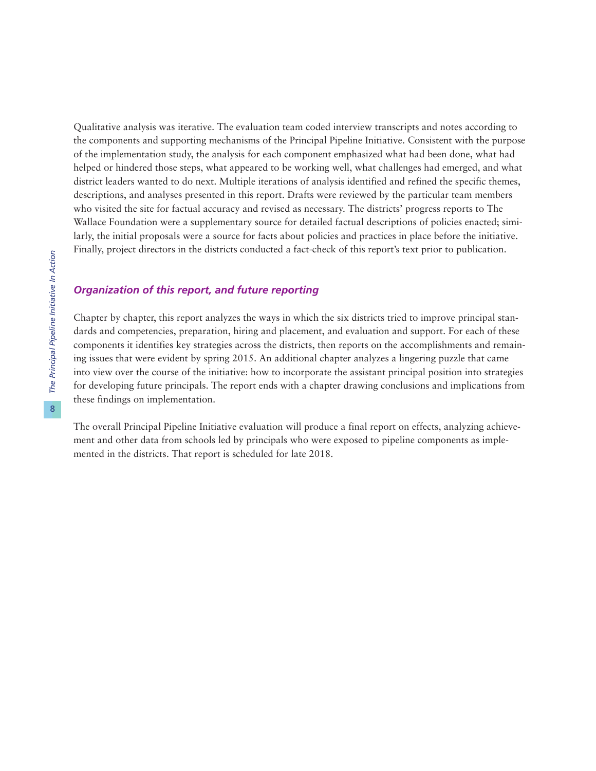Qualitative analysis was iterative. The evaluation team coded interview transcripts and notes according to the components and supporting mechanisms of the Principal Pipeline Initiative. Consistent with the purpose of the implementation study, the analysis for each component emphasized what had been done, what had helped or hindered those steps, what appeared to be working well, what challenges had emerged, and what district leaders wanted to do next. Multiple iterations of analysis identified and refined the specific themes, descriptions, and analyses presented in this report. Drafts were reviewed by the particular team members who visited the site for factual accuracy and revised as necessary. The districts' progress reports to The Wallace Foundation were a supplementary source for detailed factual descriptions of policies enacted; similarly, the initial proposals were a source for facts about policies and practices in place before the initiative. Finally, project directors in the districts conducted a fact-check of this report's text prior to publication.

### *Organization of this report, and future reporting*

Chapter by chapter, this report analyzes the ways in which the six districts tried to improve principal standards and competencies, preparation, hiring and placement, and evaluation and support. For each of these components it identifies key strategies across the districts, then reports on the accomplishments and remaining issues that were evident by spring 2015. An additional chapter analyzes a lingering puzzle that came into view over the course of the initiative: how to incorporate the assistant principal position into strategies for developing future principals. The report ends with a chapter drawing conclusions and implications from these findings on implementation.

The overall Principal Pipeline Initiative evaluation will produce a final report on effects, analyzing achievement and other data from schools led by principals who were exposed to pipeline components as implemented in the districts. That report is scheduled for late 2018.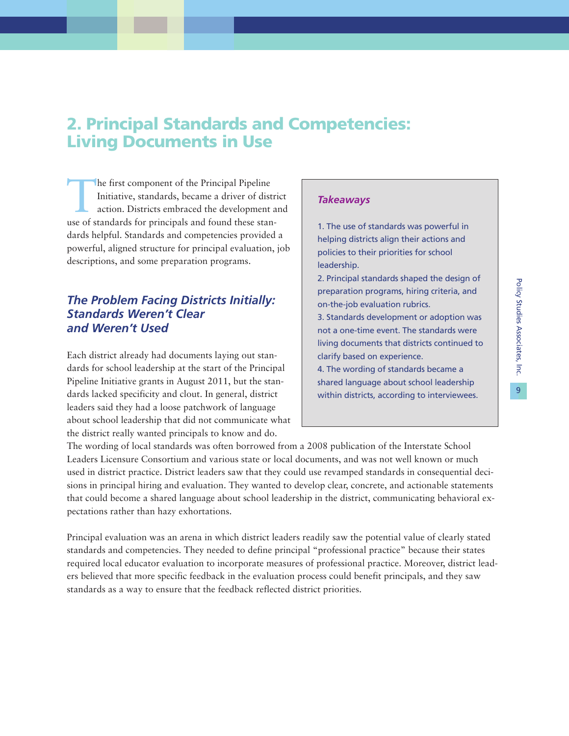# 2. Principal Standards and Competencies: Living Documents in Use

The first component of the Principal Pipeline Initiative, standards, became a driver of district action. Districts embraced the development and use of standards for principals and found these standards helpful. Standards and competencies provided a powerful, aligned structure for principal evaluation, job descriptions, and some preparation programs.

> ***Takeaways***
>
> 1. The use of standards was powerful in helping districts align their actions and policies to their priorities for school leadership.
> 2. Principal standards shaped the design of preparation programs, hiring criteria, and on-the-job evaluation rubrics.
> 3. Standards development or adoption was not a one-time event. The standards were living documents that districts continued to clarify based on experience.
> 4. The wording of standards became a shared language about school leadership within districts, according to interviewees.

## *The Problem Facing Districts Initially: Standards Weren't Clear and Weren't Used*

Each district already had documents laying out standards for school leadership at the start of the Principal Pipeline Initiative grants in August 2011, but the standards lacked specificity and clout. In general, district leaders said they had a loose patchwork of language about school leadership that did not communicate what the district really wanted principals to know and do. The wording of local standards was often borrowed from a 2008 publication of the Interstate School Leaders Licensure Consortium and various state or local documents, and was not well known or much used in district practice. District leaders saw that they could use revamped standards in consequential decisions in principal hiring and evaluation. They wanted to develop clear, concrete, and actionable statements that could become a shared language about school leadership in the district, communicating behavioral expectations rather than hazy exhortations.

Principal evaluation was an arena in which district leaders readily saw the potential value of clearly stated standards and competencies. They needed to define principal "professional practice" because their states required local educator evaluation to incorporate measures of professional practice. Moreover, district leaders believed that more specific feedback in the evaluation process could benefit principals, and they saw standards as a way to ensure that the feedback reflected district priorities.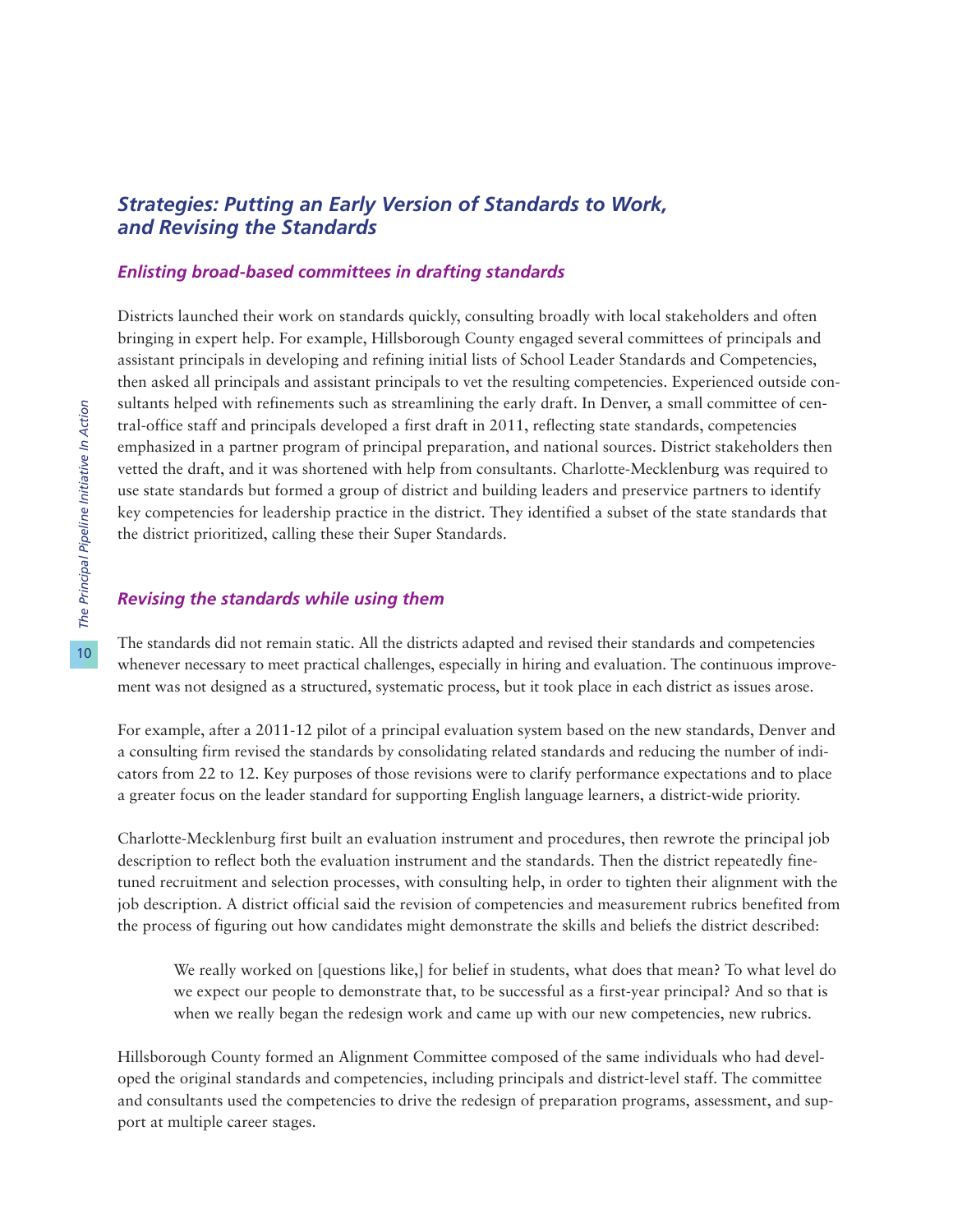## *Strategies: Putting an Early Version of Standards to Work, and Revising the Standards*

### *Enlisting broad-based committees in drafting standards*

Districts launched their work on standards quickly, consulting broadly with local stakeholders and often bringing in expert help. For example, Hillsborough County engaged several committees of principals and assistant principals in developing and refining initial lists of School Leader Standards and Competencies, then asked all principals and assistant principals to vet the resulting competencies. Experienced outside consultants helped with refinements such as streamlining the early draft. In Denver, a small committee of central-office staff and principals developed a first draft in 2011, reflecting state standards, competencies emphasized in a partner program of principal preparation, and national sources. District stakeholders then vetted the draft, and it was shortened with help from consultants. Charlotte-Mecklenburg was required to use state standards but formed a group of district and building leaders and preservice partners to identify key competencies for leadership practice in the district. They identified a subset of the state standards that the district prioritized, calling these their Super Standards.

### *Revising the standards while using them*

The standards did not remain static. All the districts adapted and revised their standards and competencies whenever necessary to meet practical challenges, especially in hiring and evaluation. The continuous improvement was not designed as a structured, systematic process, but it took place in each district as issues arose.

For example, after a 2011-12 pilot of a principal evaluation system based on the new standards, Denver and a consulting firm revised the standards by consolidating related standards and reducing the number of indicators from 22 to 12. Key purposes of those revisions were to clarify performance expectations and to place a greater focus on the leader standard for supporting English language learners, a district-wide priority.

Charlotte-Mecklenburg first built an evaluation instrument and procedures, then rewrote the principal job description to reflect both the evaluation instrument and the standards. Then the district repeatedly fine-tuned recruitment and selection processes, with consulting help, in order to tighten their alignment with the job description. A district official said the revision of competencies and measurement rubrics benefited from the process of figuring out how candidates might demonstrate the skills and beliefs the district described:

> We really worked on [questions like,] for belief in students, what does that mean? To what level do we expect our people to demonstrate that, to be successful as a first-year principal? And so that is when we really began the redesign work and came up with our new competencies, new rubrics.

Hillsborough County formed an Alignment Committee composed of the same individuals who had developed the original standards and competencies, including principals and district-level staff. The committee and consultants used the competencies to drive the redesign of preparation programs, assessment, and support at multiple career stages.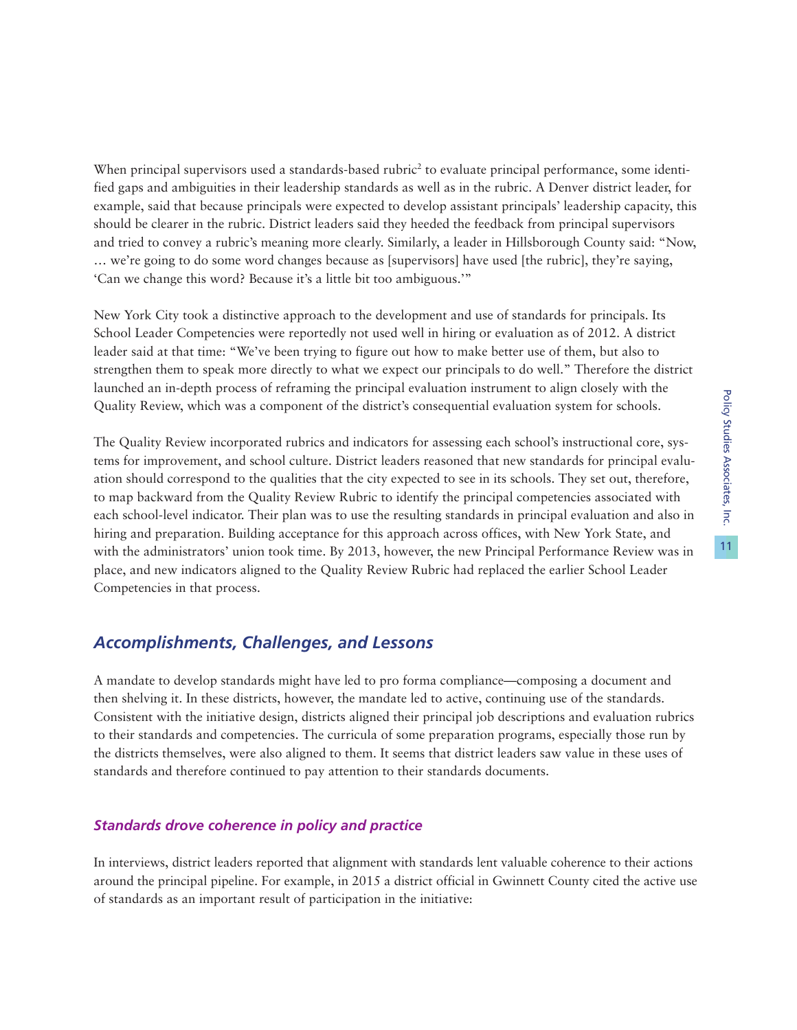When principal supervisors used a standards-based rubric[2] to evaluate principal performance, some identified gaps and ambiguities in their leadership standards as well as in the rubric. A Denver district leader, for example, said that because principals were expected to develop assistant principals' leadership capacity, this should be clearer in the rubric. District leaders said they heeded the feedback from principal supervisors and tried to convey a rubric's meaning more clearly. Similarly, a leader in Hillsborough County said: "Now, … we're going to do some word changes because as [supervisors] have used [the rubric], they're saying, 'Can we change this word? Because it's a little bit too ambiguous.'"

New York City took a distinctive approach to the development and use of standards for principals. Its School Leader Competencies were reportedly not used well in hiring or evaluation as of 2012. A district leader said at that time: "We've been trying to figure out how to make better use of them, but also to strengthen them to speak more directly to what we expect our principals to do well." Therefore the district launched an in-depth process of reframing the principal evaluation instrument to align closely with the Quality Review, which was a component of the district's consequential evaluation system for schools.

The Quality Review incorporated rubrics and indicators for assessing each school's instructional core, systems for improvement, and school culture. District leaders reasoned that new standards for principal evaluation should correspond to the qualities that the city expected to see in its schools. They set out, therefore, to map backward from the Quality Review Rubric to identify the principal competencies associated with each school-level indicator. Their plan was to use the resulting standards in principal evaluation and also in hiring and preparation. Building acceptance for this approach across offices, with New York State, and with the administrators' union took time. By 2013, however, the new Principal Performance Review was in place, and new indicators aligned to the Quality Review Rubric had replaced the earlier School Leader Competencies in that process.

## *Accomplishments, Challenges, and Lessons*

A mandate to develop standards might have led to pro forma compliance—composing a document and then shelving it. In these districts, however, the mandate led to active, continuing use of the standards. Consistent with the initiative design, districts aligned their principal job descriptions and evaluation rubrics to their standards and competencies. The curricula of some preparation programs, especially those run by the districts themselves, were also aligned to them. It seems that district leaders saw value in these uses of standards and therefore continued to pay attention to their standards documents.

### *Standards drove coherence in policy and practice*

In interviews, district leaders reported that alignment with standards lent valuable coherence to their actions around the principal pipeline. For example, in 2015 a district official in Gwinnett County cited the active use of standards as an important result of participation in the initiative: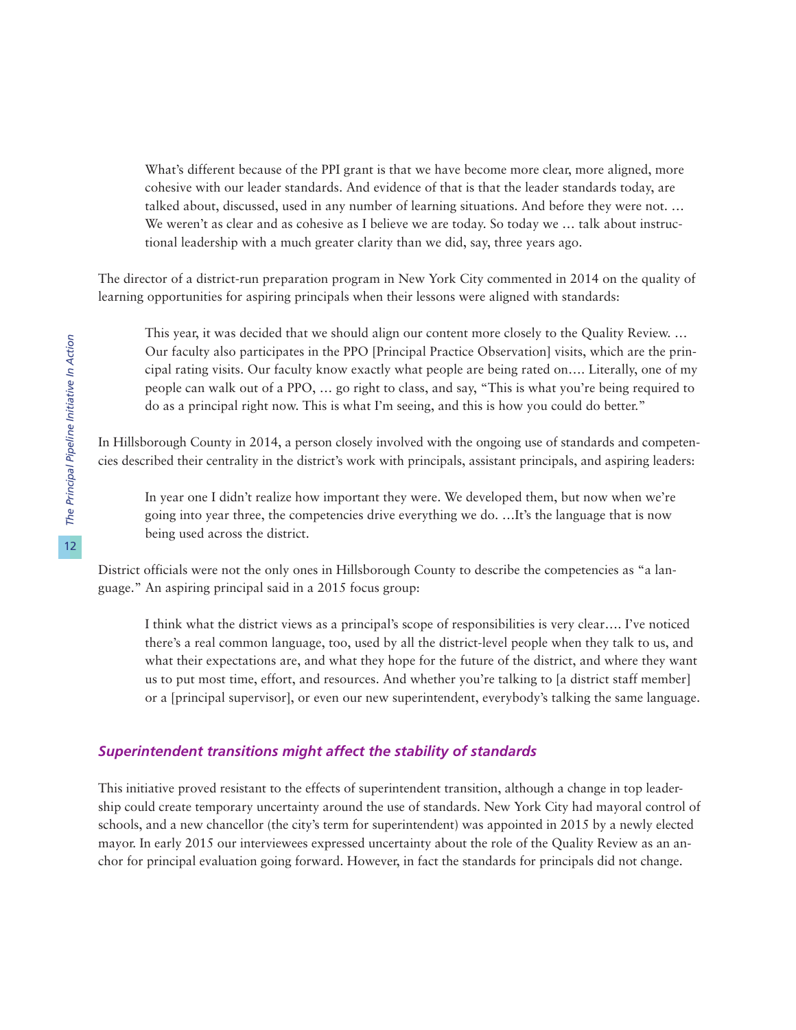> What's different because of the PPI grant is that we have become more clear, more aligned, more cohesive with our leader standards. And evidence of that is that the leader standards today, are talked about, discussed, used in any number of learning situations. And before they were not. … We weren't as clear and as cohesive as I believe we are today. So today we … talk about instructional leadership with a much greater clarity than we did, say, three years ago.

The director of a district-run preparation program in New York City commented in 2014 on the quality of learning opportunities for aspiring principals when their lessons were aligned with standards:

> This year, it was decided that we should align our content more closely to the Quality Review. … Our faculty also participates in the PPO [Principal Practice Observation] visits, which are the principal rating visits. Our faculty know exactly what people are being rated on…. Literally, one of my people can walk out of a PPO, … go right to class, and say, "This is what you're being required to do as a principal right now. This is what I'm seeing, and this is how you could do better."

In Hillsborough County in 2014, a person closely involved with the ongoing use of standards and competencies described their centrality in the district's work with principals, assistant principals, and aspiring leaders:

> In year one I didn't realize how important they were. We developed them, but now when we're going into year three, the competencies drive everything we do. …It's the language that is now being used across the district.

District officials were not the only ones in Hillsborough County to describe the competencies as "a language." An aspiring principal said in a 2015 focus group:

> I think what the district views as a principal's scope of responsibilities is very clear…. I've noticed there's a real common language, too, used by all the district-level people when they talk to us, and what their expectations are, and what they hope for the future of the district, and where they want us to put most time, effort, and resources. And whether you're talking to [a district staff member] or a [principal supervisor], or even our new superintendent, everybody's talking the same language.

### *Superintendent transitions might affect the stability of standards*

This initiative proved resistant to the effects of superintendent transition, although a change in top leadership could create temporary uncertainty around the use of standards. New York City had mayoral control of schools, and a new chancellor (the city's term for superintendent) was appointed in 2015 by a newly elected mayor. In early 2015 our interviewees expressed uncertainty about the role of the Quality Review as an anchor for principal evaluation going forward. However, in fact the standards for principals did not change.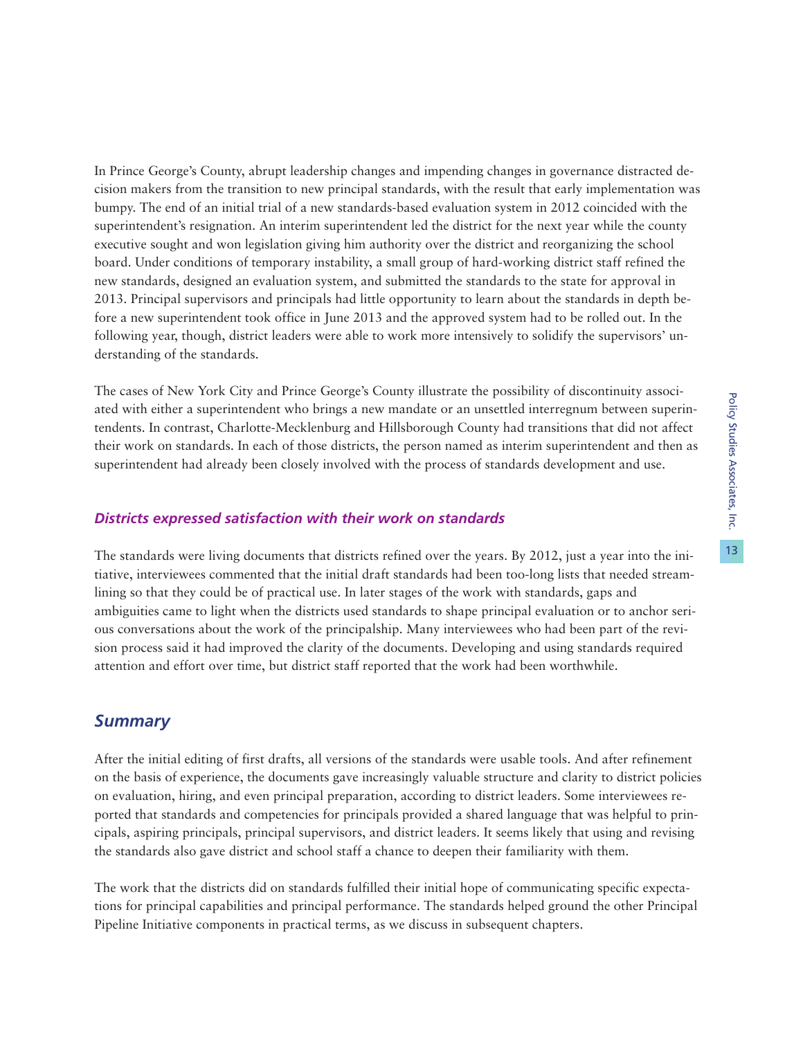In Prince George's County, abrupt leadership changes and impending changes in governance distracted decision makers from the transition to new principal standards, with the result that early implementation was bumpy. The end of an initial trial of a new standards-based evaluation system in 2012 coincided with the superintendent's resignation. An interim superintendent led the district for the next year while the county executive sought and won legislation giving him authority over the district and reorganizing the school board. Under conditions of temporary instability, a small group of hard-working district staff refined the new standards, designed an evaluation system, and submitted the standards to the state for approval in 2013. Principal supervisors and principals had little opportunity to learn about the standards in depth before a new superintendent took office in June 2013 and the approved system had to be rolled out. In the following year, though, district leaders were able to work more intensively to solidify the supervisors' understanding of the standards.

The cases of New York City and Prince George's County illustrate the possibility of discontinuity associated with either a superintendent who brings a new mandate or an unsettled interregnum between superintendents. In contrast, Charlotte-Mecklenburg and Hillsborough County had transitions that did not affect their work on standards. In each of those districts, the person named as interim superintendent and then as superintendent had already been closely involved with the process of standards development and use.

### *Districts expressed satisfaction with their work on standards*

The standards were living documents that districts refined over the years. By 2012, just a year into the initiative, interviewees commented that the initial draft standards had been too-long lists that needed streamlining so that they could be of practical use. In later stages of the work with standards, gaps and ambiguities came to light when the districts used standards to shape principal evaluation or to anchor serious conversations about the work of the principalship. Many interviewees who had been part of the revision process said it had improved the clarity of the documents. Developing and using standards required attention and effort over time, but district staff reported that the work had been worthwhile.

## *Summary*

After the initial editing of first drafts, all versions of the standards were usable tools. And after refinement on the basis of experience, the documents gave increasingly valuable structure and clarity to district policies on evaluation, hiring, and even principal preparation, according to district leaders. Some interviewees reported that standards and competencies for principals provided a shared language that was helpful to principals, aspiring principals, principal supervisors, and district leaders. It seems likely that using and revising the standards also gave district and school staff a chance to deepen their familiarity with them.

The work that the districts did on standards fulfilled their initial hope of communicating specific expectations for principal capabilities and principal performance. The standards helped ground the other Principal Pipeline Initiative components in practical terms, as we discuss in subsequent chapters.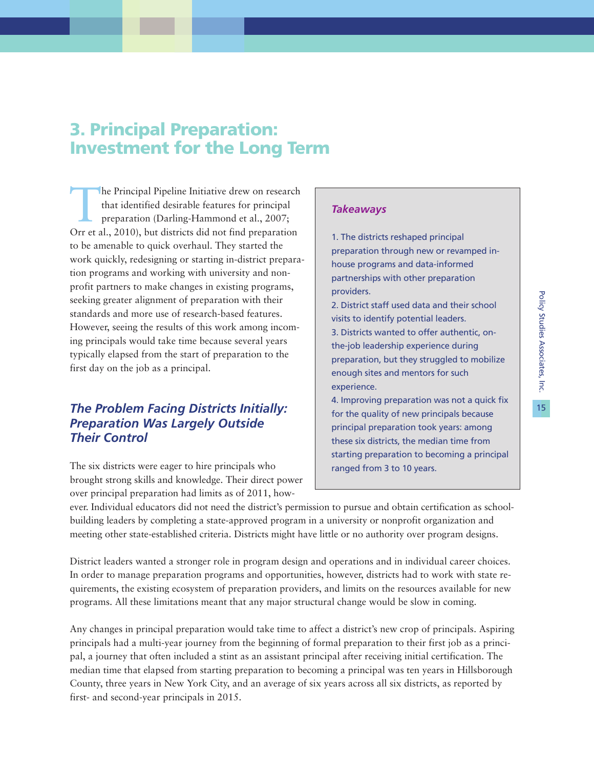# 3. Principal Preparation: Investment for the Long Term

The Principal Pipeline Initiative drew on research that identified desirable features for principal preparation (Darling-Hammond et al., 2007; Orr et al., 2010), but districts did not find preparation to be amenable to quick overhaul. They started the work quickly, redesigning or starting in-district preparation programs and working with university and nonprofit partners to make changes in existing programs, seeking greater alignment of preparation with their standards and more use of research-based features. However, seeing the results of this work among incoming principals would take time because several years typically elapsed from the start of preparation to the first day on the job as a principal.

> ***Takeaways***
>
> 1. The districts reshaped principal preparation through new or revamped in-house programs and data-informed partnerships with other preparation providers.
> 2. District staff used data and their school visits to identify potential leaders.
> 3. Districts wanted to offer authentic, on-the-job leadership experience during preparation, but they struggled to mobilize enough sites and mentors for such experience.
> 4. Improving preparation was not a quick fix for the quality of new principals because principal preparation took years: among these six districts, the median time from starting preparation to becoming a principal ranged from 3 to 10 years.

## *The Problem Facing Districts Initially: Preparation Was Largely Outside Their Control*

The six districts were eager to hire principals who brought strong skills and knowledge. Their direct power over principal preparation had limits as of 2011, however. Individual educators did not need the district's permission to pursue and obtain certification as school-building leaders by completing a state-approved program in a university or nonprofit organization and meeting other state-established criteria. Districts might have little or no authority over program designs.

District leaders wanted a stronger role in program design and operations and in individual career choices. In order to manage preparation programs and opportunities, however, districts had to work with state requirements, the existing ecosystem of preparation providers, and limits on the resources available for new programs. All these limitations meant that any major structural change would be slow in coming.

Any changes in principal preparation would take time to affect a district's new crop of principals. Aspiring principals had a multi-year journey from the beginning of formal preparation to their first job as a principal, a journey that often included a stint as an assistant principal after receiving initial certification. The median time that elapsed from starting preparation to becoming a principal was ten years in Hillsborough County, three years in New York City, and an average of six years across all six districts, as reported by first- and second-year principals in 2015.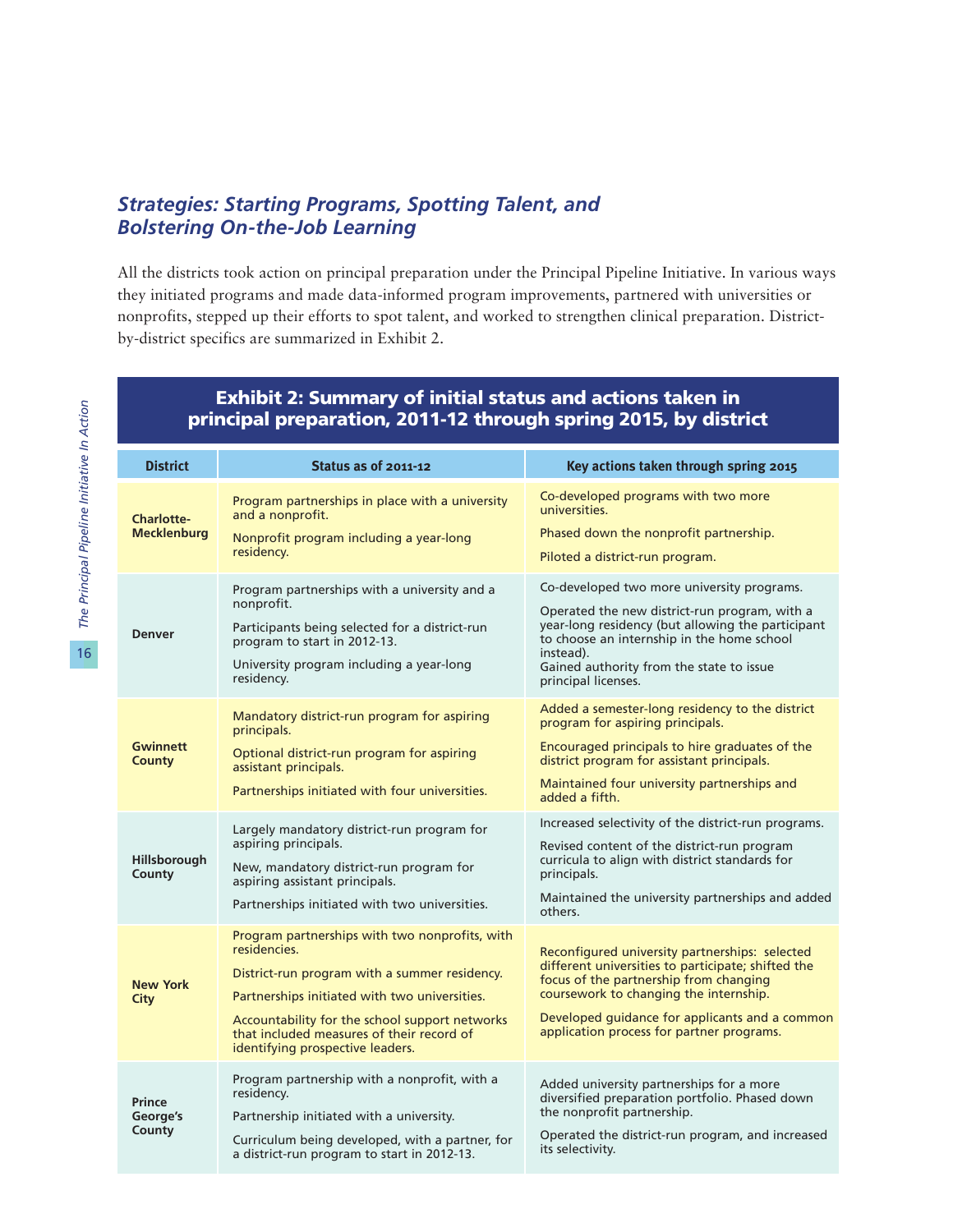## *Strategies: Starting Programs, Spotting Talent, and Bolstering On-the-Job Learning*

All the districts took action on principal preparation under the Principal Pipeline Initiative. In various ways they initiated programs and made data-informed program improvements, partnered with universities or nonprofits, stepped up their efforts to spot talent, and worked to strengthen clinical preparation. District-by-district specifics are summarized in Exhibit 2.

**Exhibit 2: Summary of initial status and actions taken in principal preparation, 2011-12 through spring 2015, by district**

| District | Status as of 2011-12 | Key actions taken through spring 2015 |
|---|---|---|
| **Charlotte-Mecklenburg** | Program partnerships in place with a university and a nonprofit.<br><br>Nonprofit program including a year-long residency. | Co-developed programs with two more universities.<br><br>Phased down the nonprofit partnership.<br><br>Piloted a district-run program. |
| **Denver** | Program partnerships with a university and a nonprofit.<br><br>Participants being selected for a district-run program to start in 2012-13.<br><br>University program including a year-long residency. | Co-developed two more university programs.<br><br>Operated the new district-run program, with a year-long residency (but allowing the participant to choose an internship in the home school instead).<br>Gained authority from the state to issue principal licenses. |
| **Gwinnett County** | Mandatory district-run program for aspiring principals.<br><br>Optional district-run program for aspiring assistant principals.<br><br>Partnerships initiated with four universities. | Added a semester-long residency to the district program for aspiring principals.<br><br>Encouraged principals to hire graduates of the district program for assistant principals.<br><br>Maintained four university partnerships and added a fifth. |
| **Hillsborough County** | Largely mandatory district-run program for aspiring principals.<br><br>New, mandatory district-run program for aspiring assistant principals.<br><br>Partnerships initiated with two universities. | Increased selectivity of the district-run programs.<br><br>Revised content of the district-run program curricula to align with district standards for principals.<br><br>Maintained the university partnerships and added others. |
| **New York City** | Program partnerships with two nonprofits, with residencies.<br><br>District-run program with a summer residency.<br><br>Partnerships initiated with two universities.<br><br>Accountability for the school support networks that included measures of their record of identifying prospective leaders. | Reconfigured university partnerships: selected different universities to participate; shifted the focus of the partnership from changing coursework to changing the internship.<br><br>Developed guidance for applicants and a common application process for partner programs. |
| **Prince George's County** | Program partnership with a nonprofit, with a residency.<br><br>Partnership initiated with a university.<br><br>Curriculum being developed, with a partner, for a district-run program to start in 2012-13. | Added university partnerships for a more diversified preparation portfolio. Phased down the nonprofit partnership.<br><br>Operated the district-run program, and increased its selectivity. |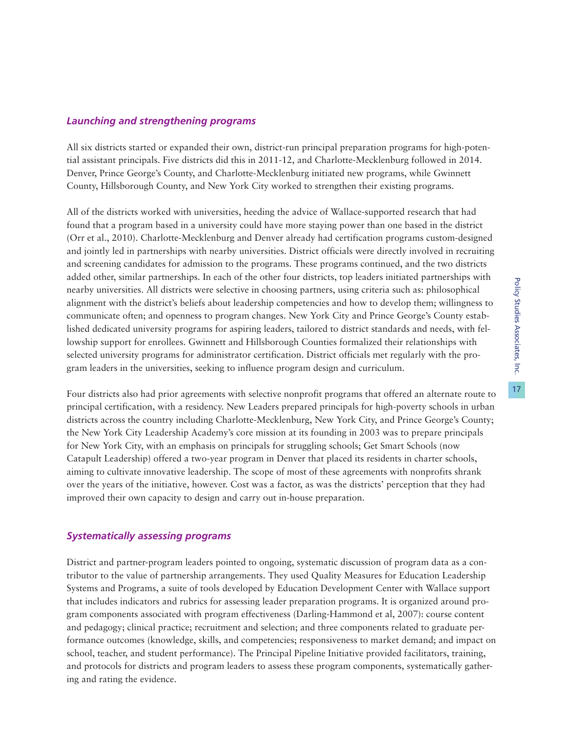### *Launching and strengthening programs*

All six districts started or expanded their own, district-run principal preparation programs for high-potential assistant principals. Five districts did this in 2011-12, and Charlotte-Mecklenburg followed in 2014. Denver, Prince George's County, and Charlotte-Mecklenburg initiated new programs, while Gwinnett County, Hillsborough County, and New York City worked to strengthen their existing programs.

All of the districts worked with universities, heeding the advice of Wallace-supported research that had found that a program based in a university could have more staying power than one based in the district (Orr et al., 2010). Charlotte-Mecklenburg and Denver already had certification programs custom-designed and jointly led in partnerships with nearby universities. District officials were directly involved in recruiting and screening candidates for admission to the programs. These programs continued, and the two districts added other, similar partnerships. In each of the other four districts, top leaders initiated partnerships with nearby universities. All districts were selective in choosing partners, using criteria such as: philosophical alignment with the district's beliefs about leadership competencies and how to develop them; willingness to communicate often; and openness to program changes. New York City and Prince George's County established dedicated university programs for aspiring leaders, tailored to district standards and needs, with fellowship support for enrollees. Gwinnett and Hillsborough Counties formalized their relationships with selected university programs for administrator certification. District officials met regularly with the program leaders in the universities, seeking to influence program design and curriculum.

Four districts also had prior agreements with selective nonprofit programs that offered an alternate route to principal certification, with a residency. New Leaders prepared principals for high-poverty schools in urban districts across the country including Charlotte-Mecklenburg, New York City, and Prince George's County; the New York City Leadership Academy's core mission at its founding in 2003 was to prepare principals for New York City, with an emphasis on principals for struggling schools; Get Smart Schools (now Catapult Leadership) offered a two-year program in Denver that placed its residents in charter schools, aiming to cultivate innovative leadership. The scope of most of these agreements with nonprofits shrank over the years of the initiative, however. Cost was a factor, as was the districts' perception that they had improved their own capacity to design and carry out in-house preparation.

### *Systematically assessing programs*

District and partner-program leaders pointed to ongoing, systematic discussion of program data as a contributor to the value of partnership arrangements. They used Quality Measures for Education Leadership Systems and Programs, a suite of tools developed by Education Development Center with Wallace support that includes indicators and rubrics for assessing leader preparation programs. It is organized around program components associated with program effectiveness (Darling-Hammond et al, 2007): course content and pedagogy; clinical practice; recruitment and selection; and three components related to graduate performance outcomes (knowledge, skills, and competencies; responsiveness to market demand; and impact on school, teacher, and student performance). The Principal Pipeline Initiative provided facilitators, training, and protocols for districts and program leaders to assess these program components, systematically gathering and rating the evidence.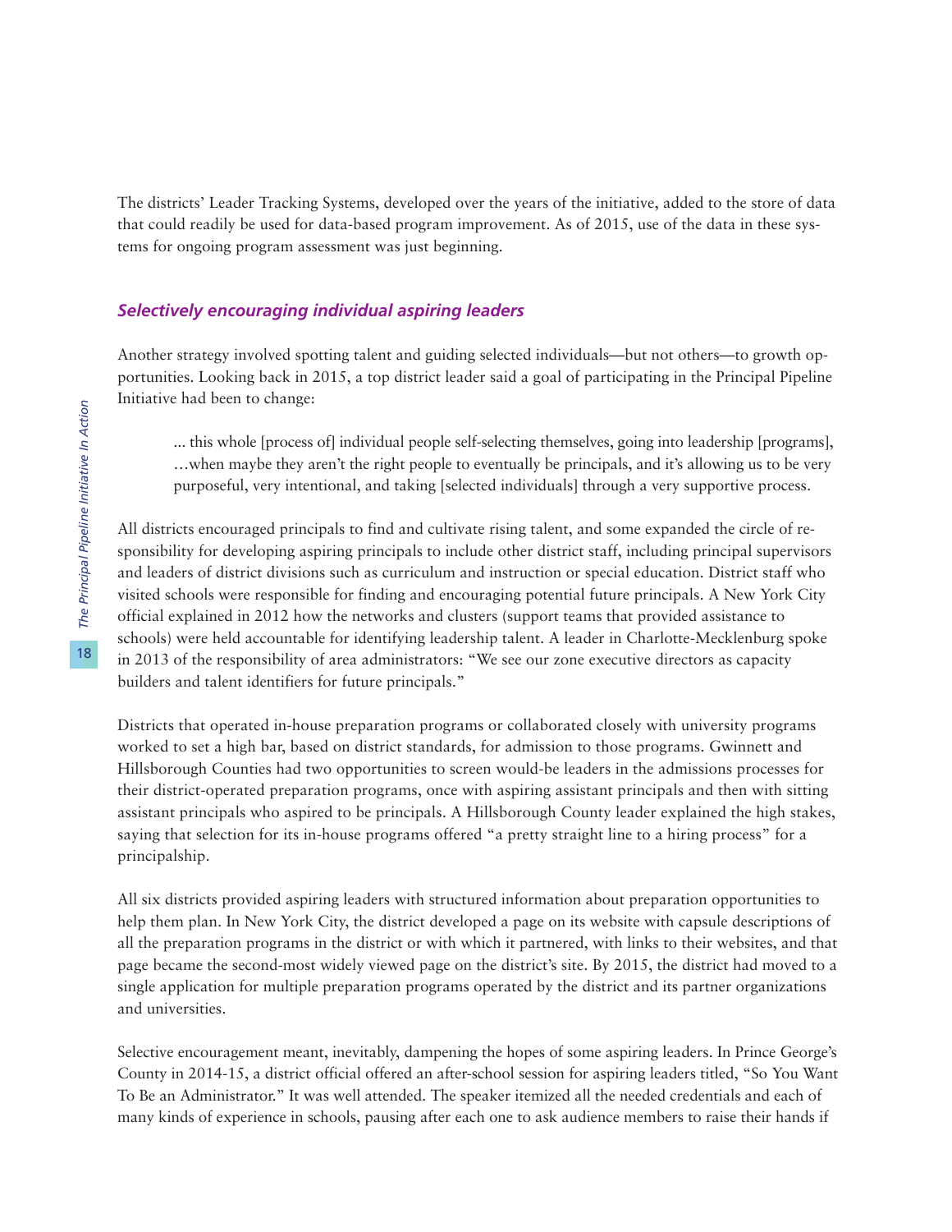The districts' Leader Tracking Systems, developed over the years of the initiative, added to the store of data that could readily be used for data-based program improvement. As of 2015, use of the data in these systems for ongoing program assessment was just beginning.

### *Selectively encouraging individual aspiring leaders*

Another strategy involved spotting talent and guiding selected individuals—but not others—to growth opportunities. Looking back in 2015, a top district leader said a goal of participating in the Principal Pipeline Initiative had been to change:

> ... this whole [process of] individual people self-selecting themselves, going into leadership [programs], …when maybe they aren't the right people to eventually be principals, and it's allowing us to be very purposeful, very intentional, and taking [selected individuals] through a very supportive process.

All districts encouraged principals to find and cultivate rising talent, and some expanded the circle of responsibility for developing aspiring principals to include other district staff, including principal supervisors and leaders of district divisions such as curriculum and instruction or special education. District staff who visited schools were responsible for finding and encouraging potential future principals. A New York City official explained in 2012 how the networks and clusters (support teams that provided assistance to schools) were held accountable for identifying leadership talent. A leader in Charlotte-Mecklenburg spoke in 2013 of the responsibility of area administrators: "We see our zone executive directors as capacity builders and talent identifiers for future principals."

Districts that operated in-house preparation programs or collaborated closely with university programs worked to set a high bar, based on district standards, for admission to those programs. Gwinnett and Hillsborough Counties had two opportunities to screen would-be leaders in the admissions processes for their district-operated preparation programs, once with aspiring assistant principals and then with sitting assistant principals who aspired to be principals. A Hillsborough County leader explained the high stakes, saying that selection for its in-house programs offered "a pretty straight line to a hiring process" for a principalship.

All six districts provided aspiring leaders with structured information about preparation opportunities to help them plan. In New York City, the district developed a page on its website with capsule descriptions of all the preparation programs in the district or with which it partnered, with links to their websites, and that page became the second-most widely viewed page on the district's site. By 2015, the district had moved to a single application for multiple preparation programs operated by the district and its partner organizations and universities.

Selective encouragement meant, inevitably, dampening the hopes of some aspiring leaders. In Prince George's County in 2014-15, a district official offered an after-school session for aspiring leaders titled, "So You Want To Be an Administrator." It was well attended. The speaker itemized all the needed credentials and each of many kinds of experience in schools, pausing after each one to ask audience members to raise their hands if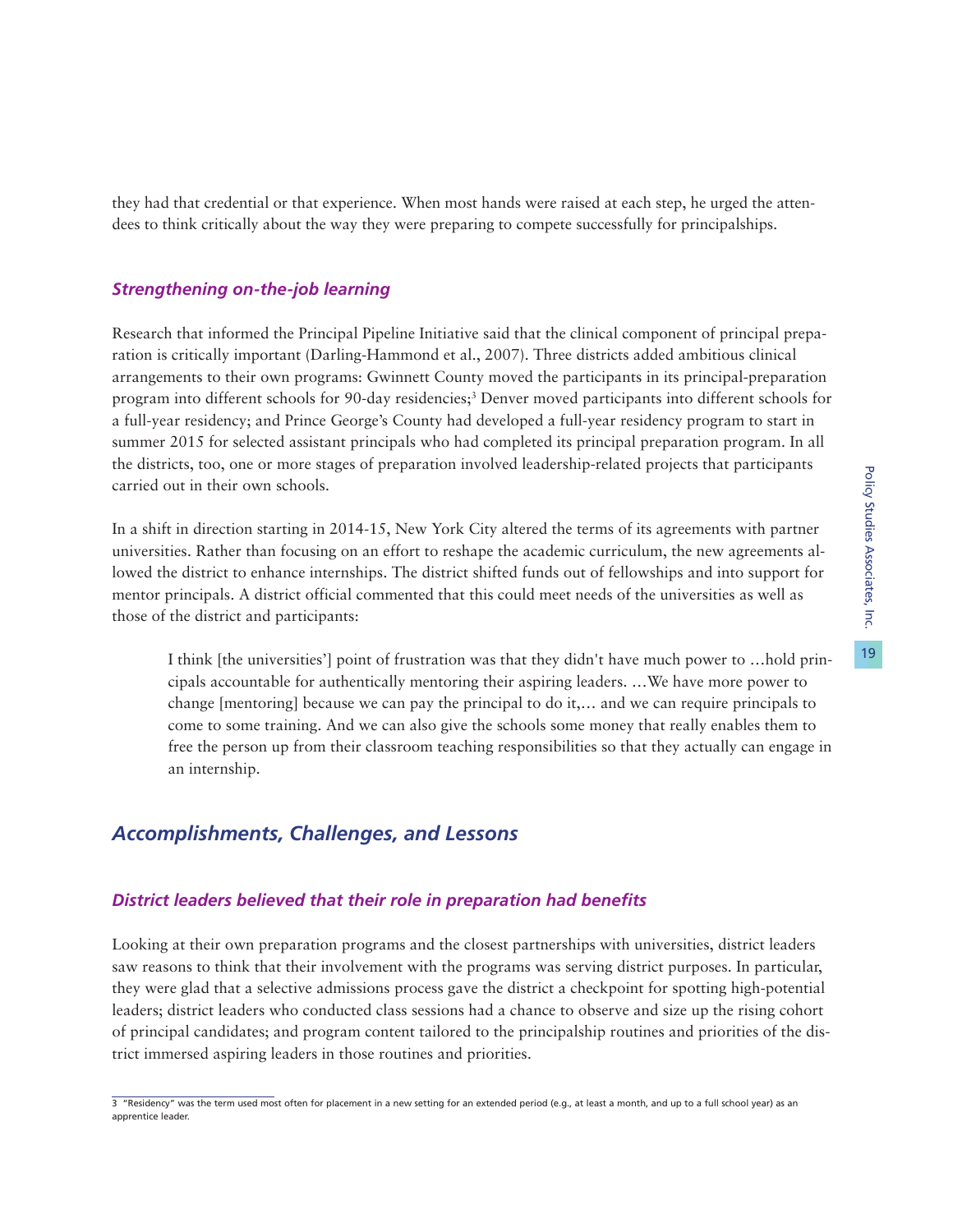they had that credential or that experience. When most hands were raised at each step, he urged the attendees to think critically about the way they were preparing to compete successfully for principalships.

### *Strengthening on-the-job learning*

Research that informed the Principal Pipeline Initiative said that the clinical component of principal preparation is critically important (Darling-Hammond et al., 2007). Three districts added ambitious clinical arrangements to their own programs: Gwinnett County moved the participants in its principal-preparation program into different schools for 90-day residencies;[3] Denver moved participants into different schools for a full-year residency; and Prince George's County had developed a full-year residency program to start in summer 2015 for selected assistant principals who had completed its principal preparation program. In all the districts, too, one or more stages of preparation involved leadership-related projects that participants carried out in their own schools.

In a shift in direction starting in 2014-15, New York City altered the terms of its agreements with partner universities. Rather than focusing on an effort to reshape the academic curriculum, the new agreements allowed the district to enhance internships. The district shifted funds out of fellowships and into support for mentor principals. A district official commented that this could meet needs of the universities as well as those of the district and participants:

> I think [the universities'] point of frustration was that they didn't have much power to …hold principals accountable for authentically mentoring their aspiring leaders. …We have more power to change [mentoring] because we can pay the principal to do it,… and we can require principals to come to some training. And we can also give the schools some money that really enables them to free the person up from their classroom teaching responsibilities so that they actually can engage in an internship.

## *Accomplishments, Challenges, and Lessons*

### *District leaders believed that their role in preparation had benefits*

Looking at their own preparation programs and the closest partnerships with universities, district leaders saw reasons to think that their involvement with the programs was serving district purposes. In particular, they were glad that a selective admissions process gave the district a checkpoint for spotting high-potential leaders; district leaders who conducted class sessions had a chance to observe and size up the rising cohort of principal candidates; and program content tailored to the principalship routines and priorities of the district immersed aspiring leaders in those routines and priorities.

---

[3] "Residency" was the term used most often for placement in a new setting for an extended period (e.g., at least a month, and up to a full school year) as an apprentice leader.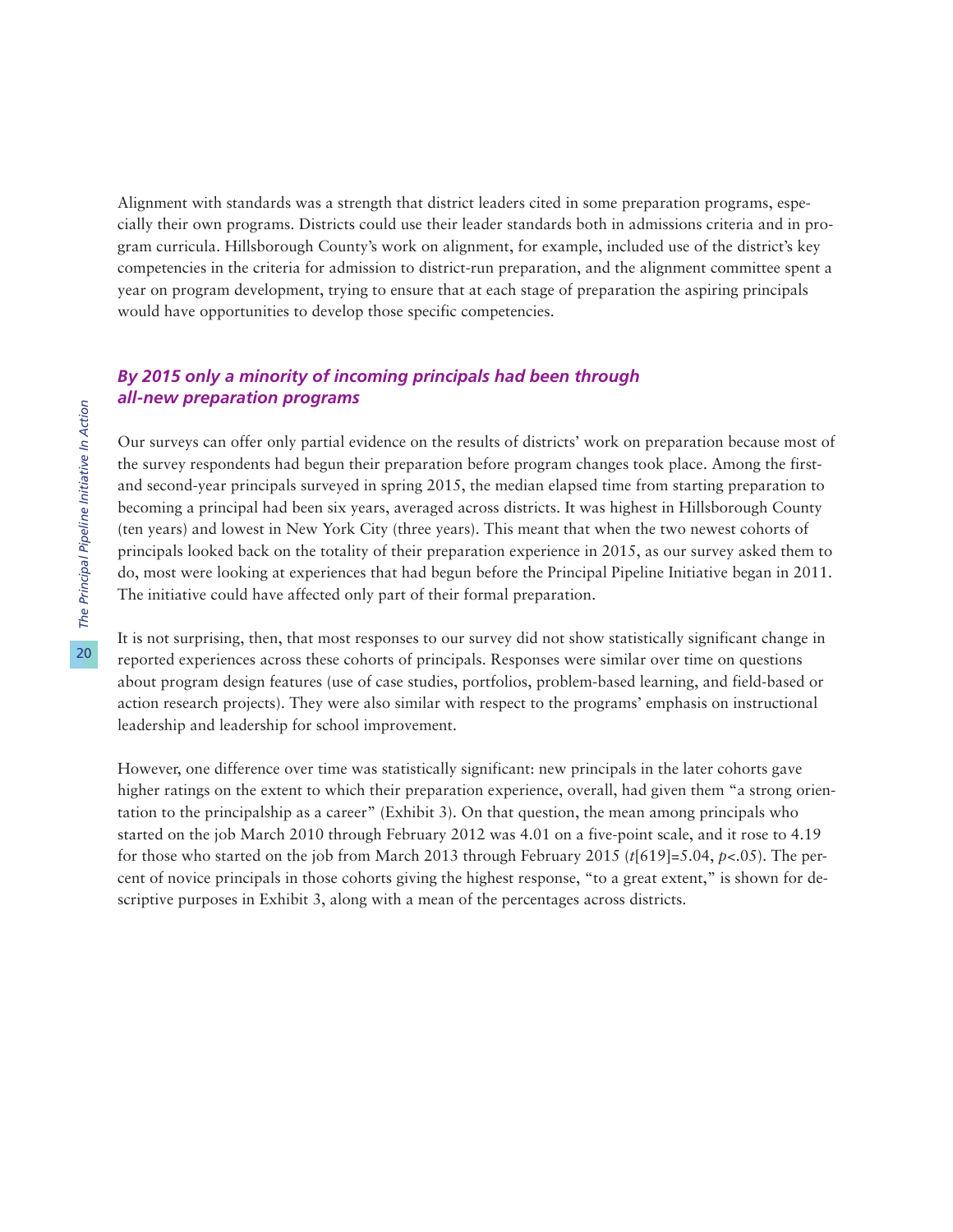Alignment with standards was a strength that district leaders cited in some preparation programs, especially their own programs. Districts could use their leader standards both in admissions criteria and in program curricula. Hillsborough County's work on alignment, for example, included use of the district's key competencies in the criteria for admission to district-run preparation, and the alignment committee spent a year on program development, trying to ensure that at each stage of preparation the aspiring principals would have opportunities to develop those specific competencies.

### *By 2015 only a minority of incoming principals had been through all-new preparation programs*

Our surveys can offer only partial evidence on the results of districts' work on preparation because most of the survey respondents had begun their preparation before program changes took place. Among the first- and second-year principals surveyed in spring 2015, the median elapsed time from starting preparation to becoming a principal had been six years, averaged across districts. It was highest in Hillsborough County (ten years) and lowest in New York City (three years). This meant that when the two newest cohorts of principals looked back on the totality of their preparation experience in 2015, as our survey asked them to do, most were looking at experiences that had begun before the Principal Pipeline Initiative began in 2011. The initiative could have affected only part of their formal preparation.

It is not surprising, then, that most responses to our survey did not show statistically significant change in reported experiences across these cohorts of principals. Responses were similar over time on questions about program design features (use of case studies, portfolios, problem-based learning, and field-based or action research projects). They were also similar with respect to the programs' emphasis on instructional leadership and leadership for school improvement.

However, one difference over time was statistically significant: new principals in the later cohorts gave higher ratings on the extent to which their preparation experience, overall, had given them "a strong orientation to the principalship as a career" (Exhibit 3). On that question, the mean among principals who started on the job March 2010 through February 2012 was 4.01 on a five-point scale, and it rose to 4.19 for those who started on the job from March 2013 through February 2015 ($t[619]=5.04$, $p<.05$). The percent of novice principals in those cohorts giving the highest response, "to a great extent," is shown for descriptive purposes in Exhibit 3, along with a mean of the percentages across districts.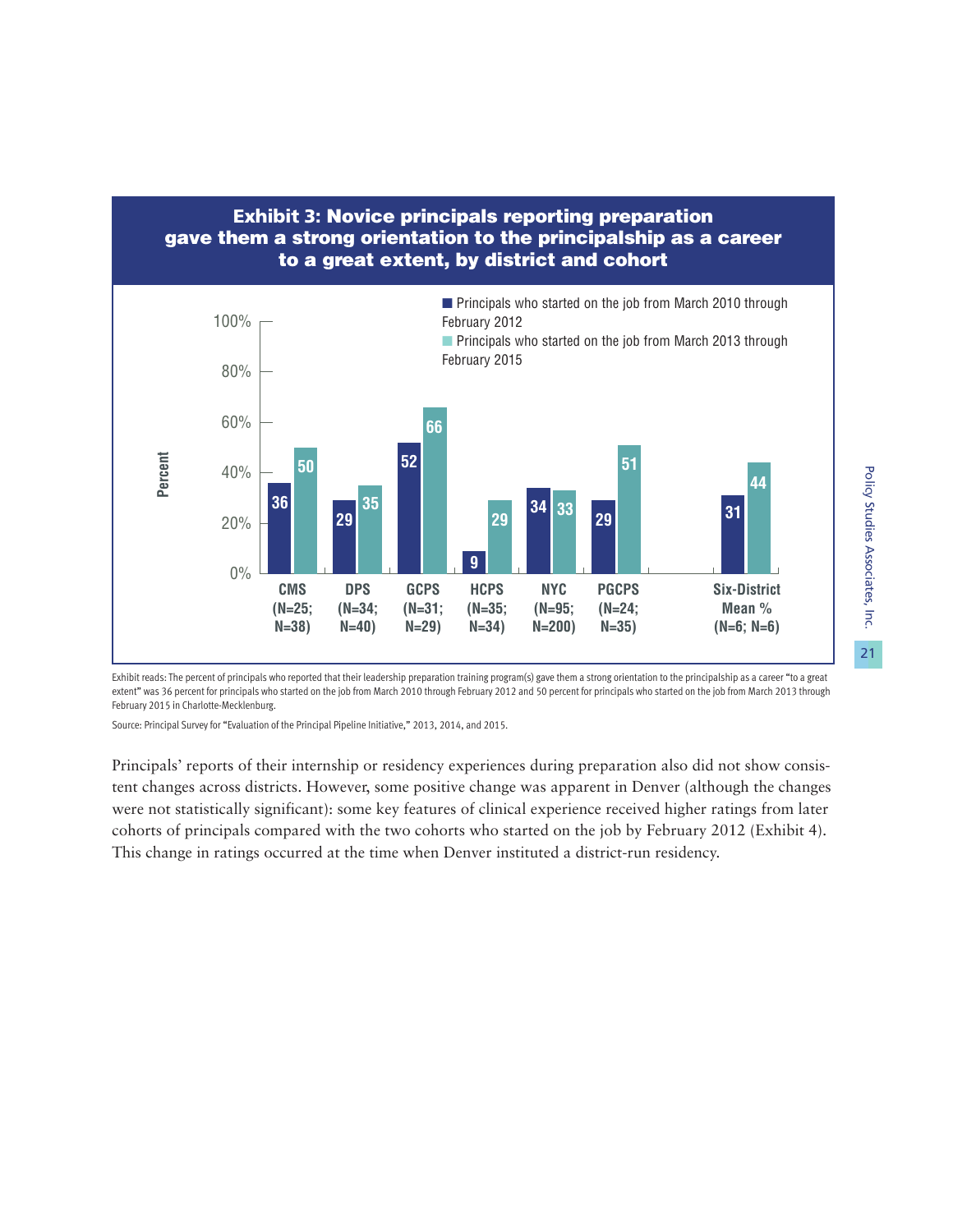**Exhibit 3: Novice principals reporting preparation gave them a strong orientation to the principalship as a career to a great extent, by district and cohort**

| District | Principals who started on the job from March 2010 through February 2012 | Principals who started on the job from March 2013 through February 2015 |
|---|---|---|
| CMS (N=25; N=38) | 36 | 50 |
| DPS (N=34; N=40) | 29 | 35 |
| GCPS (N=31; N=29) | 52 | 66 |
| HCPS (N=35; N=34) | 9 | 29 |
| NYC (N=95; N=200) | 34 | 33 |
| PGCPS (N=24; N=35) | 29 | 51 |
| Six-District Mean % (N=6; N=6) | 31 | 44 |

Exhibit reads: The percent of principals who reported that their leadership preparation training program(s) gave them a strong orientation to the principalship as a career "to a great extent" was 36 percent for principals who started on the job from March 2010 through February 2012 and 50 percent for principals who started on the job from March 2013 through February 2015 in Charlotte-Mecklenburg.

Source: Principal Survey for "Evaluation of the Principal Pipeline Initiative," 2013, 2014, and 2015.

Principals' reports of their internship or residency experiences during preparation also did not show consistent changes across districts. However, some positive change was apparent in Denver (although the changes were not statistically significant): some key features of clinical experience received higher ratings from later cohorts of principals compared with the two cohorts who started on the job by February 2012 (Exhibit 4). This change in ratings occurred at the time when Denver instituted a district-run residency.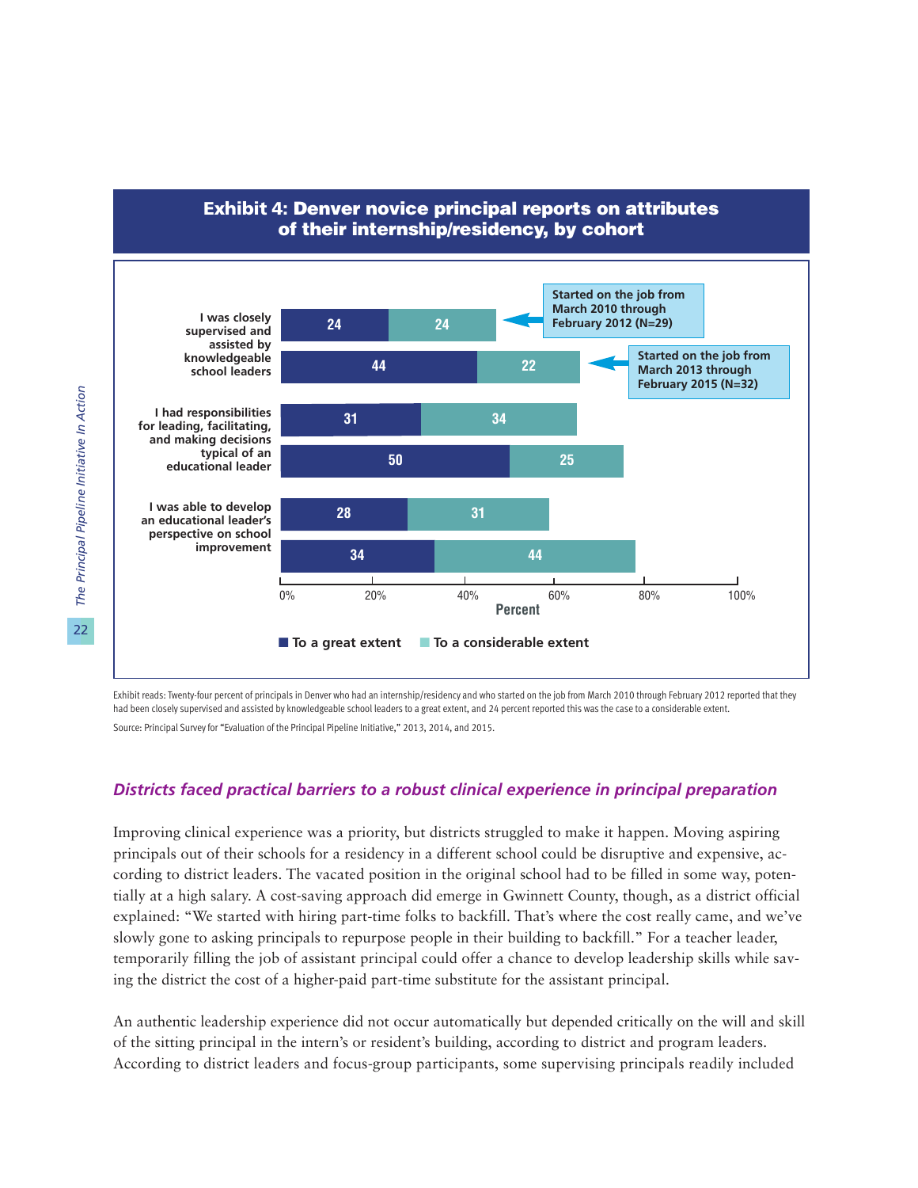## Exhibit 4: Denver novice principal reports on attributes of their internship/residency, by cohort

| | Cohort | To a great extent | To a considerable extent |
|---|---|---|---|
| I was closely supervised and assisted by knowledgeable school leaders | Started on the job from March 2010 through February 2012 (N=29) | 24 | 24 |
| | Started on the job from March 2013 through February 2015 (N=32) | 44 | 22 |
| I had responsibilities for leading, facilitating, and making decisions typical of an educational leader | Started on the job from March 2010 through February 2012 (N=29) | 31 | 34 |
| | Started on the job from March 2013 through February 2015 (N=32) | 50 | 25 |
| I was able to develop an educational leader's perspective on school improvement | Started on the job from March 2010 through February 2012 (N=29) | 28 | 31 |
| | Started on the job from March 2013 through February 2015 (N=32) | 34 | 44 |

Exhibit reads: Twenty-four percent of principals in Denver who had an internship/residency and who started on the job from March 2010 through February 2012 reported that they had been closely supervised and assisted by knowledgeable school leaders to a great extent, and 24 percent reported this was the case to a considerable extent.

Source: Principal Survey for "Evaluation of the Principal Pipeline Initiative," 2013, 2014, and 2015.

### *Districts faced practical barriers to a robust clinical experience in principal preparation*

Improving clinical experience was a priority, but districts struggled to make it happen. Moving aspiring principals out of their schools for a residency in a different school could be disruptive and expensive, according to district leaders. The vacated position in the original school had to be filled in some way, potentially at a high salary. A cost-saving approach did emerge in Gwinnett County, though, as a district official explained: "We started with hiring part-time folks to backfill. That's where the cost really came, and we've slowly gone to asking principals to repurpose people in their building to backfill." For a teacher leader, temporarily filling the job of assistant principal could offer a chance to develop leadership skills while saving the district the cost of a higher-paid part-time substitute for the assistant principal.

An authentic leadership experience did not occur automatically but depended critically on the will and skill of the sitting principal in the intern's or resident's building, according to district and program leaders. According to district leaders and focus-group participants, some supervising principals readily included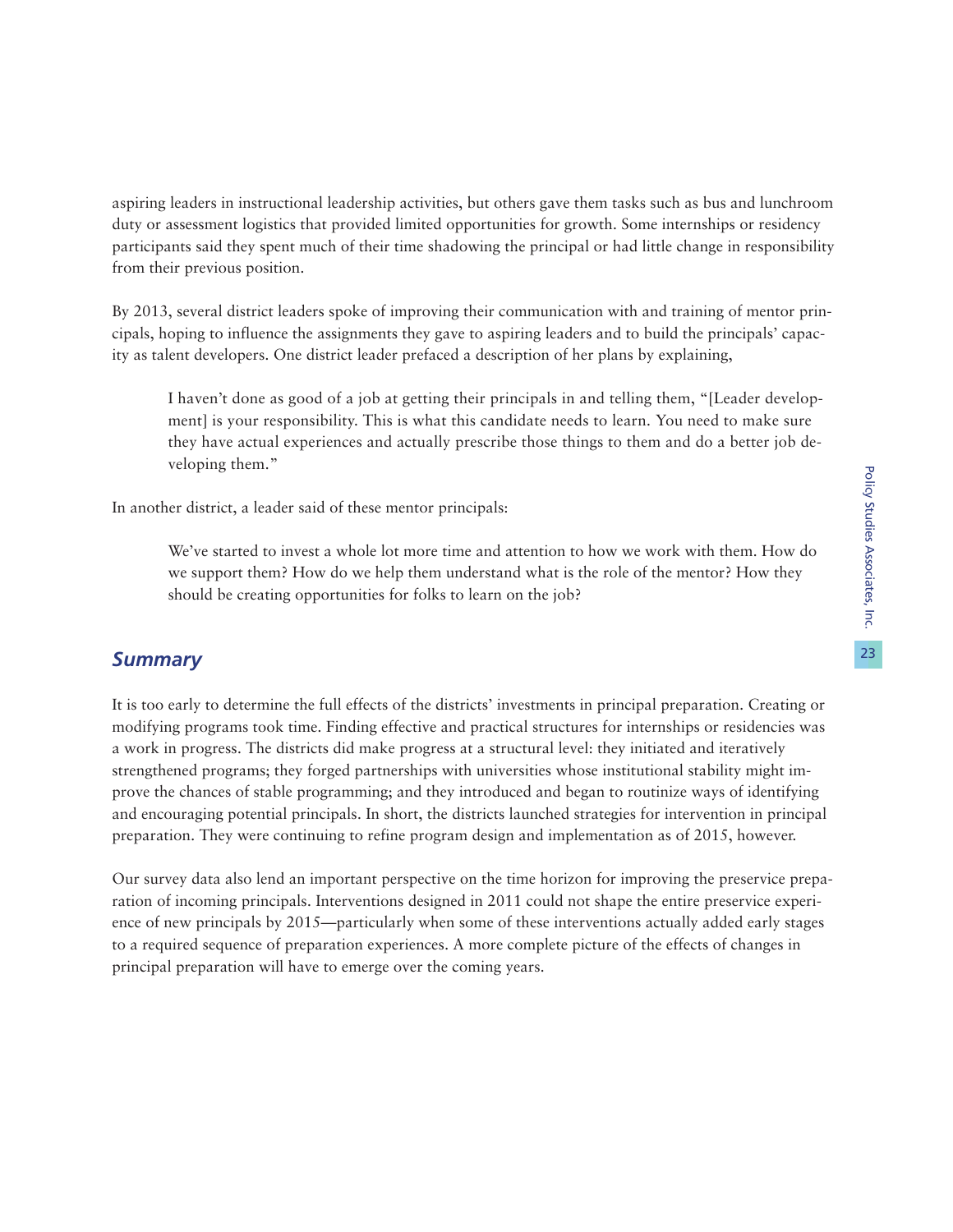aspiring leaders in instructional leadership activities, but others gave them tasks such as bus and lunchroom duty or assessment logistics that provided limited opportunities for growth. Some internships or residency participants said they spent much of their time shadowing the principal or had little change in responsibility from their previous position.

By 2013, several district leaders spoke of improving their communication with and training of mentor principals, hoping to influence the assignments they gave to aspiring leaders and to build the principals' capacity as talent developers. One district leader prefaced a description of her plans by explaining,

> I haven't done as good of a job at getting their principals in and telling them, "[Leader development] is your responsibility. This is what this candidate needs to learn. You need to make sure they have actual experiences and actually prescribe those things to them and do a better job developing them."

In another district, a leader said of these mentor principals:

> We've started to invest a whole lot more time and attention to how we work with them. How do we support them? How do we help them understand what is the role of the mentor? How they should be creating opportunities for folks to learn on the job?

## *Summary*

It is too early to determine the full effects of the districts' investments in principal preparation. Creating or modifying programs took time. Finding effective and practical structures for internships or residencies was a work in progress. The districts did make progress at a structural level: they initiated and iteratively strengthened programs; they forged partnerships with universities whose institutional stability might improve the chances of stable programming; and they introduced and began to routinize ways of identifying and encouraging potential principals. In short, the districts launched strategies for intervention in principal preparation. They were continuing to refine program design and implementation as of 2015, however.

Our survey data also lend an important perspective on the time horizon for improving the preservice preparation of incoming principals. Interventions designed in 2011 could not shape the entire preservice experience of new principals by 2015—particularly when some of these interventions actually added early stages to a required sequence of preparation experiences. A more complete picture of the effects of changes in principal preparation will have to emerge over the coming years.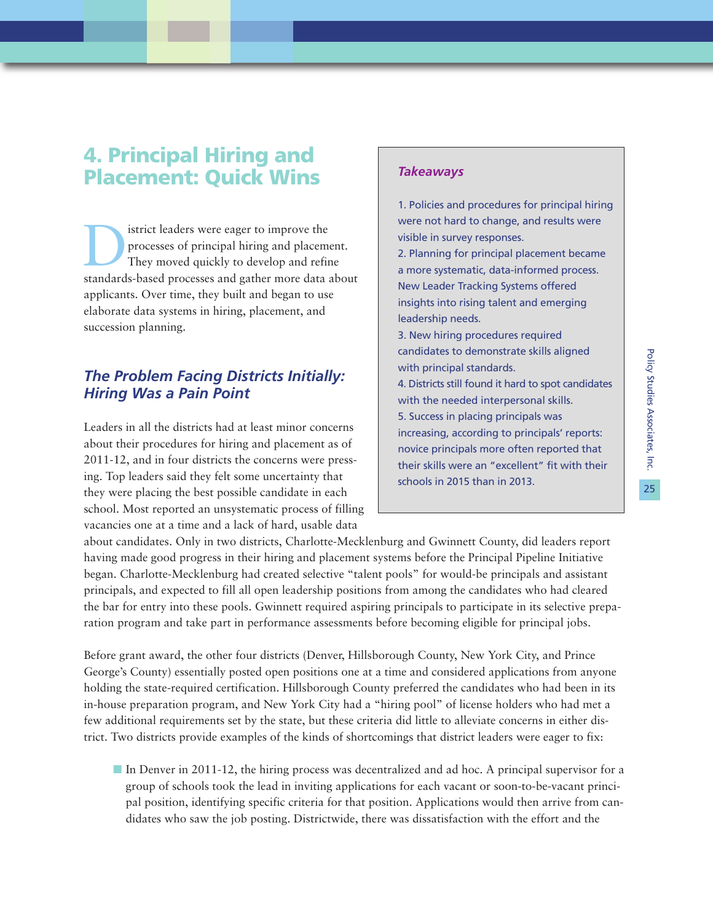# 4. Principal Hiring and Placement: Quick Wins

District leaders were eager to improve the processes of principal hiring and placement. They moved quickly to develop and refine standards-based processes and gather more data about applicants. Over time, they built and began to use elaborate data systems in hiring, placement, and succession planning.

> ***Takeaways***
>
> 1. Policies and procedures for principal hiring were not hard to change, and results were visible in survey responses.
> 2. Planning for principal placement became a more systematic, data-informed process. New Leader Tracking Systems offered insights into rising talent and emerging leadership needs.
> 3. New hiring procedures required candidates to demonstrate skills aligned with principal standards.
> 4. Districts still found it hard to spot candidates with the needed interpersonal skills.
> 5. Success in placing principals was increasing, according to principals' reports: novice principals more often reported that their skills were an "excellent" fit with their schools in 2015 than in 2013.

## *The Problem Facing Districts Initially: Hiring Was a Pain Point*

Leaders in all the districts had at least minor concerns about their procedures for hiring and placement as of 2011-12, and in four districts the concerns were pressing. Top leaders said they felt some uncertainty that they were placing the best possible candidate in each school. Most reported an unsystematic process of filling vacancies one at a time and a lack of hard, usable data about candidates. Only in two districts, Charlotte-Mecklenburg and Gwinnett County, did leaders report having made good progress in their hiring and placement systems before the Principal Pipeline Initiative began. Charlotte-Mecklenburg had created selective "talent pools" for would-be principals and assistant principals, and expected to fill all open leadership positions from among the candidates who had cleared the bar for entry into these pools. Gwinnett required aspiring principals to participate in its selective preparation program and take part in performance assessments before becoming eligible for principal jobs.

Before grant award, the other four districts (Denver, Hillsborough County, New York City, and Prince George's County) essentially posted open positions one at a time and considered applications from anyone holding the state-required certification. Hillsborough County preferred the candidates who had been in its in-house preparation program, and New York City had a "hiring pool" of license holders who had met a few additional requirements set by the state, but these criteria did little to alleviate concerns in either district. Two districts provide examples of the kinds of shortcomings that district leaders were eager to fix:

- In Denver in 2011-12, the hiring process was decentralized and ad hoc. A principal supervisor for a group of schools took the lead in inviting applications for each vacant or soon-to-be-vacant principal position, identifying specific criteria for that position. Applications would then arrive from candidates who saw the job posting. Districtwide, there was dissatisfaction with the effort and the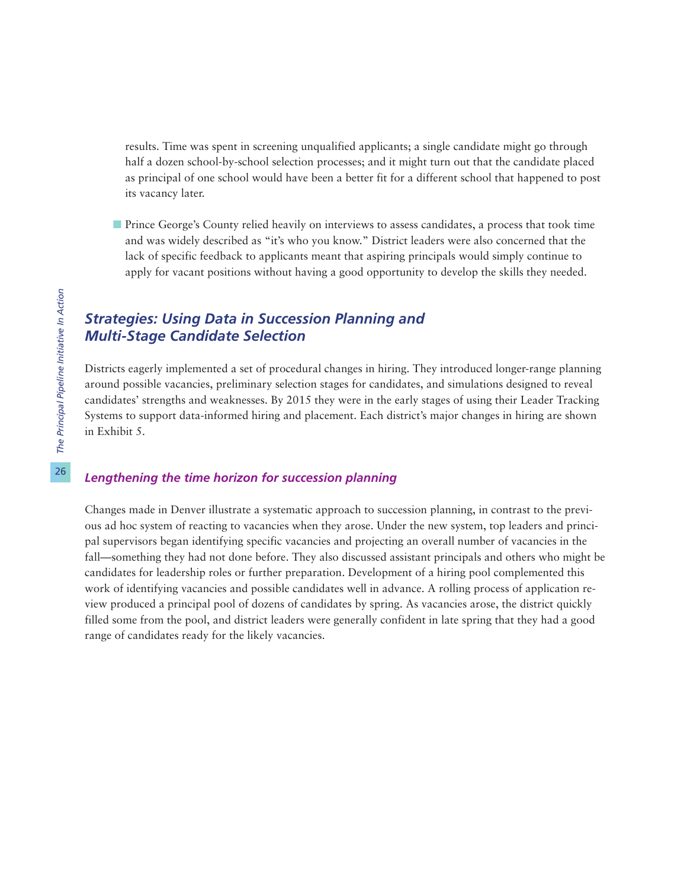results. Time was spent in screening unqualified applicants; a single candidate might go through half a dozen school-by-school selection processes; and it might turn out that the candidate placed as principal of one school would have been a better fit for a different school that happened to post its vacancy later.

- Prince George's County relied heavily on interviews to assess candidates, a process that took time and was widely described as "it's who you know." District leaders were also concerned that the lack of specific feedback to applicants meant that aspiring principals would simply continue to apply for vacant positions without having a good opportunity to develop the skills they needed.

## *Strategies: Using Data in Succession Planning and Multi-Stage Candidate Selection*

Districts eagerly implemented a set of procedural changes in hiring. They introduced longer-range planning around possible vacancies, preliminary selection stages for candidates, and simulations designed to reveal candidates' strengths and weaknesses. By 2015 they were in the early stages of using their Leader Tracking Systems to support data-informed hiring and placement. Each district's major changes in hiring are shown in Exhibit 5.

### *Lengthening the time horizon for succession planning*

Changes made in Denver illustrate a systematic approach to succession planning, in contrast to the previous ad hoc system of reacting to vacancies when they arose. Under the new system, top leaders and principal supervisors began identifying specific vacancies and projecting an overall number of vacancies in the fall—something they had not done before. They also discussed assistant principals and others who might be candidates for leadership roles or further preparation. Development of a hiring pool complemented this work of identifying vacancies and possible candidates well in advance. A rolling process of application review produced a principal pool of dozens of candidates by spring. As vacancies arose, the district quickly filled some from the pool, and district leaders were generally confident in late spring that they had a good range of candidates ready for the likely vacancies.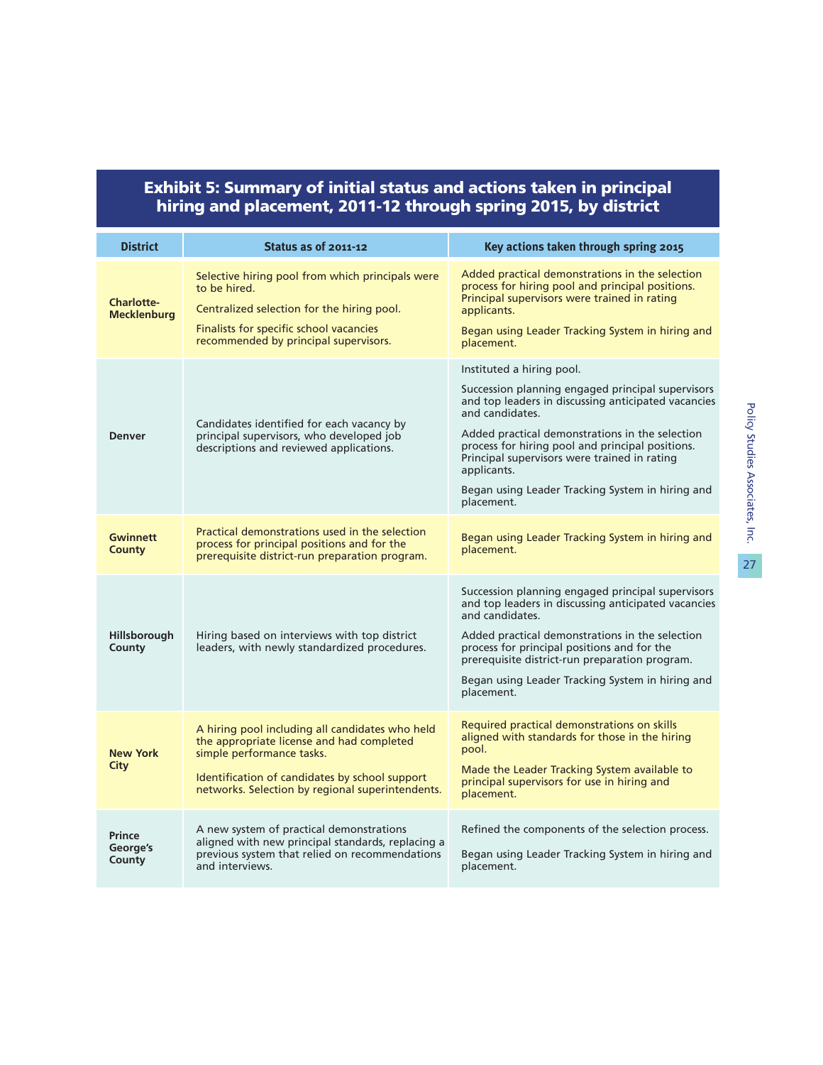## Exhibit 5: Summary of initial status and actions taken in principal hiring and placement, 2011-12 through spring 2015, by district

| District | Status as of 2011-12 | Key actions taken through spring 2015 |
|---|---|---|
| **Charlotte-Mecklenburg** | Selective hiring pool from which principals were to be hired.<br><br>Centralized selection for the hiring pool.<br><br>Finalists for specific school vacancies recommended by principal supervisors. | Added practical demonstrations in the selection process for hiring pool and principal positions. Principal supervisors were trained in rating applicants.<br><br>Began using Leader Tracking System in hiring and placement. |
| **Denver** | Candidates identified for each vacancy by principal supervisors, who developed job descriptions and reviewed applications. | Instituted a hiring pool.<br><br>Succession planning engaged principal supervisors and top leaders in discussing anticipated vacancies and candidates.<br><br>Added practical demonstrations in the selection process for hiring pool and principal positions. Principal supervisors were trained in rating applicants.<br><br>Began using Leader Tracking System in hiring and placement. |
| **Gwinnett County** | Practical demonstrations used in the selection process for principal positions and for the prerequisite district-run preparation program. | Began using Leader Tracking System in hiring and placement. |
| **Hillsborough County** | Hiring based on interviews with top district leaders, with newly standardized procedures. | Succession planning engaged principal supervisors and top leaders in discussing anticipated vacancies and candidates.<br><br>Added practical demonstrations in the selection process for principal positions and for the prerequisite district-run preparation program.<br><br>Began using Leader Tracking System in hiring and placement. |
| **New York City** | A hiring pool including all candidates who held the appropriate license and had completed simple performance tasks.<br><br>Identification of candidates by school support networks. Selection by regional superintendents. | Required practical demonstrations on skills aligned with standards for those in the hiring pool.<br><br>Made the Leader Tracking System available to principal supervisors for use in hiring and placement. |
| **Prince George's County** | A new system of practical demonstrations aligned with new principal standards, replacing a previous system that relied on recommendations and interviews. | Refined the components of the selection process.<br><br>Began using Leader Tracking System in hiring and placement. |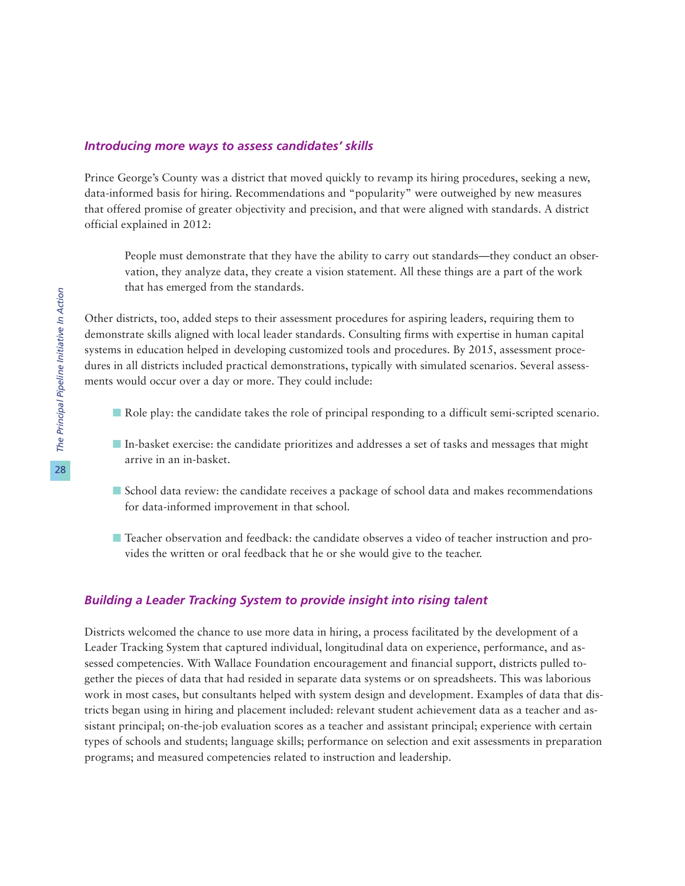### *Introducing more ways to assess candidates' skills*

Prince George's County was a district that moved quickly to revamp its hiring procedures, seeking a new, data-informed basis for hiring. Recommendations and "popularity" were outweighed by new measures that offered promise of greater objectivity and precision, and that were aligned with standards. A district official explained in 2012:

> People must demonstrate that they have the ability to carry out standards—they conduct an observation, they analyze data, they create a vision statement. All these things are a part of the work that has emerged from the standards.

Other districts, too, added steps to their assessment procedures for aspiring leaders, requiring them to demonstrate skills aligned with local leader standards. Consulting firms with expertise in human capital systems in education helped in developing customized tools and procedures. By 2015, assessment procedures in all districts included practical demonstrations, typically with simulated scenarios. Several assessments would occur over a day or more. They could include:

- Role play: the candidate takes the role of principal responding to a difficult semi-scripted scenario.
- In-basket exercise: the candidate prioritizes and addresses a set of tasks and messages that might arrive in an in-basket.
- School data review: the candidate receives a package of school data and makes recommendations for data-informed improvement in that school.
- Teacher observation and feedback: the candidate observes a video of teacher instruction and provides the written or oral feedback that he or she would give to the teacher.

### *Building a Leader Tracking System to provide insight into rising talent*

Districts welcomed the chance to use more data in hiring, a process facilitated by the development of a Leader Tracking System that captured individual, longitudinal data on experience, performance, and assessed competencies. With Wallace Foundation encouragement and financial support, districts pulled together the pieces of data that had resided in separate data systems or on spreadsheets. This was laborious work in most cases, but consultants helped with system design and development. Examples of data that districts began using in hiring and placement included: relevant student achievement data as a teacher and assistant principal; on-the-job evaluation scores as a teacher and assistant principal; experience with certain types of schools and students; language skills; performance on selection and exit assessments in preparation programs; and measured competencies related to instruction and leadership.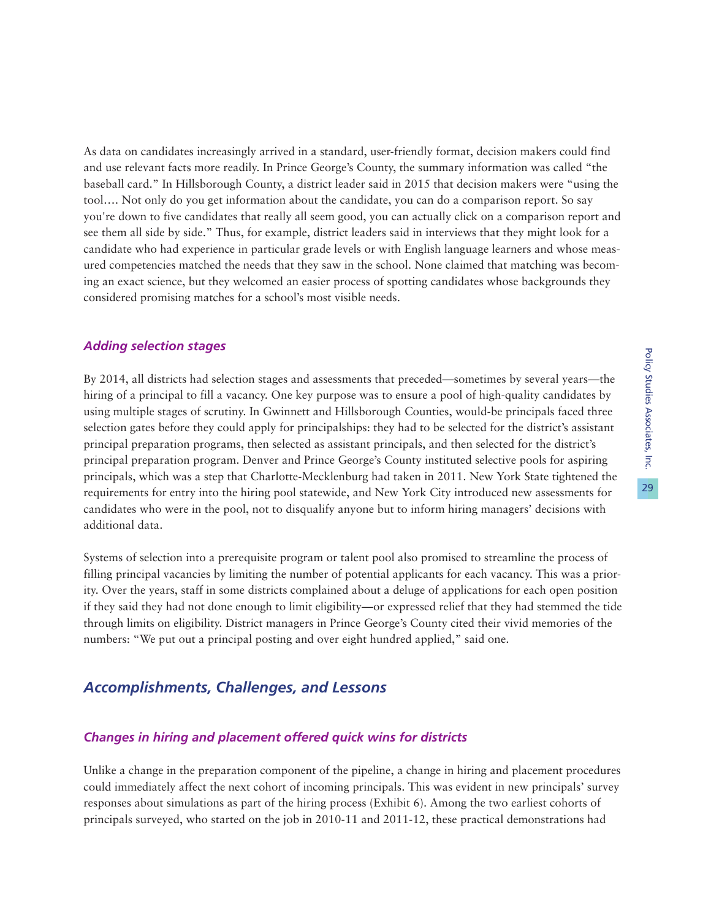As data on candidates increasingly arrived in a standard, user-friendly format, decision makers could find and use relevant facts more readily. In Prince George's County, the summary information was called "the baseball card." In Hillsborough County, a district leader said in 2015 that decision makers were "using the tool…. Not only do you get information about the candidate, you can do a comparison report. So say you're down to five candidates that really all seem good, you can actually click on a comparison report and see them all side by side." Thus, for example, district leaders said in interviews that they might look for a candidate who had experience in particular grade levels or with English language learners and whose measured competencies matched the needs that they saw in the school. None claimed that matching was becoming an exact science, but they welcomed an easier process of spotting candidates whose backgrounds they considered promising matches for a school's most visible needs.

### *Adding selection stages*

By 2014, all districts had selection stages and assessments that preceded—sometimes by several years—the hiring of a principal to fill a vacancy. One key purpose was to ensure a pool of high-quality candidates by using multiple stages of scrutiny. In Gwinnett and Hillsborough Counties, would-be principals faced three selection gates before they could apply for principalships: they had to be selected for the district's assistant principal preparation programs, then selected as assistant principals, and then selected for the district's principal preparation program. Denver and Prince George's County instituted selective pools for aspiring principals, which was a step that Charlotte-Mecklenburg had taken in 2011. New York State tightened the requirements for entry into the hiring pool statewide, and New York City introduced new assessments for candidates who were in the pool, not to disqualify anyone but to inform hiring managers' decisions with additional data.

Systems of selection into a prerequisite program or talent pool also promised to streamline the process of filling principal vacancies by limiting the number of potential applicants for each vacancy. This was a priority. Over the years, staff in some districts complained about a deluge of applications for each open position if they said they had not done enough to limit eligibility—or expressed relief that they had stemmed the tide through limits on eligibility. District managers in Prince George's County cited their vivid memories of the numbers: "We put out a principal posting and over eight hundred applied," said one.

## *Accomplishments, Challenges, and Lessons*

### *Changes in hiring and placement offered quick wins for districts*

Unlike a change in the preparation component of the pipeline, a change in hiring and placement procedures could immediately affect the next cohort of incoming principals. This was evident in new principals' survey responses about simulations as part of the hiring process (Exhibit 6). Among the two earliest cohorts of principals surveyed, who started on the job in 2010-11 and 2011-12, these practical demonstrations had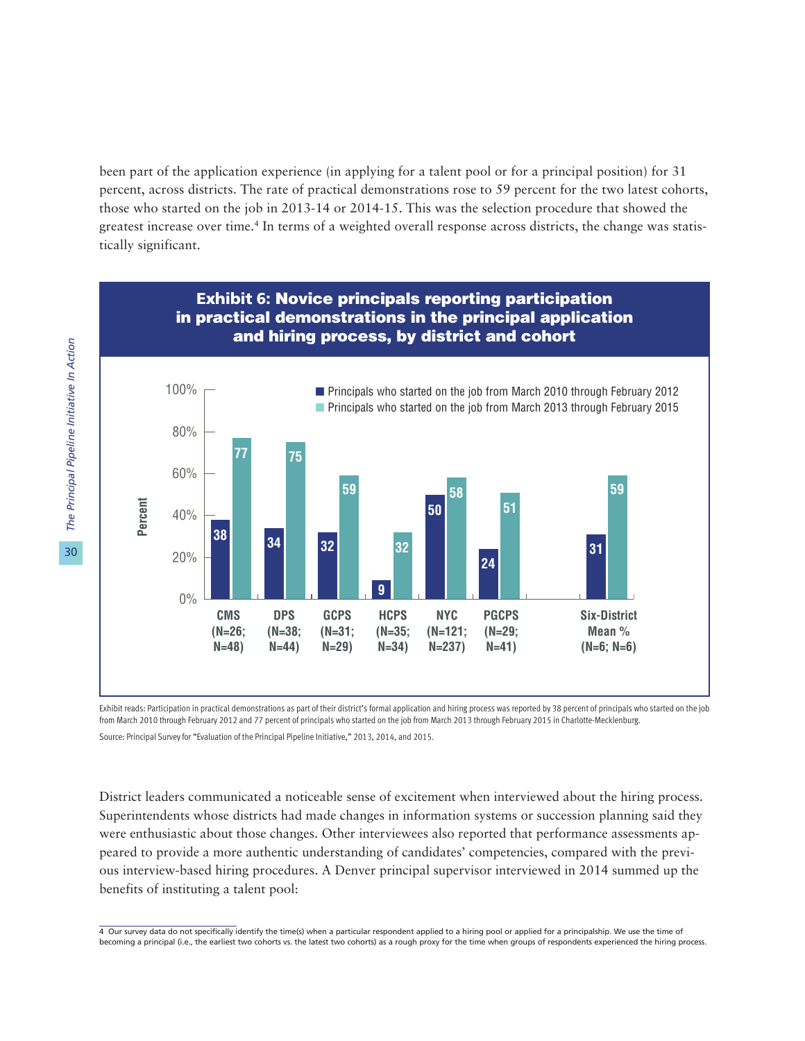been part of the application experience (in applying for a talent pool or for a principal position) for 31 percent, across districts. The rate of practical demonstrations rose to 59 percent for the two latest cohorts, those who started on the job in 2013-14 or 2014-15. This was the selection procedure that showed the greatest increase over time.[4] In terms of a weighted overall response across districts, the change was statistically significant.

**Exhibit 6: Novice principals reporting participation in practical demonstrations in the principal application and hiring process, by district and cohort**

| District | Principals who started on the job from March 2010 through February 2012 (%) | Principals who started on the job from March 2013 through February 2015 (%) |
|---|---|---|
| CMS (N=26; N=48) | 38 | 77 |
| DPS (N=38; N=44) | 34 | 75 |
| GCPS (N=31; N=29) | 32 | 59 |
| HCPS (N=35; N=34) | 9 | 32 |
| NYC (N=121; N=237) | 50 | 58 |
| PGCPS (N=29; N=41) | 24 | 51 |
| Six-District Mean % (N=6; N=6) | 31 | 59 |

Exhibit reads: Participation in practical demonstrations as part of their district's formal application and hiring process was reported by 38 percent of principals who started on the job from March 2010 through February 2012 and 77 percent of principals who started on the job from March 2013 through February 2015 in Charlotte-Mecklenburg.

Source: Principal Survey for "Evaluation of the Principal Pipeline Initiative," 2013, 2014, and 2015.

District leaders communicated a noticeable sense of excitement when interviewed about the hiring process. Superintendents whose districts had made changes in information systems or succession planning said they were enthusiastic about those changes. Other interviewees also reported that performance assessments appeared to provide a more authentic understanding of candidates' competencies, compared with the previous interview-based hiring procedures. A Denver principal supervisor interviewed in 2014 summed up the benefits of instituting a talent pool:

---

4 Our survey data do not specifically identify the time(s) when a particular respondent applied to a hiring pool or applied for a principalship. We use the time of becoming a principal (i.e., the earliest two cohorts vs. the latest two cohorts) as a rough proxy for the time when groups of respondents experienced the hiring process.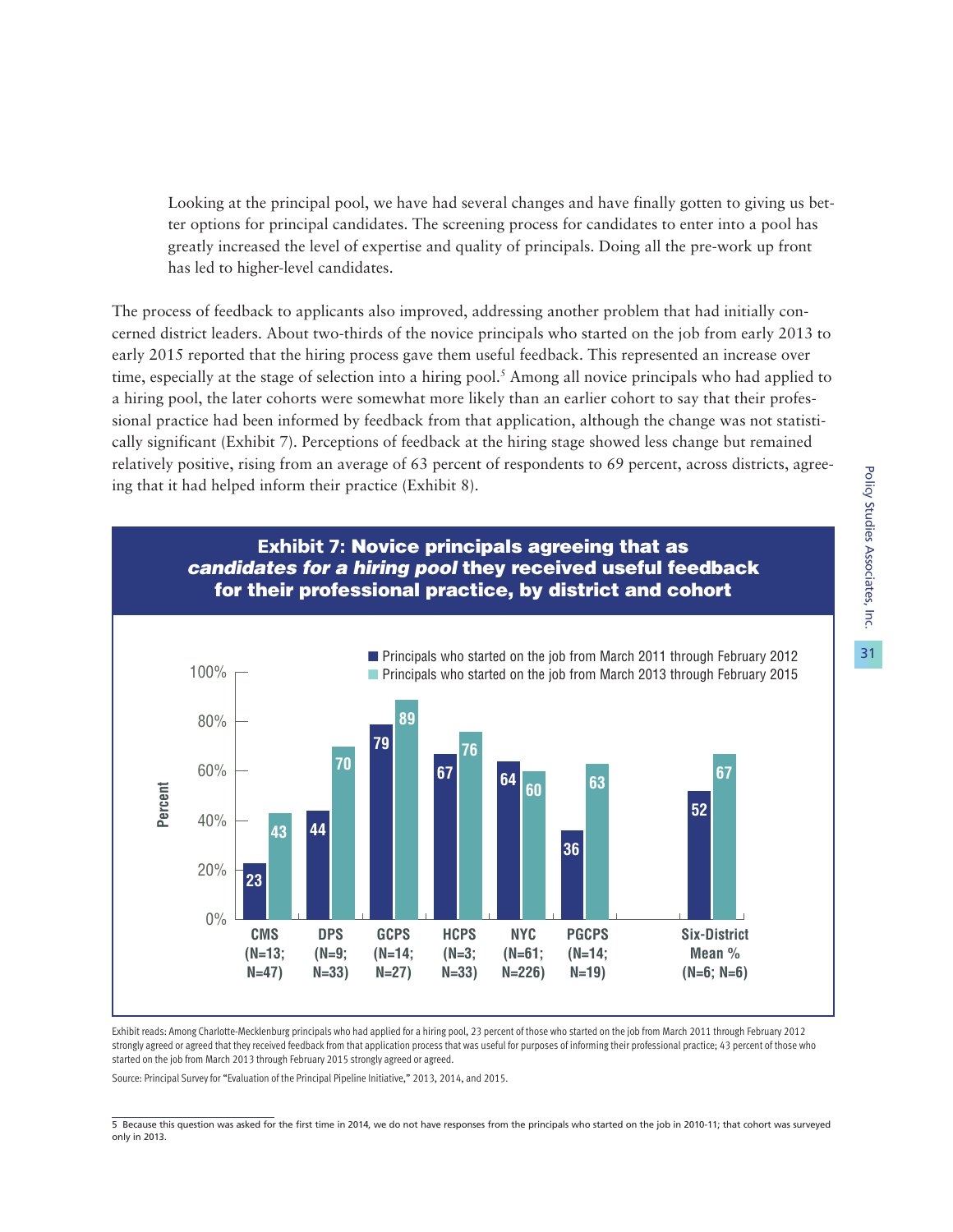Looking at the principal pool, we have had several changes and have finally gotten to giving us better options for principal candidates. The screening process for candidates to enter into a pool has greatly increased the level of expertise and quality of principals. Doing all the pre-work up front has led to higher-level candidates.

The process of feedback to applicants also improved, addressing another problem that had initially concerned district leaders. About two-thirds of the novice principals who started on the job from early 2013 to early 2015 reported that the hiring process gave them useful feedback. This represented an increase over time, especially at the stage of selection into a hiring pool.[5] Among all novice principals who had applied to a hiring pool, the later cohorts were somewhat more likely than an earlier cohort to say that their professional practice had been informed by feedback from that application, although the change was not statistically significant (Exhibit 7). Perceptions of feedback at the hiring stage showed less change but remained relatively positive, rising from an average of 63 percent of respondents to 69 percent, across districts, agreeing that it had helped inform their practice (Exhibit 8).

## Exhibit 7: Novice principals agreeing that as *candidates for a hiring pool* they received useful feedback for their professional practice, by district and cohort

| District | Principals who started on the job from March 2011 through February 2012 | Principals who started on the job from March 2013 through February 2015 |
|---|---|---|
| CMS (N=13; N=47) | 23 | 43 |
| DPS (N=9; N=33) | 44 | 70 |
| GCPS (N=14; N=27) | 79 | 89 |
| HCPS (N=3; N=33) | 67 | 76 |
| NYC (N=61; N=226) | 64 | 60 |
| PGCPS (N=14; N=19) | 36 | 63 |
| Six-District Mean % (N=6; N=6) | 52 | 67 |

Exhibit reads: Among Charlotte-Mecklenburg principals who had applied for a hiring pool, 23 percent of those who started on the job from March 2011 through February 2012 strongly agreed or agreed that they received feedback from that application process that was useful for purposes of informing their professional practice; 43 percent of those who started on the job from March 2013 through February 2015 strongly agreed or agreed.

Source: Principal Survey for "Evaluation of the Principal Pipeline Initiative," 2013, 2014, and 2015.

---

5 Because this question was asked for the first time in 2014, we do not have responses from the principals who started on the job in 2010-11; that cohort was surveyed only in 2013.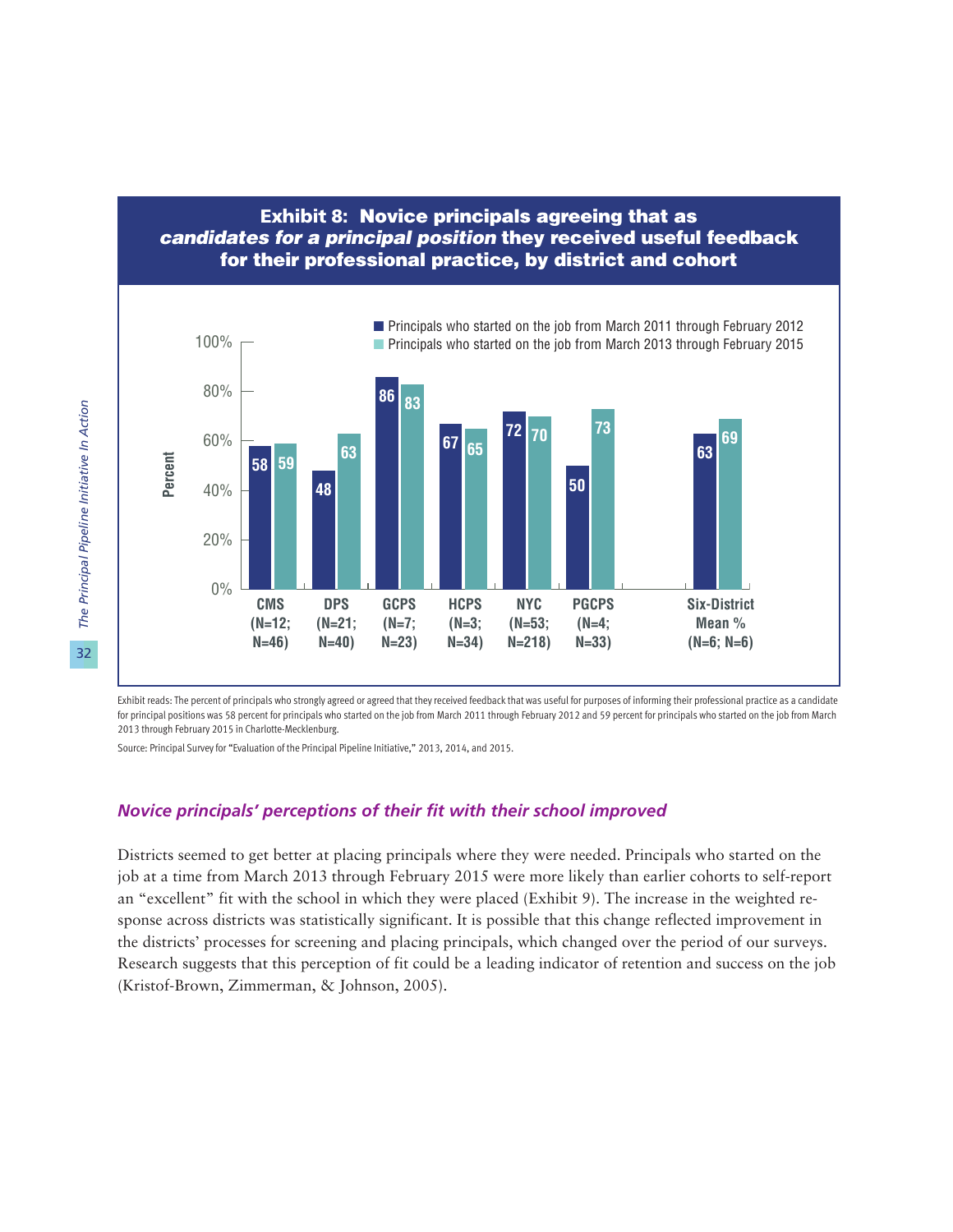**Exhibit 8: Novice principals agreeing that as *candidates for a principal position* they received useful feedback for their professional practice, by district and cohort**

| District | Principals who started on the job from March 2011 through February 2012 | Principals who started on the job from March 2013 through February 2015 |
|---|---|---|
| CMS (N=12; N=46) | 58 | 59 |
| DPS (N=21; N=40) | 48 | 63 |
| GCPS (N=7; N=23) | 86 | 83 |
| HCPS (N=3; N=34) | 67 | 65 |
| NYC (N=53; N=218) | 72 | 70 |
| PGCPS (N=4; N=33) | 50 | 73 |
| Six-District Mean % (N=6; N=6) | 63 | 69 |

Exhibit reads: The percent of principals who strongly agreed or agreed that they received feedback that was useful for purposes of informing their professional practice as a candidate for principal positions was 58 percent for principals who started on the job from March 2011 through February 2012 and 59 percent for principals who started on the job from March 2013 through February 2015 in Charlotte-Mecklenburg.

Source: Principal Survey for "Evaluation of the Principal Pipeline Initiative," 2013, 2014, and 2015.

### *Novice principals' perceptions of their fit with their school improved*

Districts seemed to get better at placing principals where they were needed. Principals who started on the job at a time from March 2013 through February 2015 were more likely than earlier cohorts to self-report an "excellent" fit with the school in which they were placed (Exhibit 9). The increase in the weighted response across districts was statistically significant. It is possible that this change reflected improvement in the districts' processes for screening and placing principals, which changed over the period of our surveys. Research suggests that this perception of fit could be a leading indicator of retention and success on the job (Kristof-Brown, Zimmerman, & Johnson, 2005).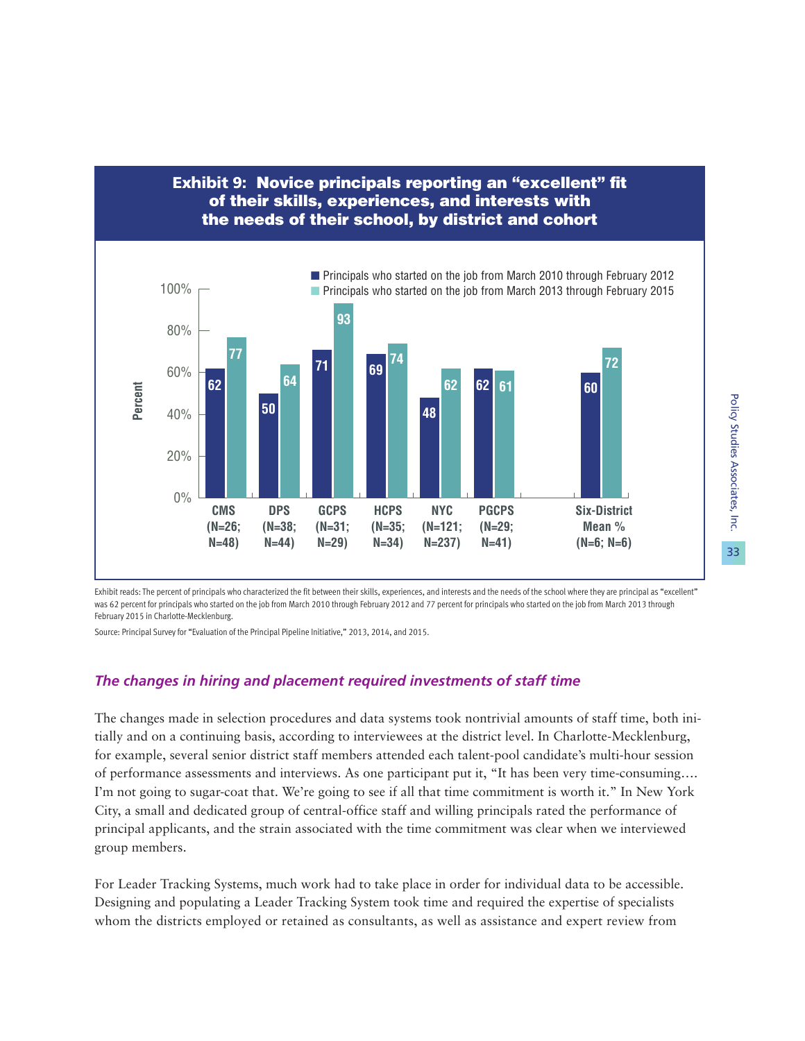**Exhibit 9: Novice principals reporting an "excellent" fit of their skills, experiences, and interests with the needs of their school, by district and cohort**

| District | Principals who started on the job from March 2010 through February 2012 | Principals who started on the job from March 2013 through February 2015 |
|---|---|---|
| CMS (N=26; N=48) | 62 | 77 |
| DPS (N=38; N=44) | 50 | 64 |
| GCPS (N=31; N=29) | 71 | 93 |
| HCPS (N=35; N=34) | 69 | 74 |
| NYC (N=121; N=237) | 48 | 62 |
| PGCPS (N=29; N=41) | 62 | 61 |
| Six-District Mean % (N=6; N=6) | 60 | 72 |

Exhibit reads: The percent of principals who characterized the fit between their skills, experiences, and interests and the needs of the school where they are principal as "excellent" was 62 percent for principals who started on the job from March 2010 through February 2012 and 77 percent for principals who started on the job from March 2013 through February 2015 in Charlotte-Mecklenburg.

Source: Principal Survey for "Evaluation of the Principal Pipeline Initiative," 2013, 2014, and 2015.

### *The changes in hiring and placement required investments of staff time*

The changes made in selection procedures and data systems took nontrivial amounts of staff time, both initially and on a continuing basis, according to interviewees at the district level. In Charlotte-Mecklenburg, for example, several senior district staff members attended each talent-pool candidate's multi-hour session of performance assessments and interviews. As one participant put it, "It has been very time-consuming…. I'm not going to sugar-coat that. We're going to see if all that time commitment is worth it." In New York City, a small and dedicated group of central-office staff and willing principals rated the performance of principal applicants, and the strain associated with the time commitment was clear when we interviewed group members.

For Leader Tracking Systems, much work had to take place in order for individual data to be accessible. Designing and populating a Leader Tracking System took time and required the expertise of specialists whom the districts employed or retained as consultants, as well as assistance and expert review from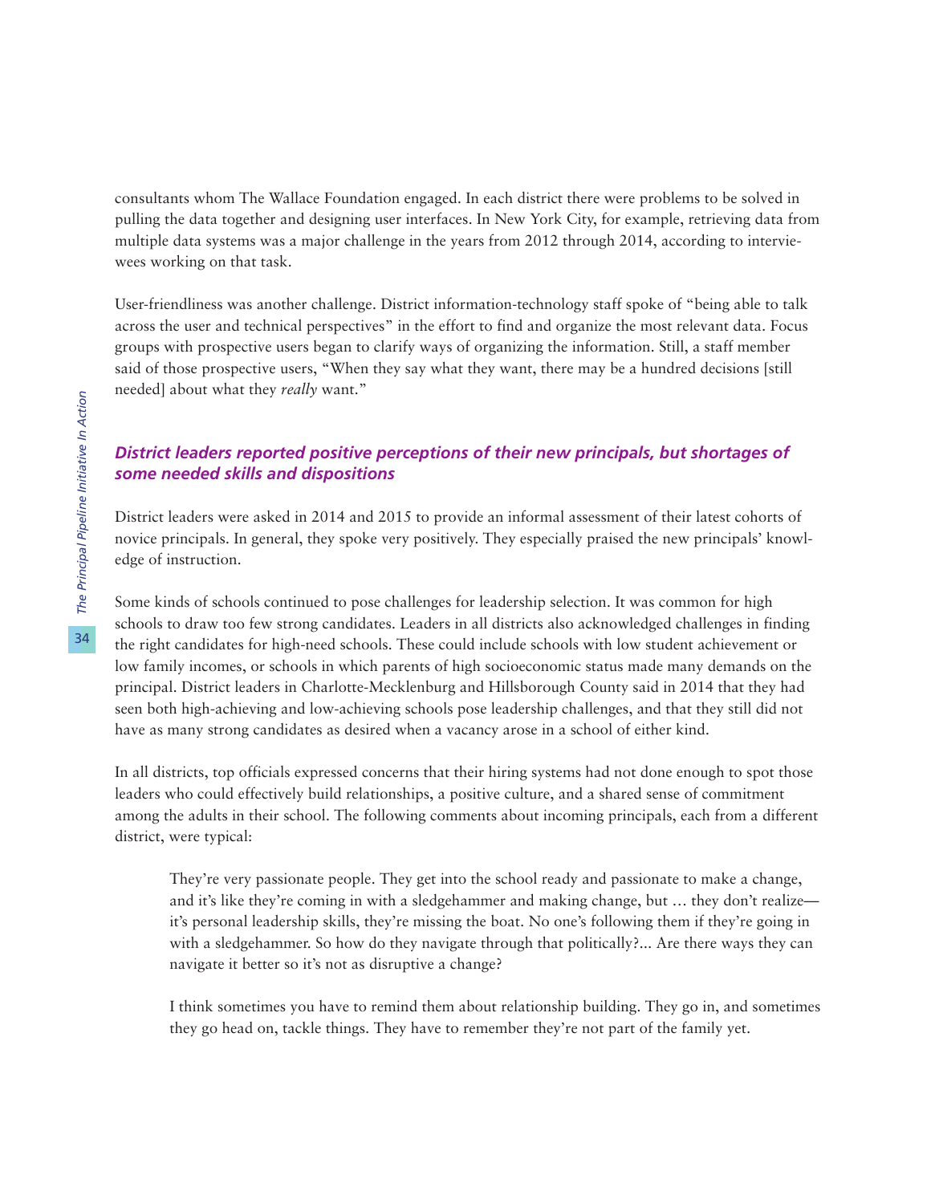consultants whom The Wallace Foundation engaged. In each district there were problems to be solved in pulling the data together and designing user interfaces. In New York City, for example, retrieving data from multiple data systems was a major challenge in the years from 2012 through 2014, according to interviewees working on that task.

User-friendliness was another challenge. District information-technology staff spoke of "being able to talk across the user and technical perspectives" in the effort to find and organize the most relevant data. Focus groups with prospective users began to clarify ways of organizing the information. Still, a staff member said of those prospective users, "When they say what they want, there may be a hundred decisions [still needed] about what they *really* want."

### *District leaders reported positive perceptions of their new principals, but shortages of some needed skills and dispositions*

District leaders were asked in 2014 and 2015 to provide an informal assessment of their latest cohorts of novice principals. In general, they spoke very positively. They especially praised the new principals' knowledge of instruction.

Some kinds of schools continued to pose challenges for leadership selection. It was common for high schools to draw too few strong candidates. Leaders in all districts also acknowledged challenges in finding the right candidates for high-need schools. These could include schools with low student achievement or low family incomes, or schools in which parents of high socioeconomic status made many demands on the principal. District leaders in Charlotte-Mecklenburg and Hillsborough County said in 2014 that they had seen both high-achieving and low-achieving schools pose leadership challenges, and that they still did not have as many strong candidates as desired when a vacancy arose in a school of either kind.

In all districts, top officials expressed concerns that their hiring systems had not done enough to spot those leaders who could effectively build relationships, a positive culture, and a shared sense of commitment among the adults in their school. The following comments about incoming principals, each from a different district, were typical:

> They're very passionate people. They get into the school ready and passionate to make a change, and it's like they're coming in with a sledgehammer and making change, but … they don't realize—it's personal leadership skills, they're missing the boat. No one's following them if they're going in with a sledgehammer. So how do they navigate through that politically?... Are there ways they can navigate it better so it's not as disruptive a change?

> I think sometimes you have to remind them about relationship building. They go in, and sometimes they go head on, tackle things. They have to remember they're not part of the family yet.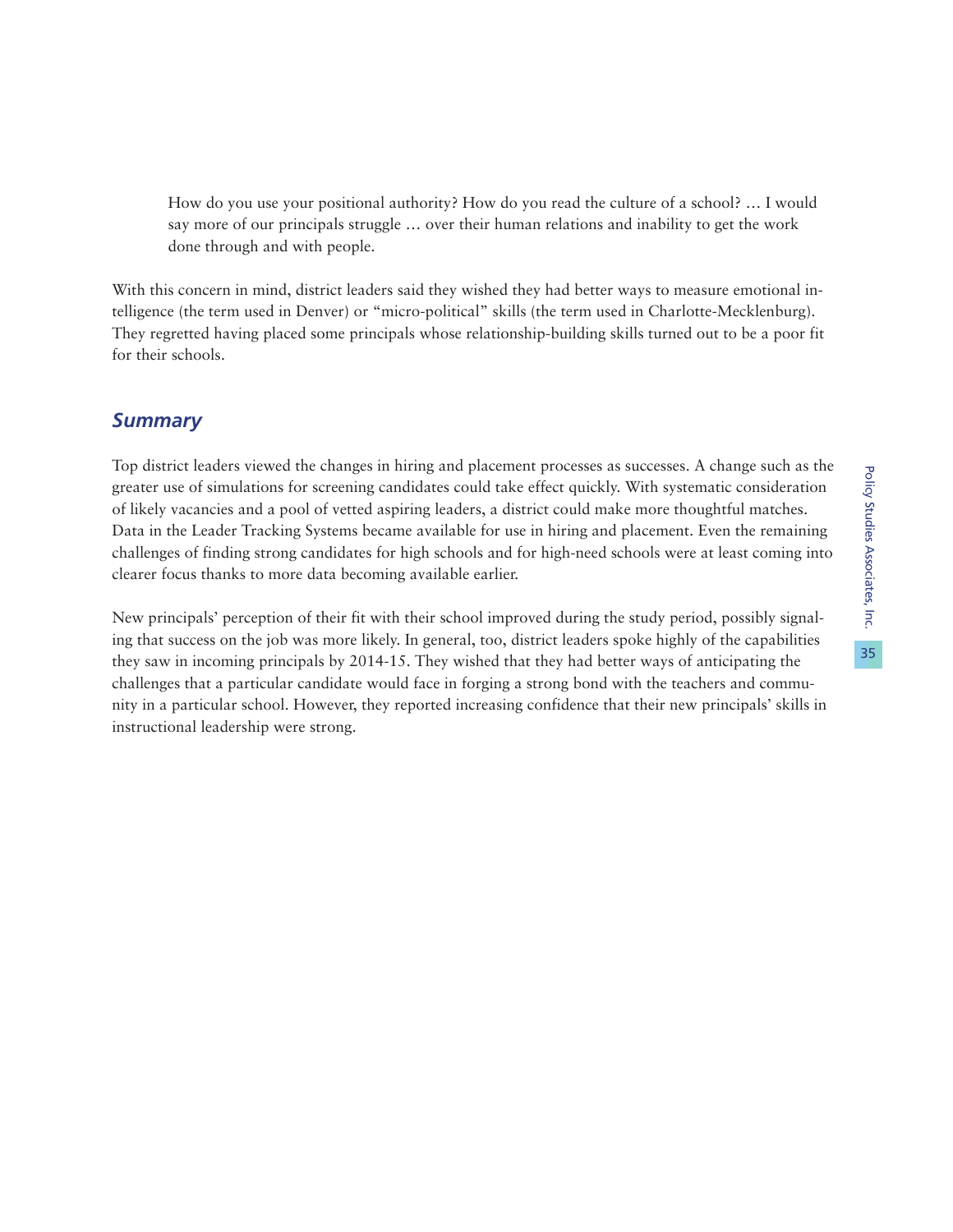> How do you use your positional authority? How do you read the culture of a school? … I would say more of our principals struggle … over their human relations and inability to get the work done through and with people.

With this concern in mind, district leaders said they wished they had better ways to measure emotional intelligence (the term used in Denver) or "micro-political" skills (the term used in Charlotte-Mecklenburg). They regretted having placed some principals whose relationship-building skills turned out to be a poor fit for their schools.

## *Summary*

Top district leaders viewed the changes in hiring and placement processes as successes. A change such as the greater use of simulations for screening candidates could take effect quickly. With systematic consideration of likely vacancies and a pool of vetted aspiring leaders, a district could make more thoughtful matches. Data in the Leader Tracking Systems became available for use in hiring and placement. Even the remaining challenges of finding strong candidates for high schools and for high-need schools were at least coming into clearer focus thanks to more data becoming available earlier.

New principals' perception of their fit with their school improved during the study period, possibly signaling that success on the job was more likely. In general, too, district leaders spoke highly of the capabilities they saw in incoming principals by 2014-15. They wished that they had better ways of anticipating the challenges that a particular candidate would face in forging a strong bond with the teachers and community in a particular school. However, they reported increasing confidence that their new principals' skills in instructional leadership were strong.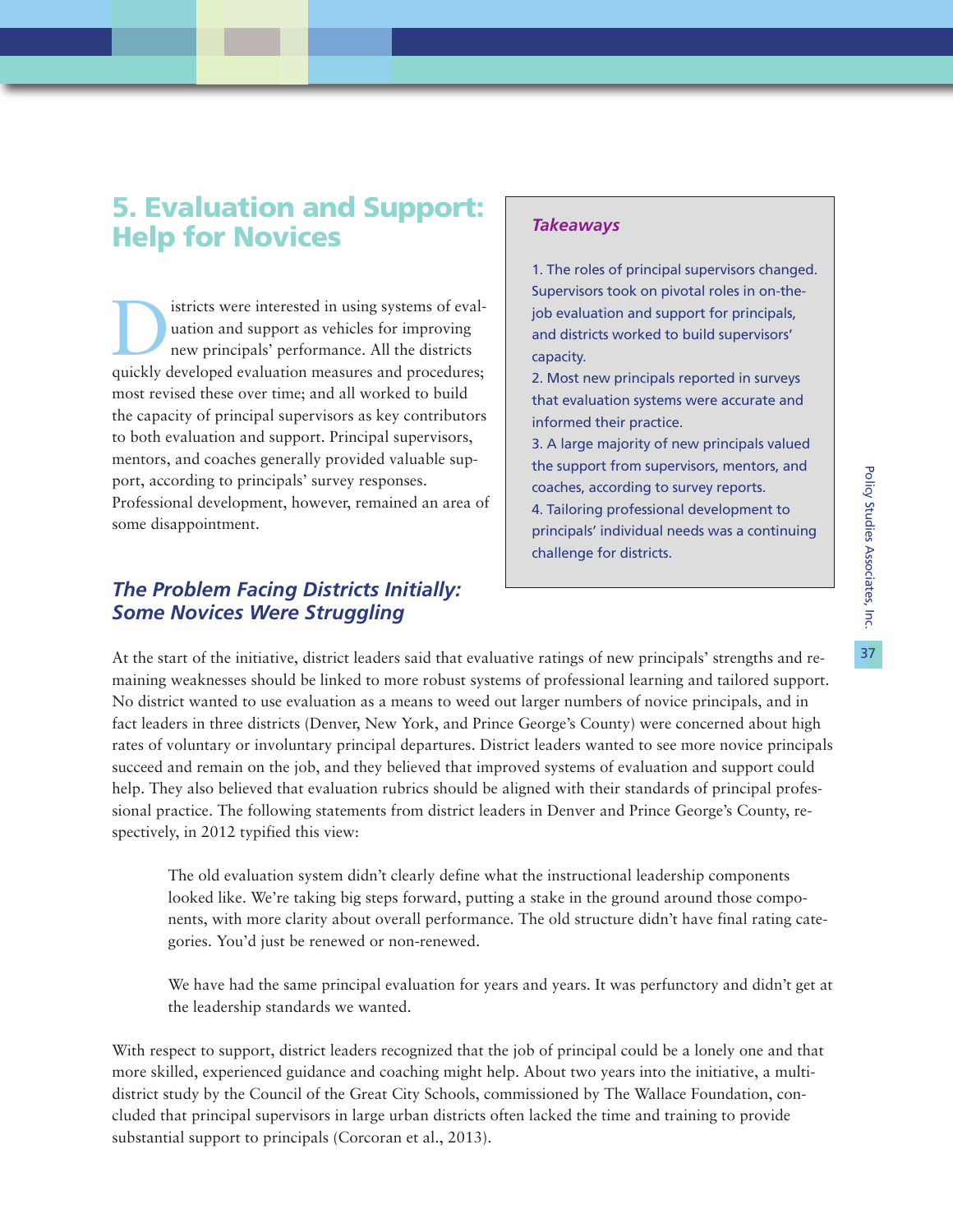## 5. Evaluation and Support: Help for Novices

Districts were interested in using systems of evaluation and support as vehicles for improving new principals' performance. All the districts quickly developed evaluation measures and procedures; most revised these over time; and all worked to build the capacity of principal supervisors as key contributors to both evaluation and support. Principal supervisors, mentors, and coaches generally provided valuable support, according to principals' survey responses. Professional development, however, remained an area of some disappointment.

> ***Takeaways***
>
> 1. The roles of principal supervisors changed. Supervisors took on pivotal roles in on-the-job evaluation and support for principals, and districts worked to build supervisors' capacity.
> 2. Most new principals reported in surveys that evaluation systems were accurate and informed their practice.
> 3. A large majority of new principals valued the support from supervisors, mentors, and coaches, according to survey reports.
> 4. Tailoring professional development to principals' individual needs was a continuing challenge for districts.

### *The Problem Facing Districts Initially: Some Novices Were Struggling*

At the start of the initiative, district leaders said that evaluative ratings of new principals' strengths and remaining weaknesses should be linked to more robust systems of professional learning and tailored support. No district wanted to use evaluation as a means to weed out larger numbers of novice principals, and in fact leaders in three districts (Denver, New York, and Prince George's County) were concerned about high rates of voluntary or involuntary principal departures. District leaders wanted to see more novice principals succeed and remain on the job, and they believed that improved systems of evaluation and support could help. They also believed that evaluation rubrics should be aligned with their standards of principal professional practice. The following statements from district leaders in Denver and Prince George's County, respectively, in 2012 typified this view:

> The old evaluation system didn't clearly define what the instructional leadership components looked like. We're taking big steps forward, putting a stake in the ground around those components, with more clarity about overall performance. The old structure didn't have final rating categories. You'd just be renewed or non-renewed.

> We have had the same principal evaluation for years and years. It was perfunctory and didn't get at the leadership standards we wanted.

With respect to support, district leaders recognized that the job of principal could be a lonely one and that more skilled, experienced guidance and coaching might help. About two years into the initiative, a multi-district study by the Council of the Great City Schools, commissioned by The Wallace Foundation, concluded that principal supervisors in large urban districts often lacked the time and training to provide substantial support to principals (Corcoran et al., 2013).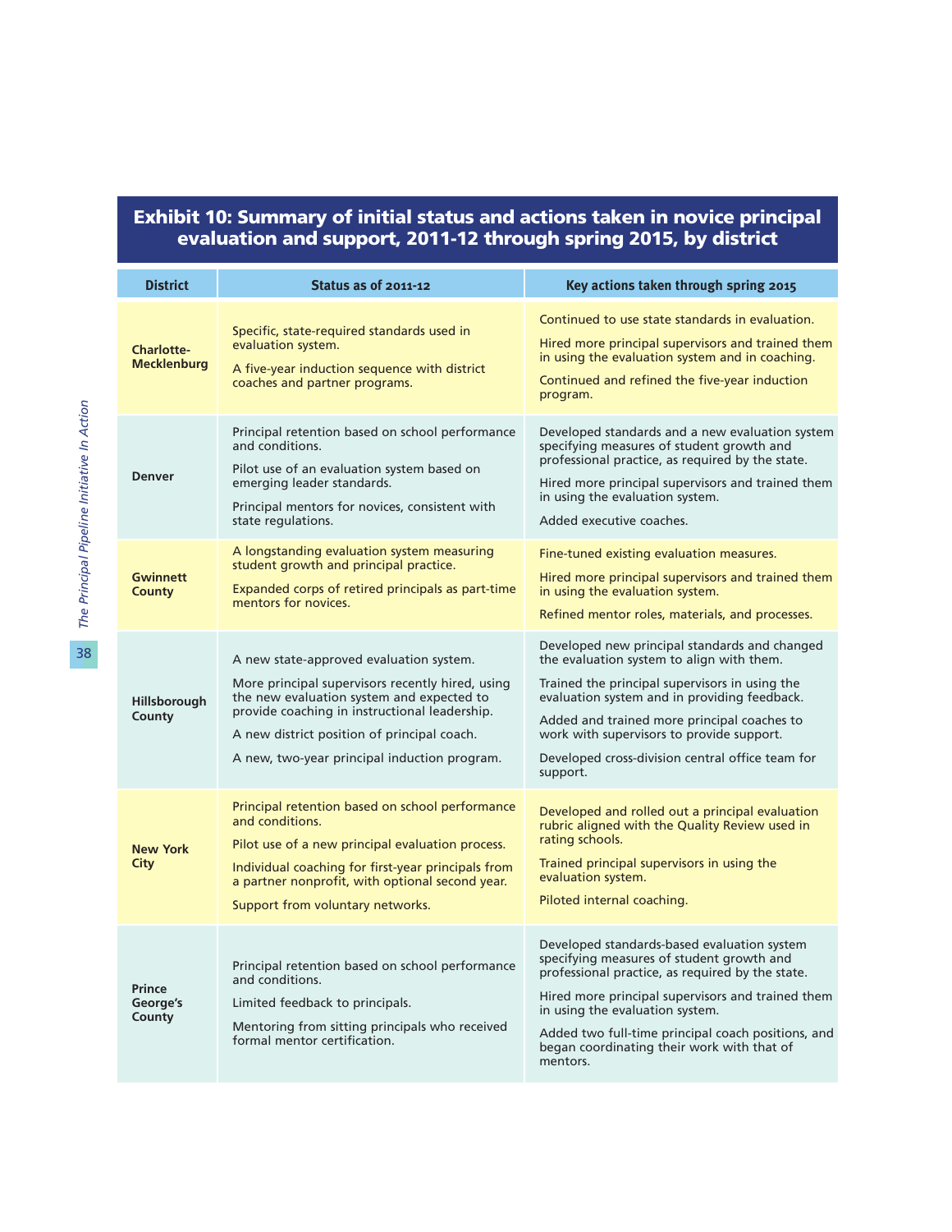## Exhibit 10: Summary of initial status and actions taken in novice principal evaluation and support, 2011-12 through spring 2015, by district

| District | Status as of 2011-12 | Key actions taken through spring 2015 |
|---|---|---|
| **Charlotte-Mecklenburg** | Specific, state-required standards used in evaluation system.<br><br>A five-year induction sequence with district coaches and partner programs. | Continued to use state standards in evaluation.<br><br>Hired more principal supervisors and trained them in using the evaluation system and in coaching.<br><br>Continued and refined the five-year induction program. |
| **Denver** | Principal retention based on school performance and conditions.<br><br>Pilot use of an evaluation system based on emerging leader standards.<br><br>Principal mentors for novices, consistent with state regulations. | Developed standards and a new evaluation system specifying measures of student growth and professional practice, as required by the state.<br><br>Hired more principal supervisors and trained them in using the evaluation system.<br><br>Added executive coaches. |
| **Gwinnett County** | A longstanding evaluation system measuring student growth and principal practice.<br><br>Expanded corps of retired principals as part-time mentors for novices. | Fine-tuned existing evaluation measures.<br><br>Hired more principal supervisors and trained them in using the evaluation system.<br><br>Refined mentor roles, materials, and processes. |
| **Hillsborough County** | A new state-approved evaluation system.<br><br>More principal supervisors recently hired, using the new evaluation system and expected to provide coaching in instructional leadership.<br><br>A new district position of principal coach.<br><br>A new, two-year principal induction program. | Developed new principal standards and changed the evaluation system to align with them.<br><br>Trained the principal supervisors in using the evaluation system and in providing feedback.<br><br>Added and trained more principal coaches to work with supervisors to provide support.<br><br>Developed cross-division central office team for support. |
| **New York City** | Principal retention based on school performance and conditions.<br><br>Pilot use of a new principal evaluation process.<br><br>Individual coaching for first-year principals from a partner nonprofit, with optional second year.<br><br>Support from voluntary networks. | Developed and rolled out a principal evaluation rubric aligned with the Quality Review used in rating schools.<br><br>Trained principal supervisors in using the evaluation system.<br><br>Piloted internal coaching. |
| **Prince George's County** | Principal retention based on school performance and conditions.<br><br>Limited feedback to principals.<br><br>Mentoring from sitting principals who received formal mentor certification. | Developed standards-based evaluation system specifying measures of student growth and professional practice, as required by the state.<br><br>Hired more principal supervisors and trained them in using the evaluation system.<br><br>Added two full-time principal coach positions, and began coordinating their work with that of mentors. |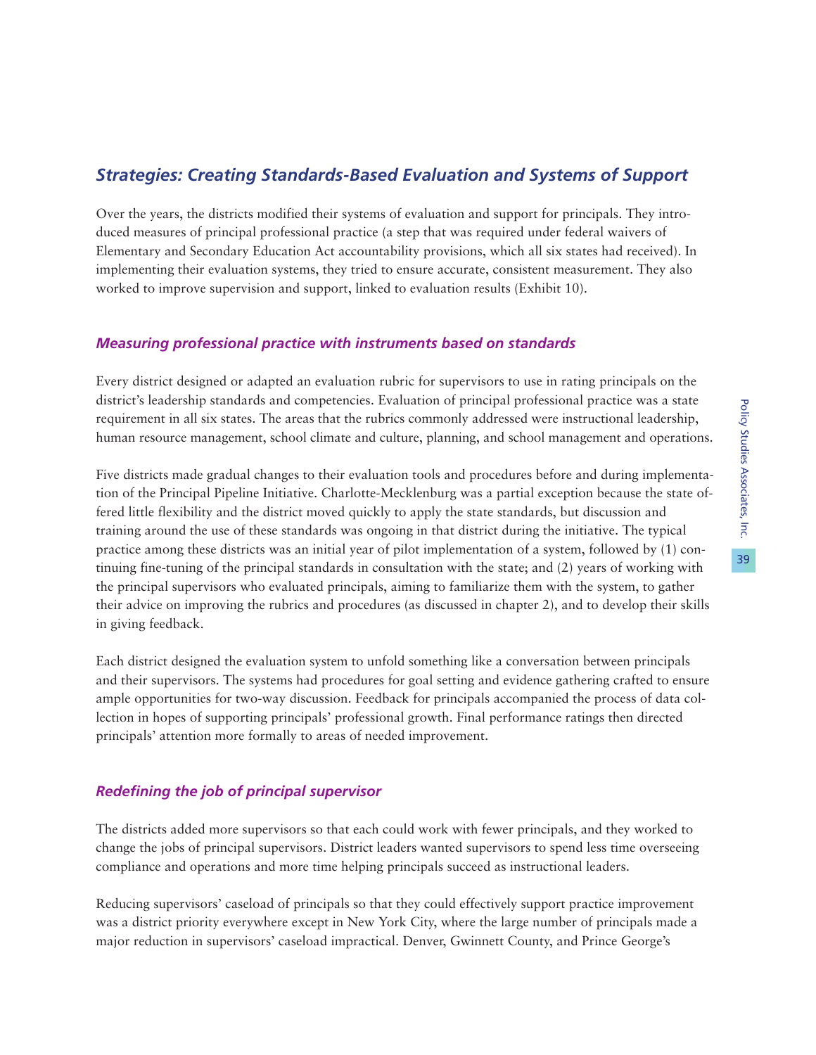## *Strategies: Creating Standards-Based Evaluation and Systems of Support*

Over the years, the districts modified their systems of evaluation and support for principals. They introduced measures of principal professional practice (a step that was required under federal waivers of Elementary and Secondary Education Act accountability provisions, which all six states had received). In implementing their evaluation systems, they tried to ensure accurate, consistent measurement. They also worked to improve supervision and support, linked to evaluation results (Exhibit 10).

### *Measuring professional practice with instruments based on standards*

Every district designed or adapted an evaluation rubric for supervisors to use in rating principals on the district's leadership standards and competencies. Evaluation of principal professional practice was a state requirement in all six states. The areas that the rubrics commonly addressed were instructional leadership, human resource management, school climate and culture, planning, and school management and operations.

Five districts made gradual changes to their evaluation tools and procedures before and during implementation of the Principal Pipeline Initiative. Charlotte-Mecklenburg was a partial exception because the state offered little flexibility and the district moved quickly to apply the state standards, but discussion and training around the use of these standards was ongoing in that district during the initiative. The typical practice among these districts was an initial year of pilot implementation of a system, followed by (1) continuing fine-tuning of the principal standards in consultation with the state; and (2) years of working with the principal supervisors who evaluated principals, aiming to familiarize them with the system, to gather their advice on improving the rubrics and procedures (as discussed in chapter 2), and to develop their skills in giving feedback.

Each district designed the evaluation system to unfold something like a conversation between principals and their supervisors. The systems had procedures for goal setting and evidence gathering crafted to ensure ample opportunities for two-way discussion. Feedback for principals accompanied the process of data collection in hopes of supporting principals' professional growth. Final performance ratings then directed principals' attention more formally to areas of needed improvement.

### *Redefining the job of principal supervisor*

The districts added more supervisors so that each could work with fewer principals, and they worked to change the jobs of principal supervisors. District leaders wanted supervisors to spend less time overseeing compliance and operations and more time helping principals succeed as instructional leaders.

Reducing supervisors' caseload of principals so that they could effectively support practice improvement was a district priority everywhere except in New York City, where the large number of principals made a major reduction in supervisors' caseload impractical. Denver, Gwinnett County, and Prince George's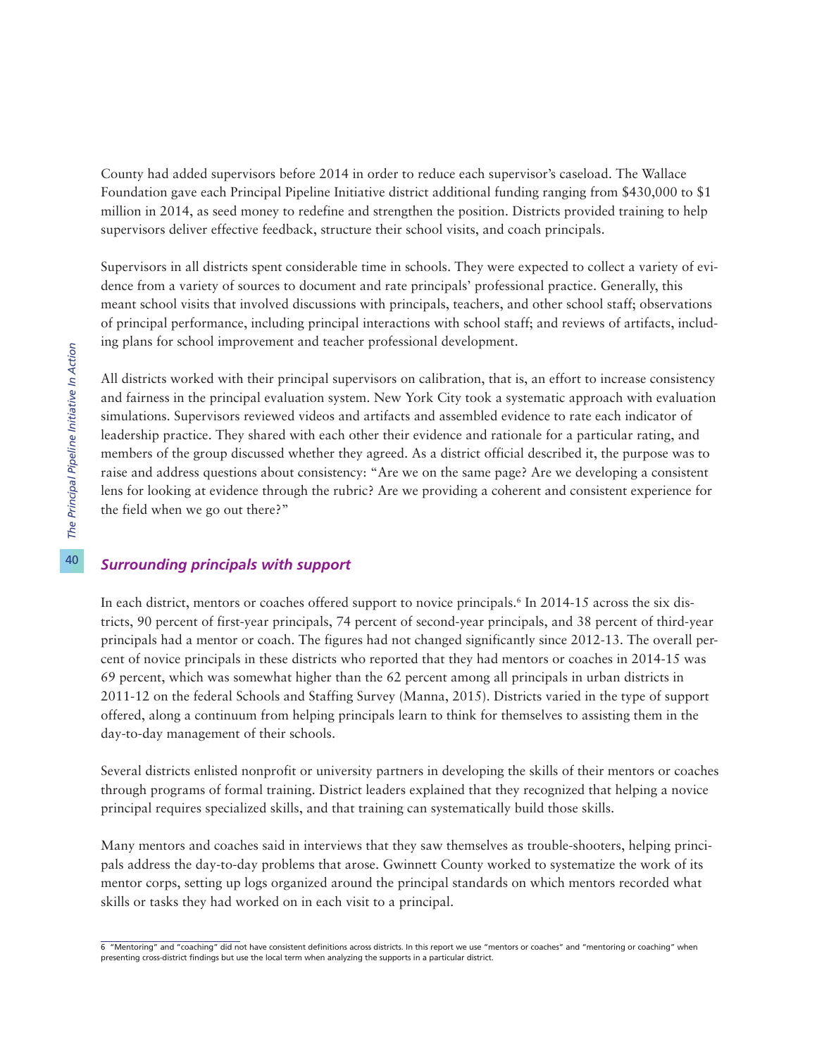County had added supervisors before 2014 in order to reduce each supervisor's caseload. The Wallace Foundation gave each Principal Pipeline Initiative district additional funding ranging from $430,000 to $1 million in 2014, as seed money to redefine and strengthen the position. Districts provided training to help supervisors deliver effective feedback, structure their school visits, and coach principals.

Supervisors in all districts spent considerable time in schools. They were expected to collect a variety of evidence from a variety of sources to document and rate principals' professional practice. Generally, this meant school visits that involved discussions with principals, teachers, and other school staff; observations of principal performance, including principal interactions with school staff; and reviews of artifacts, including plans for school improvement and teacher professional development.

All districts worked with their principal supervisors on calibration, that is, an effort to increase consistency and fairness in the principal evaluation system. New York City took a systematic approach with evaluation simulations. Supervisors reviewed videos and artifacts and assembled evidence to rate each indicator of leadership practice. They shared with each other their evidence and rationale for a particular rating, and members of the group discussed whether they agreed. As a district official described it, the purpose was to raise and address questions about consistency: "Are we on the same page? Are we developing a consistent lens for looking at evidence through the rubric? Are we providing a coherent and consistent experience for the field when we go out there?"

### *Surrounding principals with support*

In each district, mentors or coaches offered support to novice principals.[6] In 2014-15 across the six districts, 90 percent of first-year principals, 74 percent of second-year principals, and 38 percent of third-year principals had a mentor or coach. The figures had not changed significantly since 2012-13. The overall percent of novice principals in these districts who reported that they had mentors or coaches in 2014-15 was 69 percent, which was somewhat higher than the 62 percent among all principals in urban districts in 2011-12 on the federal Schools and Staffing Survey (Manna, 2015). Districts varied in the type of support offered, along a continuum from helping principals learn to think for themselves to assisting them in the day-to-day management of their schools.

Several districts enlisted nonprofit or university partners in developing the skills of their mentors or coaches through programs of formal training. District leaders explained that they recognized that helping a novice principal requires specialized skills, and that training can systematically build those skills.

Many mentors and coaches said in interviews that they saw themselves as trouble-shooters, helping principals address the day-to-day problems that arose. Gwinnett County worked to systematize the work of its mentor corps, setting up logs organized around the principal standards on which mentors recorded what skills or tasks they had worked on in each visit to a principal.

---

6 "Mentoring" and "coaching" did not have consistent definitions across districts. In this report we use "mentors or coaches" and "mentoring or coaching" when presenting cross-district findings but use the local term when analyzing the supports in a particular district.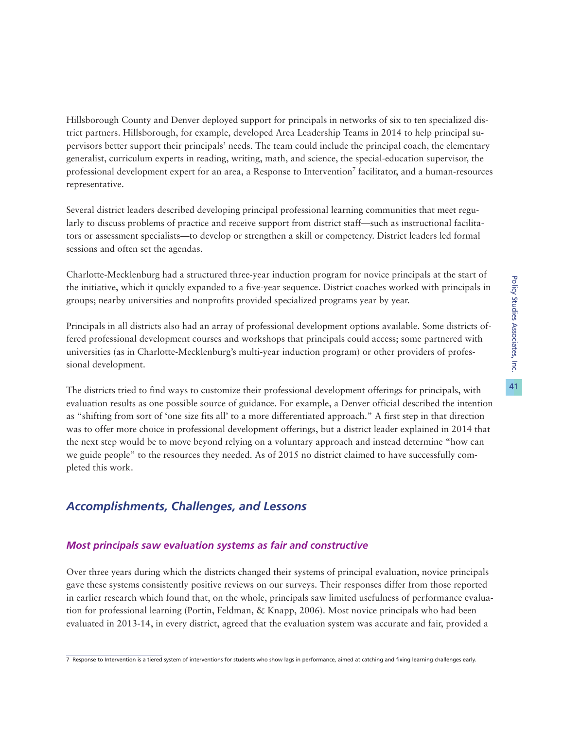Hillsborough County and Denver deployed support for principals in networks of six to ten specialized district partners. Hillsborough, for example, developed Area Leadership Teams in 2014 to help principal supervisors better support their principals' needs. The team could include the principal coach, the elementary generalist, curriculum experts in reading, writing, math, and science, the special-education supervisor, the professional development expert for an area, a Response to Intervention[7] facilitator, and a human-resources representative.

Several district leaders described developing principal professional learning communities that meet regularly to discuss problems of practice and receive support from district staff—such as instructional facilitators or assessment specialists—to develop or strengthen a skill or competency. District leaders led formal sessions and often set the agendas.

Charlotte-Mecklenburg had a structured three-year induction program for novice principals at the start of the initiative, which it quickly expanded to a five-year sequence. District coaches worked with principals in groups; nearby universities and nonprofits provided specialized programs year by year.

Principals in all districts also had an array of professional development options available. Some districts offered professional development courses and workshops that principals could access; some partnered with universities (as in Charlotte-Mecklenburg's multi-year induction program) or other providers of professional development.

The districts tried to find ways to customize their professional development offerings for principals, with evaluation results as one possible source of guidance. For example, a Denver official described the intention as "shifting from sort of 'one size fits all' to a more differentiated approach." A first step in that direction was to offer more choice in professional development offerings, but a district leader explained in 2014 that the next step would be to move beyond relying on a voluntary approach and instead determine "how can we guide people" to the resources they needed. As of 2015 no district claimed to have successfully completed this work.

## *Accomplishments, Challenges, and Lessons*

### *Most principals saw evaluation systems as fair and constructive*

Over three years during which the districts changed their systems of principal evaluation, novice principals gave these systems consistently positive reviews on our surveys. Their responses differ from those reported in earlier research which found that, on the whole, principals saw limited usefulness of performance evaluation for professional learning (Portin, Feldman, & Knapp, 2006). Most novice principals who had been evaluated in 2013-14, in every district, agreed that the evaluation system was accurate and fair, provided a

7 Response to Intervention is a tiered system of interventions for students who show lags in performance, aimed at catching and fixing learning challenges early.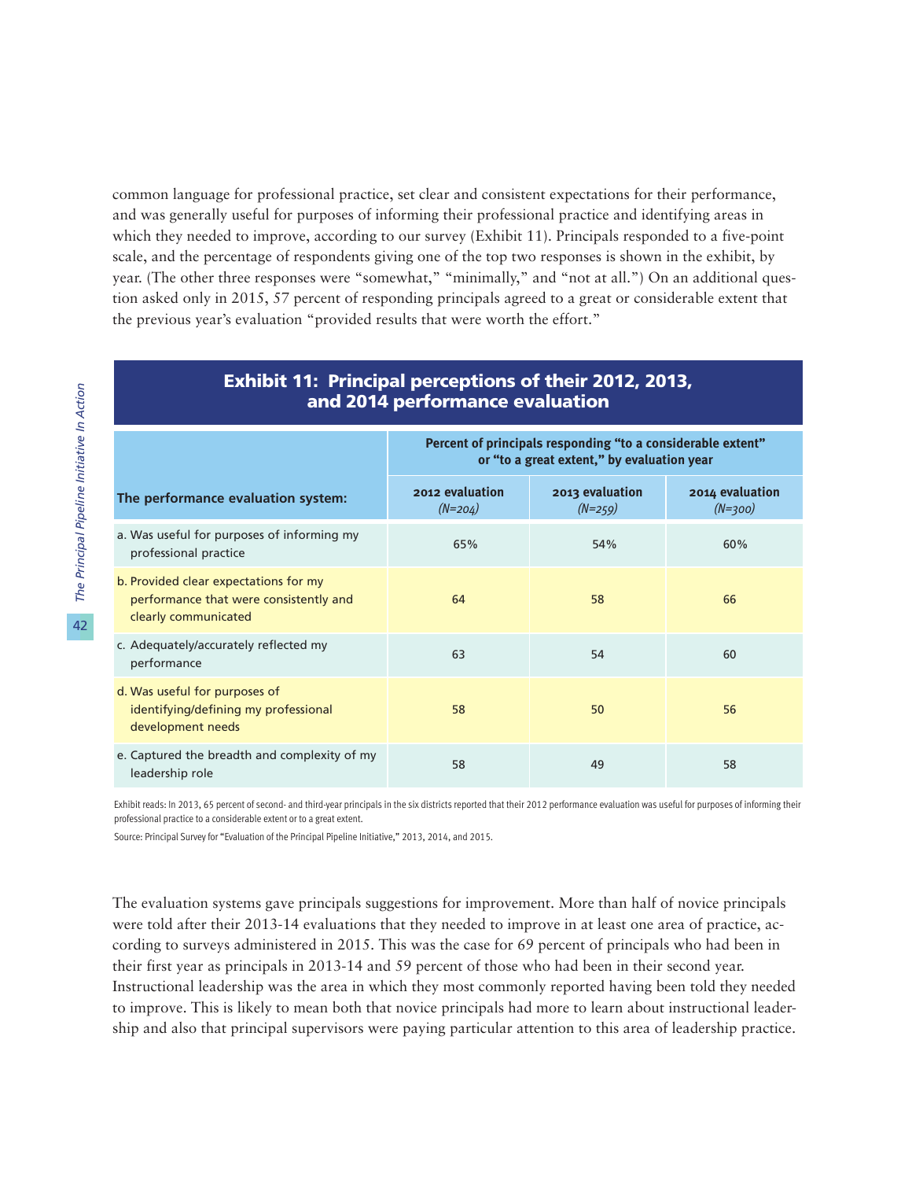common language for professional practice, set clear and consistent expectations for their performance, and was generally useful for purposes of informing their professional practice and identifying areas in which they needed to improve, according to our survey (Exhibit 11). Principals responded to a five-point scale, and the percentage of respondents giving one of the top two responses is shown in the exhibit, by year. (The other three responses were "somewhat," "minimally," and "not at all.") On an additional question asked only in 2015, 57 percent of responding principals agreed to a great or considerable extent that the previous year's evaluation "provided results that were worth the effort."

**Exhibit 11: Principal perceptions of their 2012, 2013, and 2014 performance evaluation**

| The performance evaluation system: | Percent of principals responding "to a considerable extent" or "to a great extent," by evaluation year | | |
|---|---|---|---|
| | 2012 evaluation *(N=204)* | 2013 evaluation *(N=259)* | 2014 evaluation *(N=300)* |
| a. Was useful for purposes of informing my professional practice | 65% | 54% | 60% |
| b. Provided clear expectations for my performance that were consistently and clearly communicated | 64 | 58 | 66 |
| c. Adequately/accurately reflected my performance | 63 | 54 | 60 |
| d. Was useful for purposes of identifying/defining my professional development needs | 58 | 50 | 56 |
| e. Captured the breadth and complexity of my leadership role | 58 | 49 | 58 |

Exhibit reads: In 2013, 65 percent of second- and third-year principals in the six districts reported that their 2012 performance evaluation was useful for purposes of informing their professional practice to a considerable extent or to a great extent.

Source: Principal Survey for "Evaluation of the Principal Pipeline Initiative," 2013, 2014, and 2015.

The evaluation systems gave principals suggestions for improvement. More than half of novice principals were told after their 2013-14 evaluations that they needed to improve in at least one area of practice, according to surveys administered in 2015. This was the case for 69 percent of principals who had been in their first year as principals in 2013-14 and 59 percent of those who had been in their second year. Instructional leadership was the area in which they most commonly reported having been told they needed to improve. This is likely to mean both that novice principals had more to learn about instructional leadership and also that principal supervisors were paying particular attention to this area of leadership practice.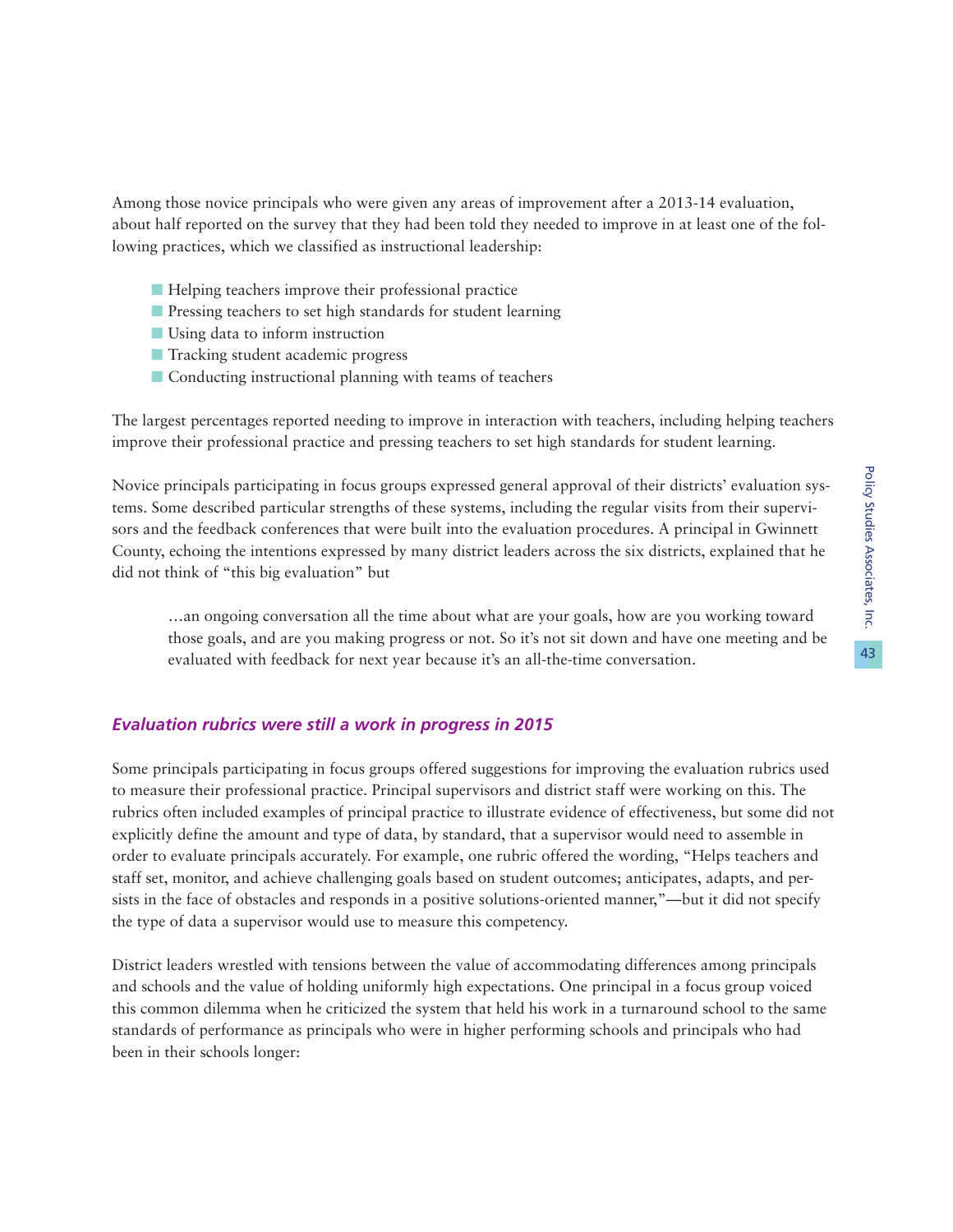Among those novice principals who were given any areas of improvement after a 2013-14 evaluation, about half reported on the survey that they had been told they needed to improve in at least one of the following practices, which we classified as instructional leadership:

- Helping teachers improve their professional practice
- Pressing teachers to set high standards for student learning
- Using data to inform instruction
- Tracking student academic progress
- Conducting instructional planning with teams of teachers

The largest percentages reported needing to improve in interaction with teachers, including helping teachers improve their professional practice and pressing teachers to set high standards for student learning.

Novice principals participating in focus groups expressed general approval of their districts' evaluation systems. Some described particular strengths of these systems, including the regular visits from their supervisors and the feedback conferences that were built into the evaluation procedures. A principal in Gwinnett County, echoing the intentions expressed by many district leaders across the six districts, explained that he did not think of "this big evaluation" but

> …an ongoing conversation all the time about what are your goals, how are you working toward those goals, and are you making progress or not. So it's not sit down and have one meeting and be evaluated with feedback for next year because it's an all-the-time conversation.

### *Evaluation rubrics were still a work in progress in 2015*

Some principals participating in focus groups offered suggestions for improving the evaluation rubrics used to measure their professional practice. Principal supervisors and district staff were working on this. The rubrics often included examples of principal practice to illustrate evidence of effectiveness, but some did not explicitly define the amount and type of data, by standard, that a supervisor would need to assemble in order to evaluate principals accurately. For example, one rubric offered the wording, "Helps teachers and staff set, monitor, and achieve challenging goals based on student outcomes; anticipates, adapts, and persists in the face of obstacles and responds in a positive solutions-oriented manner,"—but it did not specify the type of data a supervisor would use to measure this competency.

District leaders wrestled with tensions between the value of accommodating differences among principals and schools and the value of holding uniformly high expectations. One principal in a focus group voiced this common dilemma when he criticized the system that held his work in a turnaround school to the same standards of performance as principals who were in higher performing schools and principals who had been in their schools longer: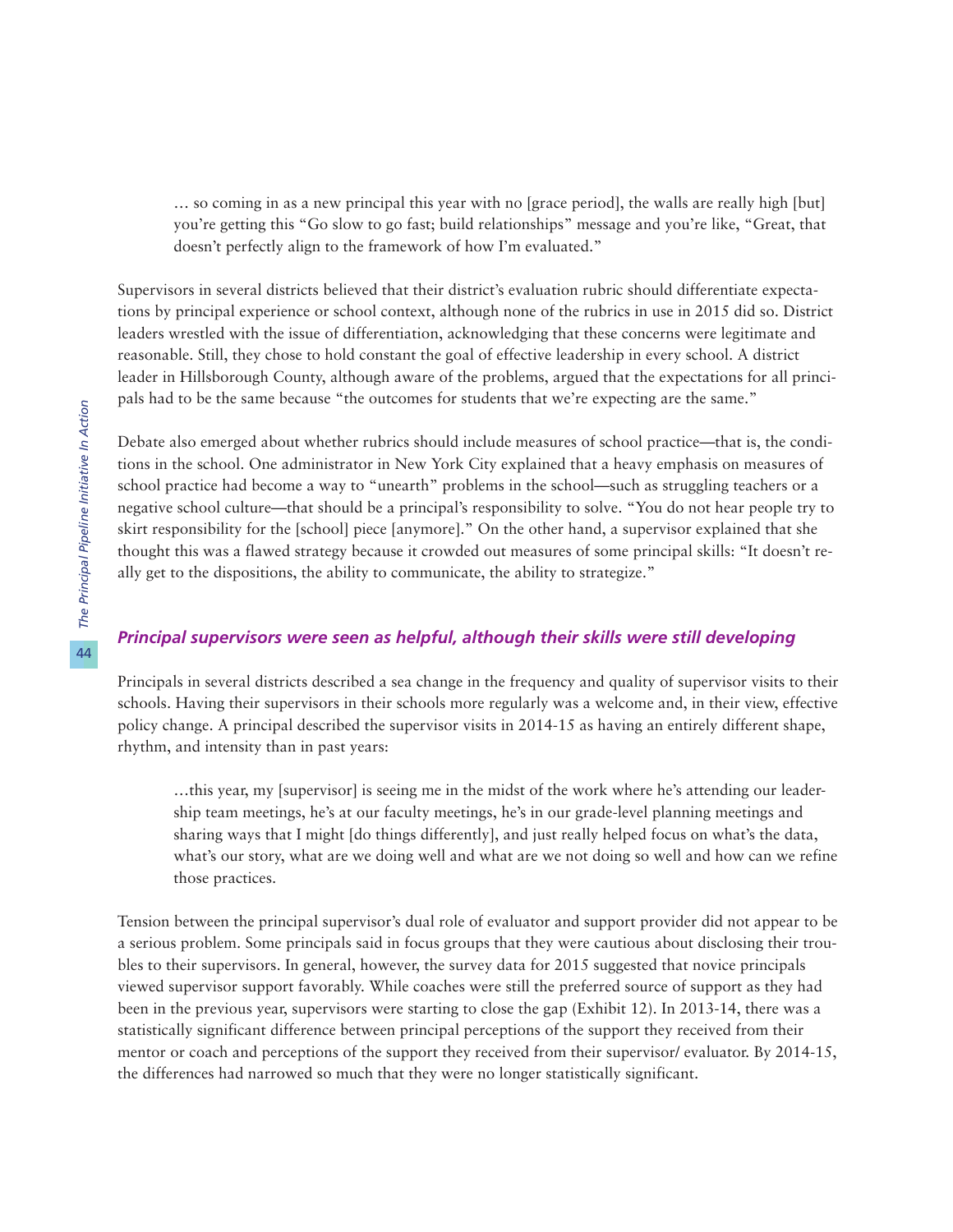> … so coming in as a new principal this year with no [grace period], the walls are really high [but] you're getting this "Go slow to go fast; build relationships" message and you're like, "Great, that doesn't perfectly align to the framework of how I'm evaluated."

Supervisors in several districts believed that their district's evaluation rubric should differentiate expectations by principal experience or school context, although none of the rubrics in use in 2015 did so. District leaders wrestled with the issue of differentiation, acknowledging that these concerns were legitimate and reasonable. Still, they chose to hold constant the goal of effective leadership in every school. A district leader in Hillsborough County, although aware of the problems, argued that the expectations for all principals had to be the same because "the outcomes for students that we're expecting are the same."

Debate also emerged about whether rubrics should include measures of school practice—that is, the conditions in the school. One administrator in New York City explained that a heavy emphasis on measures of school practice had become a way to "unearth" problems in the school—such as struggling teachers or a negative school culture—that should be a principal's responsibility to solve. "You do not hear people try to skirt responsibility for the [school] piece [anymore]." On the other hand, a supervisor explained that she thought this was a flawed strategy because it crowded out measures of some principal skills: "It doesn't really get to the dispositions, the ability to communicate, the ability to strategize."

### *Principal supervisors were seen as helpful, although their skills were still developing*

Principals in several districts described a sea change in the frequency and quality of supervisor visits to their schools. Having their supervisors in their schools more regularly was a welcome and, in their view, effective policy change. A principal described the supervisor visits in 2014-15 as having an entirely different shape, rhythm, and intensity than in past years:

> …this year, my [supervisor] is seeing me in the midst of the work where he's attending our leadership team meetings, he's at our faculty meetings, he's in our grade-level planning meetings and sharing ways that I might [do things differently], and just really helped focus on what's the data, what's our story, what are we doing well and what are we not doing so well and how can we refine those practices.

Tension between the principal supervisor's dual role of evaluator and support provider did not appear to be a serious problem. Some principals said in focus groups that they were cautious about disclosing their troubles to their supervisors. In general, however, the survey data for 2015 suggested that novice principals viewed supervisor support favorably. While coaches were still the preferred source of support as they had been in the previous year, supervisors were starting to close the gap (Exhibit 12). In 2013-14, there was a statistically significant difference between principal perceptions of the support they received from their mentor or coach and perceptions of the support they received from their supervisor/ evaluator. By 2014-15, the differences had narrowed so much that they were no longer statistically significant.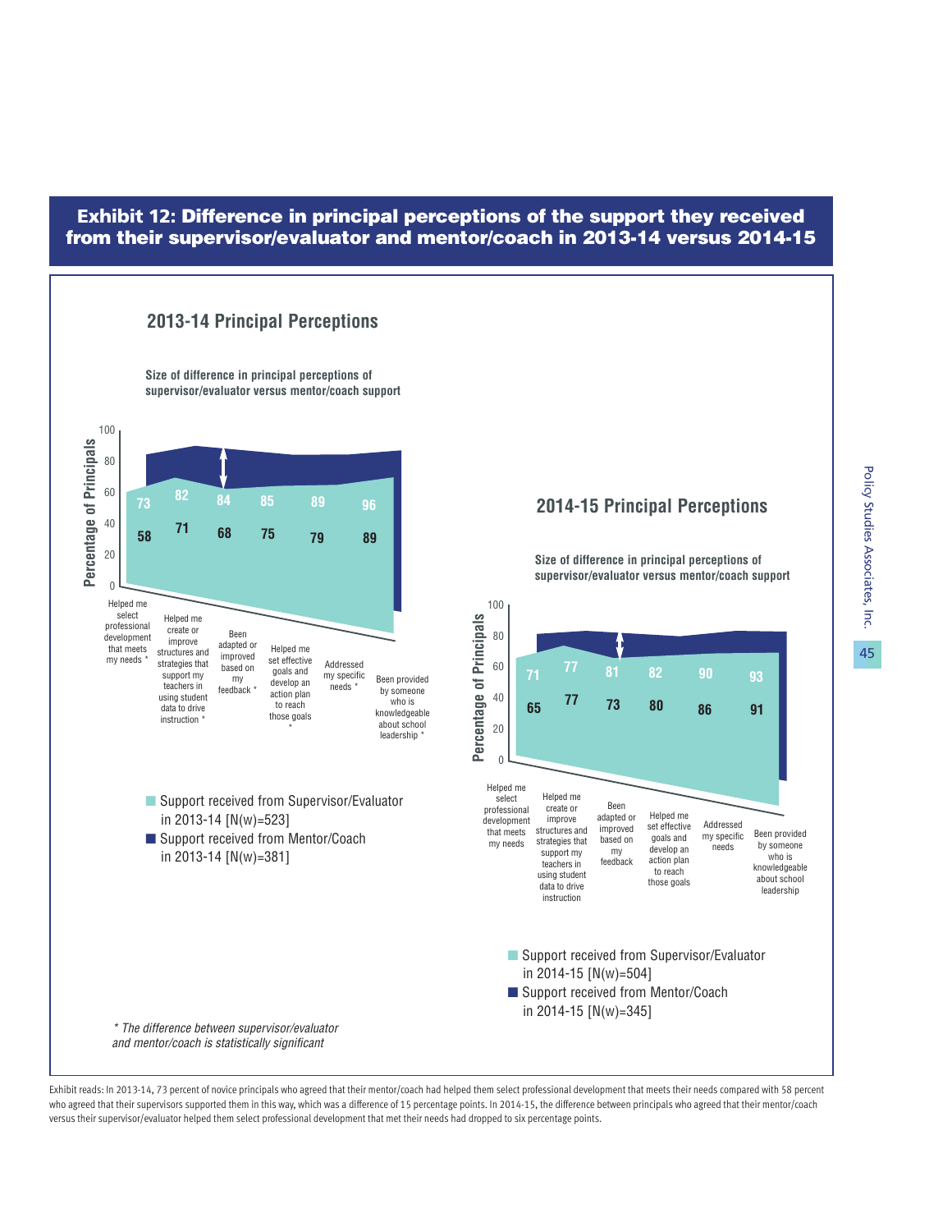## Exhibit 12: Difference in principal perceptions of the support they received from their supervisor/evaluator and mentor/coach in 2013-14 versus 2014-15

### 2013-14 Principal Perceptions

**Size of difference in principal perceptions of supervisor/evaluator versus mentor/coach support**

| Item | Support received from Supervisor/Evaluator in 2013-14 [N(w)=523] | Support received from Mentor/Coach in 2013-14 [N(w)=381] |
|---|---|---|
| Helped me select professional development that meets my needs * | 58 | 73 |
| Helped me create or improve structures and strategies that support my teachers in using student data to drive instruction * | 71 | 82 |
| Been adapted or improved based on my feedback * | 68 | 84 |
| Helped me set effective goals and develop an action plan to reach those goals * | 75 | 85 |
| Addressed my specific needs * | 79 | 89 |
| Been provided by someone who is knowledgeable about school leadership * | 89 | 96 |

### 2014-15 Principal Perceptions

**Size of difference in principal perceptions of supervisor/evaluator versus mentor/coach support**

| Item | Support received from Supervisor/Evaluator in 2014-15 [N(w)=504] | Support received from Mentor/Coach in 2014-15 [N(w)=345] |
|---|---|---|
| Helped me select professional development that meets my needs | 65 | 71 |
| Helped me create or improve structures and strategies that support my teachers in using student data to drive instruction | 77 | 77 |
| Been adapted or improved based on my feedback | 73 | 81 |
| Helped me set effective goals and develop an action plan to reach those goals | 80 | 82 |
| Addressed my specific needs | 86 | 90 |
| Been provided by someone who is knowledgeable about school leadership | 91 | 93 |

*\* The difference between supervisor/evaluator and mentor/coach is statistically significant*

Exhibit reads: In 2013-14, 73 percent of novice principals who agreed that their mentor/coach had helped them select professional development that meets their needs compared with 58 percent who agreed that their supervisors supported them in this way, which was a difference of 15 percentage points. In 2014-15, the difference between principals who agreed that their mentor/coach versus their supervisor/evaluator helped them select professional development that met their needs had dropped to six percentage points.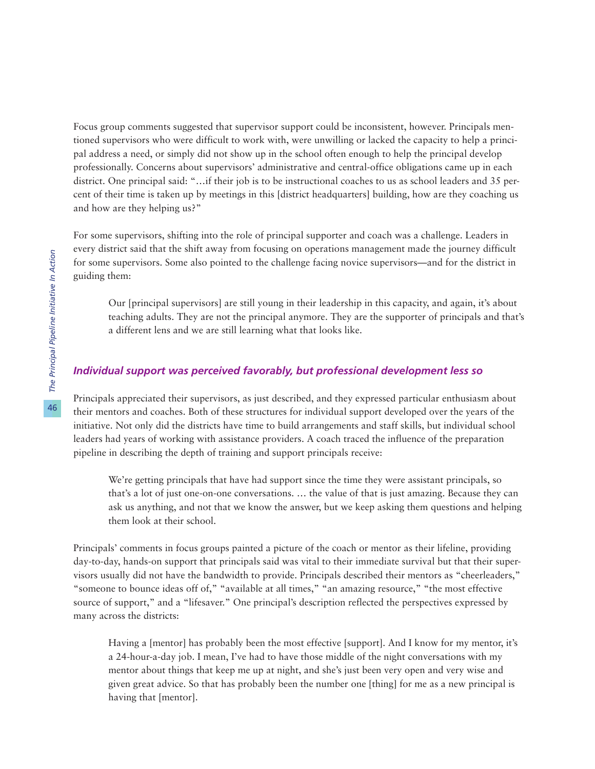Focus group comments suggested that supervisor support could be inconsistent, however. Principals mentioned supervisors who were difficult to work with, were unwilling or lacked the capacity to help a principal address a need, or simply did not show up in the school often enough to help the principal develop professionally. Concerns about supervisors' administrative and central-office obligations came up in each district. One principal said: "…if their job is to be instructional coaches to us as school leaders and 35 percent of their time is taken up by meetings in this [district headquarters] building, how are they coaching us and how are they helping us?"

For some supervisors, shifting into the role of principal supporter and coach was a challenge. Leaders in every district said that the shift away from focusing on operations management made the journey difficult for some supervisors. Some also pointed to the challenge facing novice supervisors—and for the district in guiding them:

> Our [principal supervisors] are still young in their leadership in this capacity, and again, it's about teaching adults. They are not the principal anymore. They are the supporter of principals and that's a different lens and we are still learning what that looks like.

### *Individual support was perceived favorably, but professional development less so*

Principals appreciated their supervisors, as just described, and they expressed particular enthusiasm about their mentors and coaches. Both of these structures for individual support developed over the years of the initiative. Not only did the districts have time to build arrangements and staff skills, but individual school leaders had years of working with assistance providers. A coach traced the influence of the preparation pipeline in describing the depth of training and support principals receive:

> We're getting principals that have had support since the time they were assistant principals, so that's a lot of just one-on-one conversations. … the value of that is just amazing. Because they can ask us anything, and not that we know the answer, but we keep asking them questions and helping them look at their school.

Principals' comments in focus groups painted a picture of the coach or mentor as their lifeline, providing day-to-day, hands-on support that principals said was vital to their immediate survival but that their supervisors usually did not have the bandwidth to provide. Principals described their mentors as "cheerleaders," "someone to bounce ideas off of," "available at all times," "an amazing resource," "the most effective source of support," and a "lifesaver." One principal's description reflected the perspectives expressed by many across the districts:

> Having a [mentor] has probably been the most effective [support]. And I know for my mentor, it's a 24-hour-a-day job. I mean, I've had to have those middle of the night conversations with my mentor about things that keep me up at night, and she's just been very open and very wise and given great advice. So that has probably been the number one [thing] for me as a new principal is having that [mentor].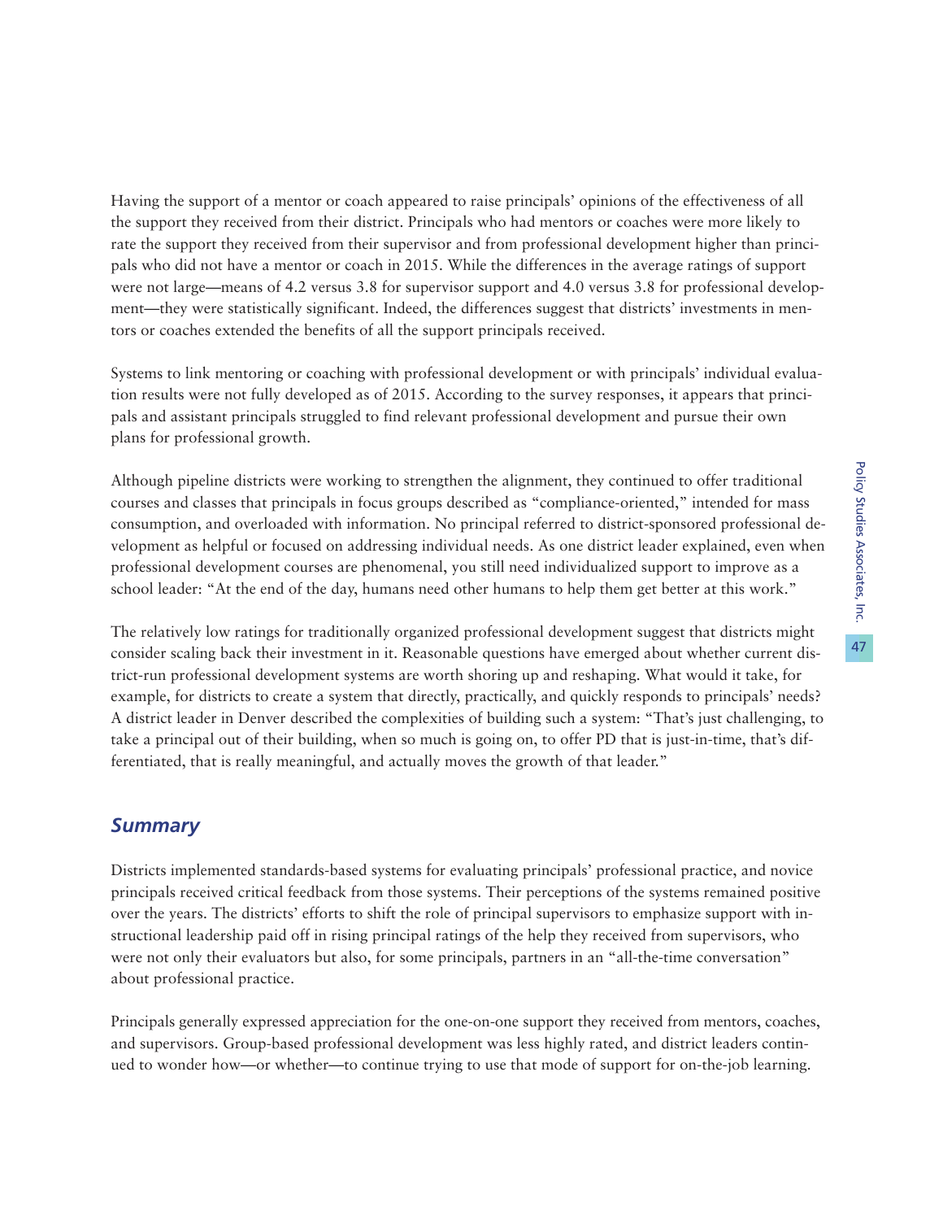Having the support of a mentor or coach appeared to raise principals' opinions of the effectiveness of all the support they received from their district. Principals who had mentors or coaches were more likely to rate the support they received from their supervisor and from professional development higher than principals who did not have a mentor or coach in 2015. While the differences in the average ratings of support were not large—means of 4.2 versus 3.8 for supervisor support and 4.0 versus 3.8 for professional development—they were statistically significant. Indeed, the differences suggest that districts' investments in mentors or coaches extended the benefits of all the support principals received.

Systems to link mentoring or coaching with professional development or with principals' individual evaluation results were not fully developed as of 2015. According to the survey responses, it appears that principals and assistant principals struggled to find relevant professional development and pursue their own plans for professional growth.

Although pipeline districts were working to strengthen the alignment, they continued to offer traditional courses and classes that principals in focus groups described as "compliance-oriented," intended for mass consumption, and overloaded with information. No principal referred to district-sponsored professional development as helpful or focused on addressing individual needs. As one district leader explained, even when professional development courses are phenomenal, you still need individualized support to improve as a school leader: "At the end of the day, humans need other humans to help them get better at this work."

The relatively low ratings for traditionally organized professional development suggest that districts might consider scaling back their investment in it. Reasonable questions have emerged about whether current district-run professional development systems are worth shoring up and reshaping. What would it take, for example, for districts to create a system that directly, practically, and quickly responds to principals' needs? A district leader in Denver described the complexities of building such a system: "That's just challenging, to take a principal out of their building, when so much is going on, to offer PD that is just-in-time, that's differentiated, that is really meaningful, and actually moves the growth of that leader."

## *Summary*

Districts implemented standards-based systems for evaluating principals' professional practice, and novice principals received critical feedback from those systems. Their perceptions of the systems remained positive over the years. The districts' efforts to shift the role of principal supervisors to emphasize support with instructional leadership paid off in rising principal ratings of the help they received from supervisors, who were not only their evaluators but also, for some principals, partners in an "all-the-time conversation" about professional practice.

Principals generally expressed appreciation for the one-on-one support they received from mentors, coaches, and supervisors. Group-based professional development was less highly rated, and district leaders continued to wonder how—or whether—to continue trying to use that mode of support for on-the-job learning.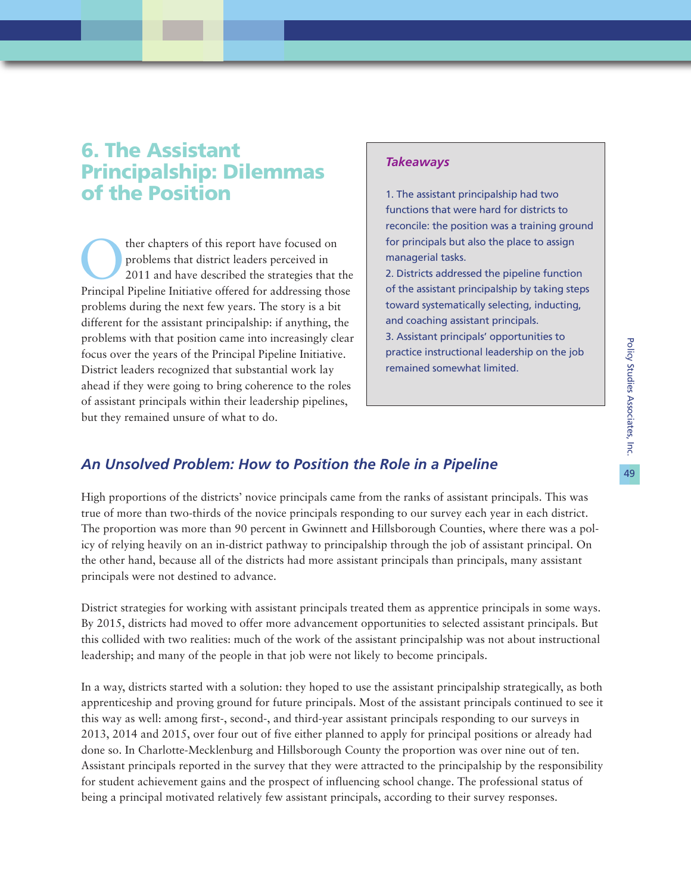# 6. The Assistant Principalship: Dilemmas of the Position

Other chapters of this report have focused on problems that district leaders perceived in 2011 and have described the strategies that the Principal Pipeline Initiative offered for addressing those problems during the next few years. The story is a bit different for the assistant principalship: if anything, the problems with that position came into increasingly clear focus over the years of the Principal Pipeline Initiative. District leaders recognized that substantial work lay ahead if they were going to bring coherence to the roles of assistant principals within their leadership pipelines, but they remained unsure of what to do.

> ***Takeaways***
>
> 1. The assistant principalship had two functions that were hard for districts to reconcile: the position was a training ground for principals but also the place to assign managerial tasks.
> 2. Districts addressed the pipeline function of the assistant principalship by taking steps toward systematically selecting, inducting, and coaching assistant principals.
> 3. Assistant principals' opportunities to practice instructional leadership on the job remained somewhat limited.

## *An Unsolved Problem: How to Position the Role in a Pipeline*

High proportions of the districts' novice principals came from the ranks of assistant principals. This was true of more than two-thirds of the novice principals responding to our survey each year in each district. The proportion was more than 90 percent in Gwinnett and Hillsborough Counties, where there was a policy of relying heavily on an in-district pathway to principalship through the job of assistant principal. On the other hand, because all of the districts had more assistant principals than principals, many assistant principals were not destined to advance.

District strategies for working with assistant principals treated them as apprentice principals in some ways. By 2015, districts had moved to offer more advancement opportunities to selected assistant principals. But this collided with two realities: much of the work of the assistant principalship was not about instructional leadership; and many of the people in that job were not likely to become principals.

In a way, districts started with a solution: they hoped to use the assistant principalship strategically, as both apprenticeship and proving ground for future principals. Most of the assistant principals continued to see it this way as well: among first-, second-, and third-year assistant principals responding to our surveys in 2013, 2014 and 2015, over four out of five either planned to apply for principal positions or already had done so. In Charlotte-Mecklenburg and Hillsborough County the proportion was over nine out of ten. Assistant principals reported in the survey that they were attracted to the principalship by the responsibility for student achievement gains and the prospect of influencing school change. The professional status of being a principal motivated relatively few assistant principals, according to their survey responses.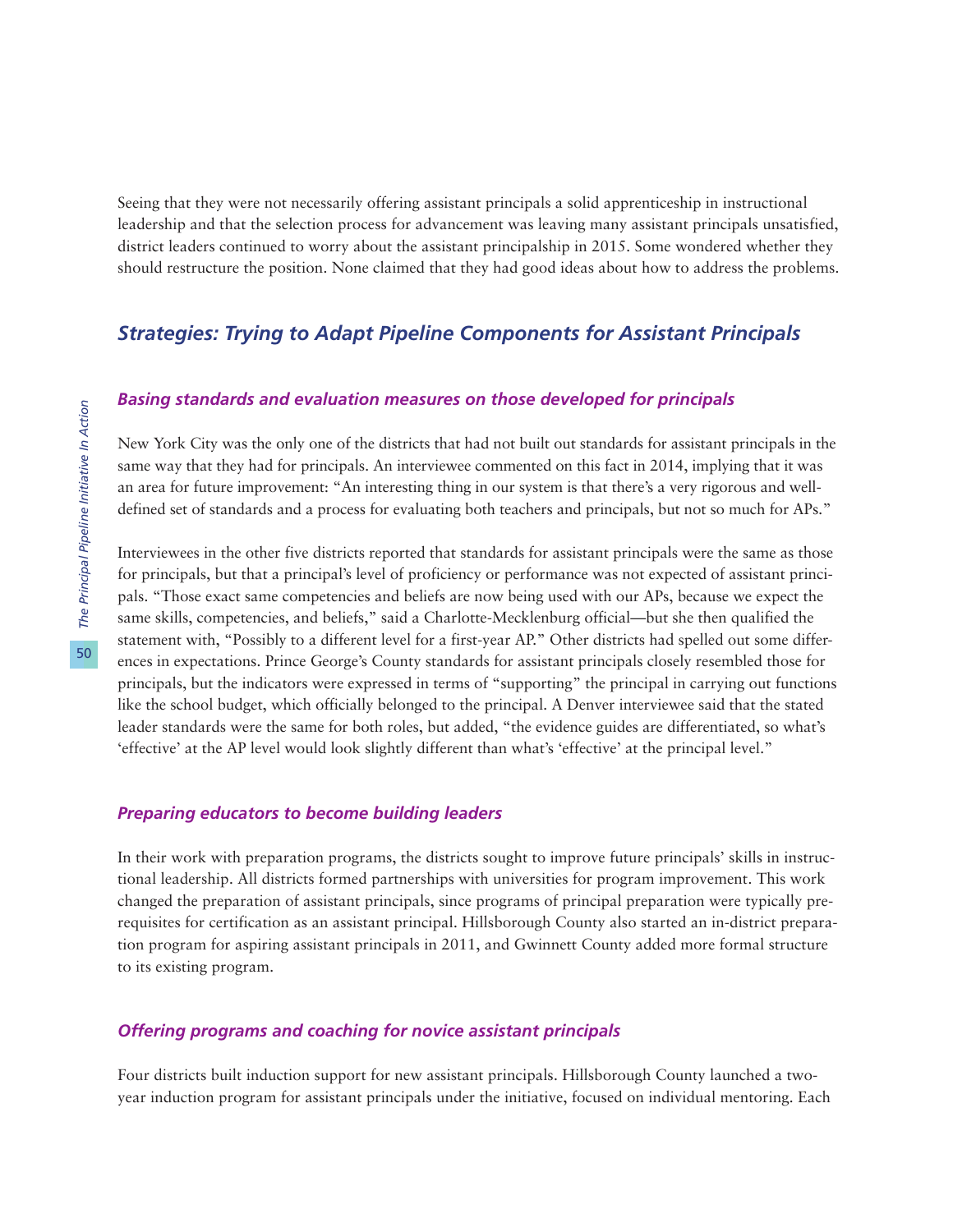Seeing that they were not necessarily offering assistant principals a solid apprenticeship in instructional leadership and that the selection process for advancement was leaving many assistant principals unsatisfied, district leaders continued to worry about the assistant principalship in 2015. Some wondered whether they should restructure the position. None claimed that they had good ideas about how to address the problems.

## *Strategies: Trying to Adapt Pipeline Components for Assistant Principals*

### *Basing standards and evaluation measures on those developed for principals*

New York City was the only one of the districts that had not built out standards for assistant principals in the same way that they had for principals. An interviewee commented on this fact in 2014, implying that it was an area for future improvement: "An interesting thing in our system is that there's a very rigorous and well-defined set of standards and a process for evaluating both teachers and principals, but not so much for APs."

Interviewees in the other five districts reported that standards for assistant principals were the same as those for principals, but that a principal's level of proficiency or performance was not expected of assistant principals. "Those exact same competencies and beliefs are now being used with our APs, because we expect the same skills, competencies, and beliefs," said a Charlotte-Mecklenburg official—but she then qualified the statement with, "Possibly to a different level for a first-year AP." Other districts had spelled out some differences in expectations. Prince George's County standards for assistant principals closely resembled those for principals, but the indicators were expressed in terms of "supporting" the principal in carrying out functions like the school budget, which officially belonged to the principal. A Denver interviewee said that the stated leader standards were the same for both roles, but added, "the evidence guides are differentiated, so what's 'effective' at the AP level would look slightly different than what's 'effective' at the principal level."

### *Preparing educators to become building leaders*

In their work with preparation programs, the districts sought to improve future principals' skills in instructional leadership. All districts formed partnerships with universities for program improvement. This work changed the preparation of assistant principals, since programs of principal preparation were typically prerequisites for certification as an assistant principal. Hillsborough County also started an in-district preparation program for aspiring assistant principals in 2011, and Gwinnett County added more formal structure to its existing program.

### *Offering programs and coaching for novice assistant principals*

Four districts built induction support for new assistant principals. Hillsborough County launched a two-year induction program for assistant principals under the initiative, focused on individual mentoring. Each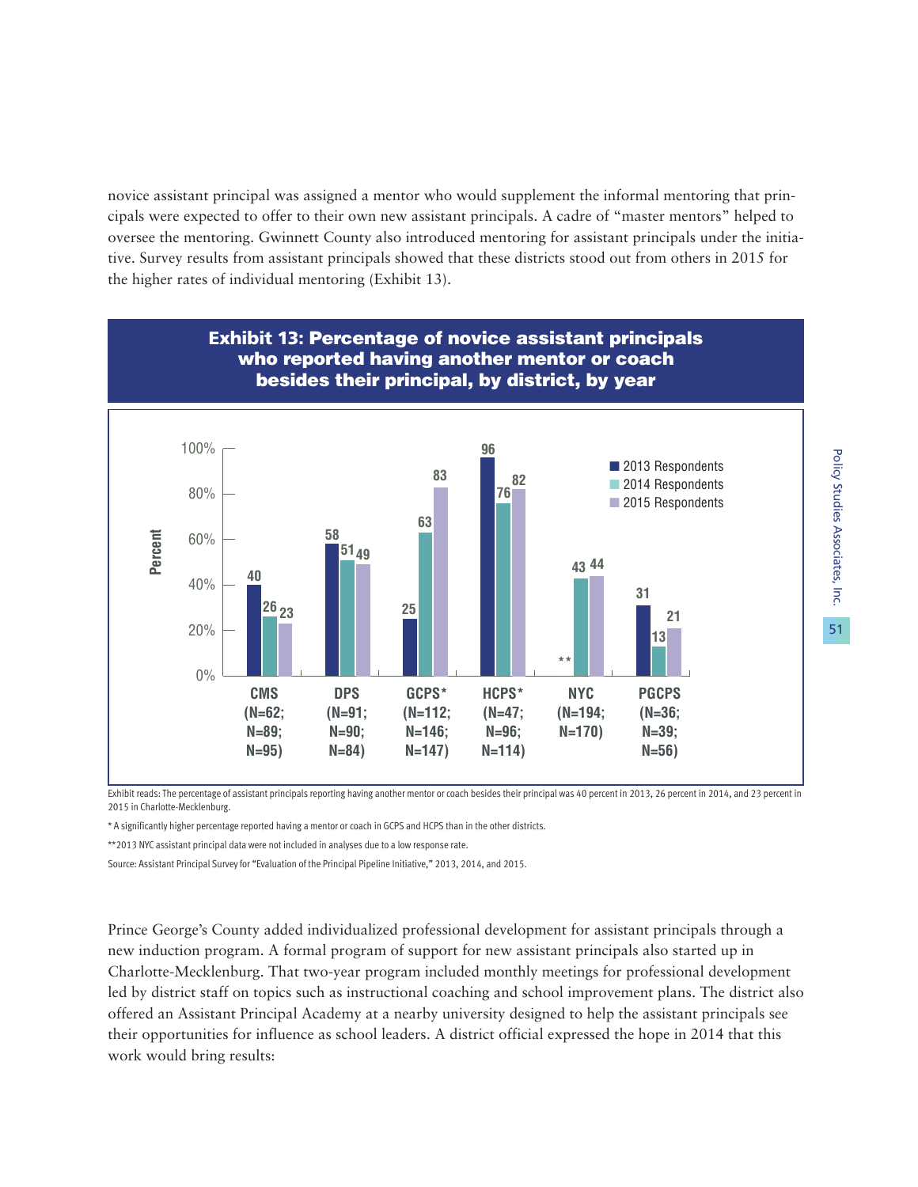novice assistant principal was assigned a mentor who would supplement the informal mentoring that principals were expected to offer to their own new assistant principals. A cadre of "master mentors" helped to oversee the mentoring. Gwinnett County also introduced mentoring for assistant principals under the initiative. Survey results from assistant principals showed that these districts stood out from others in 2015 for the higher rates of individual mentoring (Exhibit 13).

**Exhibit 13: Percentage of novice assistant principals who reported having another mentor or coach besides their principal, by district, by year**

| District | 2013 Respondents | 2014 Respondents | 2015 Respondents |
| --- | --- | --- | --- |
| CMS (N=62; N=89; N=95) | 40 | 26 | 23 |
| DPS (N=91; N=90; N=84) | 58 | 51 | 49 |
| GCPS* (N=112; N=146; N=147) | 25 | 63 | 83 |
| HCPS* (N=47; N=96; N=114) | 96 | 76 | 82 |
| NYC (N=194; N=170) | ** | 43 | 44 |
| PGCPS (N=36; N=39; N=56) | 31 | 13 | 21 |

Exhibit reads: The percentage of assistant principals reporting having another mentor or coach besides their principal was 40 percent in 2013, 26 percent in 2014, and 23 percent in 2015 in Charlotte-Mecklenburg.

* A significantly higher percentage reported having a mentor or coach in GCPS and HCPS than in the other districts.

**2013 NYC assistant principal data were not included in analyses due to a low response rate.

Source: Assistant Principal Survey for "Evaluation of the Principal Pipeline Initiative," 2013, 2014, and 2015.

Prince George's County added individualized professional development for assistant principals through a new induction program. A formal program of support for new assistant principals also started up in Charlotte-Mecklenburg. That two-year program included monthly meetings for professional development led by district staff on topics such as instructional coaching and school improvement plans. The district also offered an Assistant Principal Academy at a nearby university designed to help the assistant principals see their opportunities for influence as school leaders. A district official expressed the hope in 2014 that this work would bring results: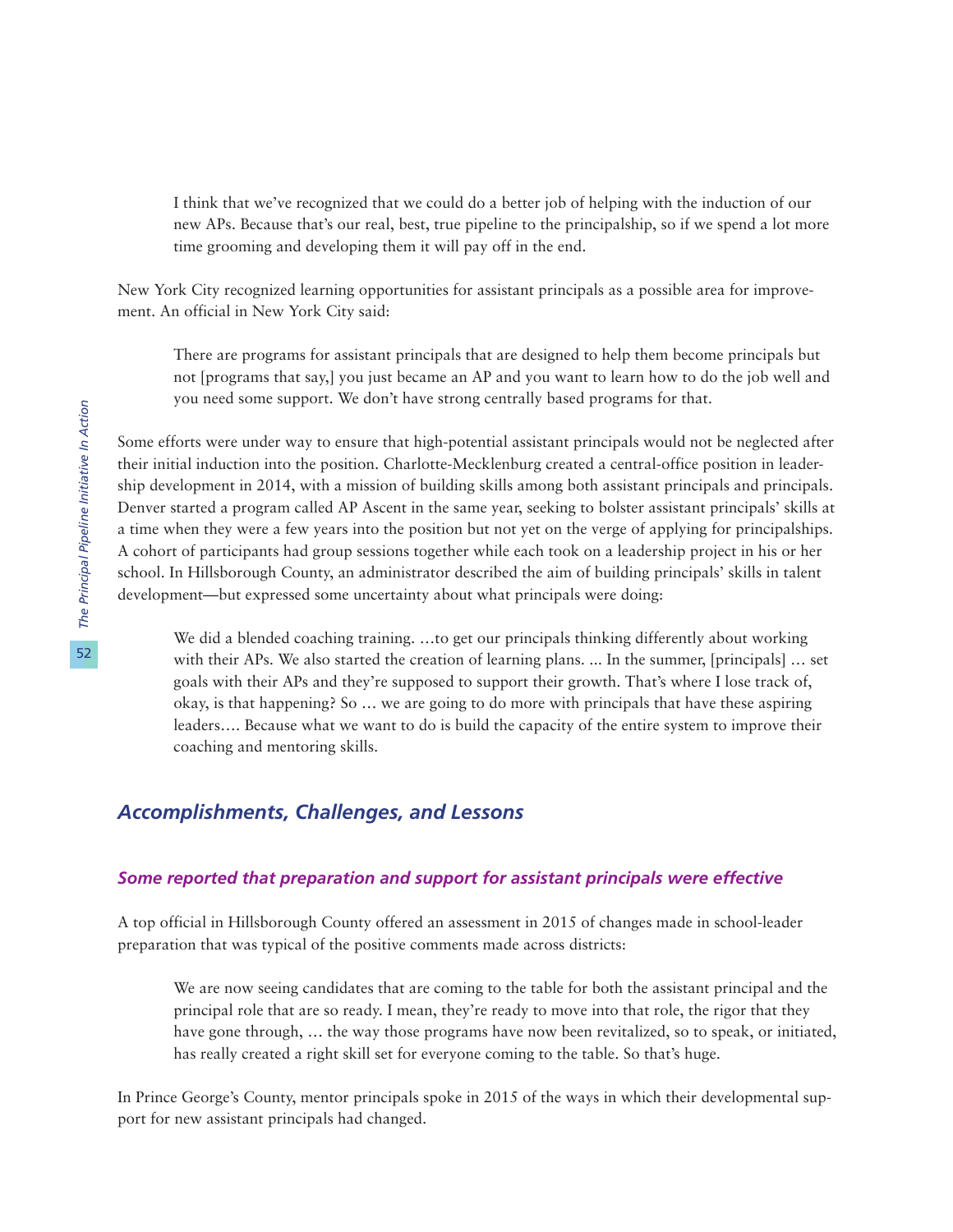> I think that we've recognized that we could do a better job of helping with the induction of our new APs. Because that's our real, best, true pipeline to the principalship, so if we spend a lot more time grooming and developing them it will pay off in the end.

New York City recognized learning opportunities for assistant principals as a possible area for improvement. An official in New York City said:

> There are programs for assistant principals that are designed to help them become principals but not [programs that say,] you just became an AP and you want to learn how to do the job well and you need some support. We don't have strong centrally based programs for that.

Some efforts were under way to ensure that high-potential assistant principals would not be neglected after their initial induction into the position. Charlotte-Mecklenburg created a central-office position in leadership development in 2014, with a mission of building skills among both assistant principals and principals. Denver started a program called AP Ascent in the same year, seeking to bolster assistant principals' skills at a time when they were a few years into the position but not yet on the verge of applying for principalships. A cohort of participants had group sessions together while each took on a leadership project in his or her school. In Hillsborough County, an administrator described the aim of building principals' skills in talent development—but expressed some uncertainty about what principals were doing:

> We did a blended coaching training. …to get our principals thinking differently about working with their APs. We also started the creation of learning plans. ... In the summer, [principals] … set goals with their APs and they're supposed to support their growth. That's where I lose track of, okay, is that happening? So … we are going to do more with principals that have these aspiring leaders…. Because what we want to do is build the capacity of the entire system to improve their coaching and mentoring skills.

## *Accomplishments, Challenges, and Lessons*

### *Some reported that preparation and support for assistant principals were effective*

A top official in Hillsborough County offered an assessment in 2015 of changes made in school-leader preparation that was typical of the positive comments made across districts:

> We are now seeing candidates that are coming to the table for both the assistant principal and the principal role that are so ready. I mean, they're ready to move into that role, the rigor that they have gone through, … the way those programs have now been revitalized, so to speak, or initiated, has really created a right skill set for everyone coming to the table. So that's huge.

In Prince George's County, mentor principals spoke in 2015 of the ways in which their developmental support for new assistant principals had changed.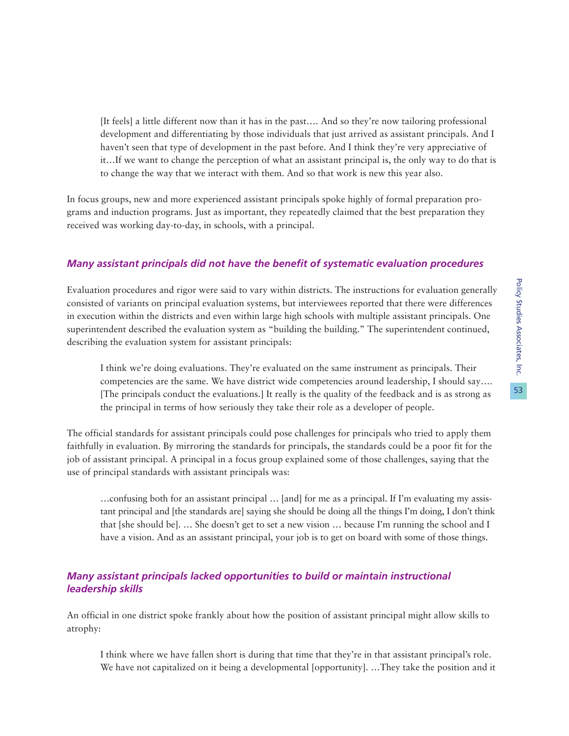> [It feels] a little different now than it has in the past…. And so they're now tailoring professional development and differentiating by those individuals that just arrived as assistant principals. And I haven't seen that type of development in the past before. And I think they're very appreciative of it…If we want to change the perception of what an assistant principal is, the only way to do that is to change the way that we interact with them. And so that work is new this year also.

In focus groups, new and more experienced assistant principals spoke highly of formal preparation programs and induction programs. Just as important, they repeatedly claimed that the best preparation they received was working day-to-day, in schools, with a principal.

### *Many assistant principals did not have the benefit of systematic evaluation procedures*

Evaluation procedures and rigor were said to vary within districts. The instructions for evaluation generally consisted of variants on principal evaluation systems, but interviewees reported that there were differences in execution within the districts and even within large high schools with multiple assistant principals. One superintendent described the evaluation system as "building the building." The superintendent continued, describing the evaluation system for assistant principals:

> I think we're doing evaluations. They're evaluated on the same instrument as principals. Their competencies are the same. We have district wide competencies around leadership, I should say…. [The principals conduct the evaluations.] It really is the quality of the feedback and is as strong as the principal in terms of how seriously they take their role as a developer of people.

The official standards for assistant principals could pose challenges for principals who tried to apply them faithfully in evaluation. By mirroring the standards for principals, the standards could be a poor fit for the job of assistant principal. A principal in a focus group explained some of those challenges, saying that the use of principal standards with assistant principals was:

> …confusing both for an assistant principal … [and] for me as a principal. If I'm evaluating my assistant principal and [the standards are] saying she should be doing all the things I'm doing, I don't think that [she should be]. … She doesn't get to set a new vision … because I'm running the school and I have a vision. And as an assistant principal, your job is to get on board with some of those things.

### *Many assistant principals lacked opportunities to build or maintain instructional leadership skills*

An official in one district spoke frankly about how the position of assistant principal might allow skills to atrophy:

> I think where we have fallen short is during that time that they're in that assistant principal's role. We have not capitalized on it being a developmental [opportunity]. …They take the position and it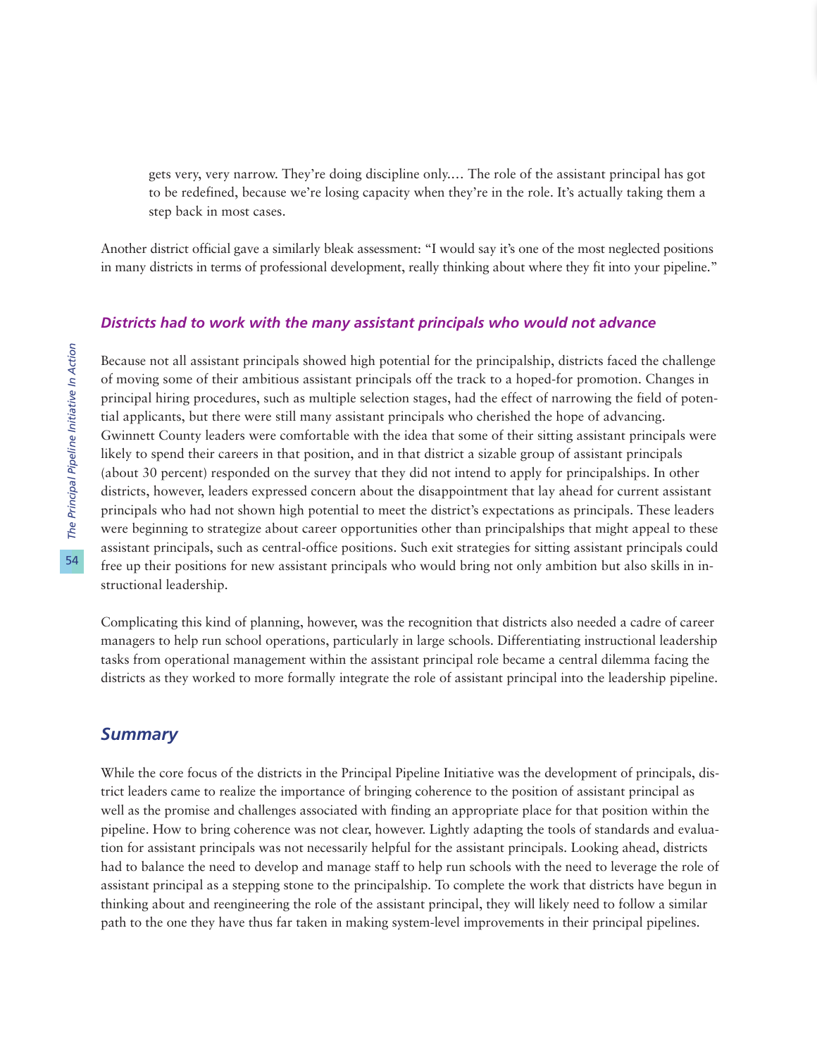> gets very, very narrow. They're doing discipline only.… The role of the assistant principal has got to be redefined, because we're losing capacity when they're in the role. It's actually taking them a step back in most cases.

Another district official gave a similarly bleak assessment: "I would say it's one of the most neglected positions in many districts in terms of professional development, really thinking about where they fit into your pipeline."

### *Districts had to work with the many assistant principals who would not advance*

Because not all assistant principals showed high potential for the principalship, districts faced the challenge of moving some of their ambitious assistant principals off the track to a hoped-for promotion. Changes in principal hiring procedures, such as multiple selection stages, had the effect of narrowing the field of potential applicants, but there were still many assistant principals who cherished the hope of advancing. Gwinnett County leaders were comfortable with the idea that some of their sitting assistant principals were likely to spend their careers in that position, and in that district a sizable group of assistant principals (about 30 percent) responded on the survey that they did not intend to apply for principalships. In other districts, however, leaders expressed concern about the disappointment that lay ahead for current assistant principals who had not shown high potential to meet the district's expectations as principals. These leaders were beginning to strategize about career opportunities other than principalships that might appeal to these assistant principals, such as central-office positions. Such exit strategies for sitting assistant principals could free up their positions for new assistant principals who would bring not only ambition but also skills in instructional leadership.

Complicating this kind of planning, however, was the recognition that districts also needed a cadre of career managers to help run school operations, particularly in large schools. Differentiating instructional leadership tasks from operational management within the assistant principal role became a central dilemma facing the districts as they worked to more formally integrate the role of assistant principal into the leadership pipeline.

## *Summary*

While the core focus of the districts in the Principal Pipeline Initiative was the development of principals, district leaders came to realize the importance of bringing coherence to the position of assistant principal as well as the promise and challenges associated with finding an appropriate place for that position within the pipeline. How to bring coherence was not clear, however. Lightly adapting the tools of standards and evaluation for assistant principals was not necessarily helpful for the assistant principals. Looking ahead, districts had to balance the need to develop and manage staff to help run schools with the need to leverage the role of assistant principal as a stepping stone to the principalship. To complete the work that districts have begun in thinking about and reengineering the role of the assistant principal, they will likely need to follow a similar path to the one they have thus far taken in making system-level improvements in their principal pipelines.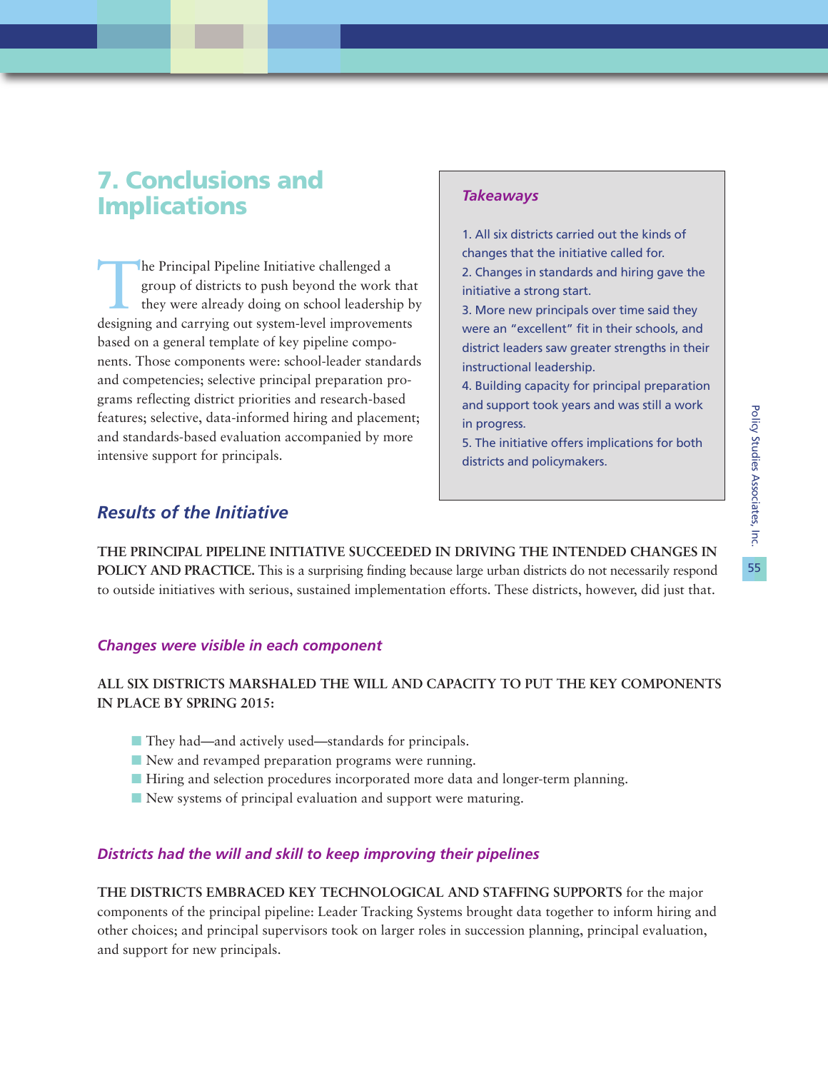# 7. Conclusions and Implications

The Principal Pipeline Initiative challenged a group of districts to push beyond the work that they were already doing on school leadership by designing and carrying out system-level improvements based on a general template of key pipeline components. Those components were: school-leader standards and competencies; selective principal preparation programs reflecting district priorities and research-based features; selective, data-informed hiring and placement; and standards-based evaluation accompanied by more intensive support for principals.

> ***Takeaways***
>
> 1. All six districts carried out the kinds of changes that the initiative called for.
> 2. Changes in standards and hiring gave the initiative a strong start.
> 3. More new principals over time said they were an "excellent" fit in their schools, and district leaders saw greater strengths in their instructional leadership.
> 4. Building capacity for principal preparation and support took years and was still a work in progress.
> 5. The initiative offers implications for both districts and policymakers.

## *Results of the Initiative*

**THE PRINCIPAL PIPELINE INITIATIVE SUCCEEDED IN DRIVING THE INTENDED CHANGES IN POLICY AND PRACTICE.** This is a surprising finding because large urban districts do not necessarily respond to outside initiatives with serious, sustained implementation efforts. These districts, however, did just that.

### *Changes were visible in each component*

**ALL SIX DISTRICTS MARSHALED THE WILL AND CAPACITY TO PUT THE KEY COMPONENTS IN PLACE BY SPRING 2015:**

- They had—and actively used—standards for principals.
- New and revamped preparation programs were running.
- Hiring and selection procedures incorporated more data and longer-term planning.
- New systems of principal evaluation and support were maturing.

### *Districts had the will and skill to keep improving their pipelines*

**THE DISTRICTS EMBRACED KEY TECHNOLOGICAL AND STAFFING SUPPORTS** for the major components of the principal pipeline: Leader Tracking Systems brought data together to inform hiring and other choices; and principal supervisors took on larger roles in succession planning, principal evaluation, and support for new principals.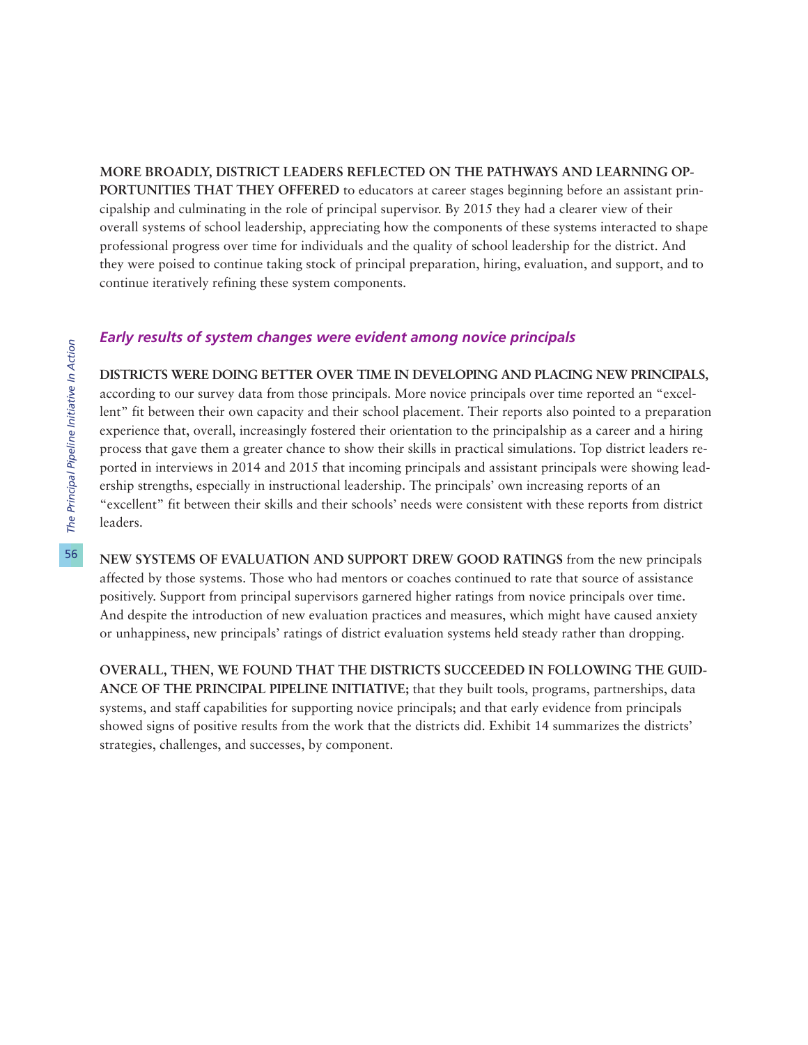**MORE BROADLY, DISTRICT LEADERS REFLECTED ON THE PATHWAYS AND LEARNING OPPORTUNITIES THAT THEY OFFERED** to educators at career stages beginning before an assistant principalship and culminating in the role of principal supervisor. By 2015 they had a clearer view of their overall systems of school leadership, appreciating how the components of these systems interacted to shape professional progress over time for individuals and the quality of school leadership for the district. And they were poised to continue taking stock of principal preparation, hiring, evaluation, and support, and to continue iteratively refining these system components.

### *Early results of system changes were evident among novice principals*

**DISTRICTS WERE DOING BETTER OVER TIME IN DEVELOPING AND PLACING NEW PRINCIPALS,** according to our survey data from those principals. More novice principals over time reported an "excellent" fit between their own capacity and their school placement. Their reports also pointed to a preparation experience that, overall, increasingly fostered their orientation to the principalship as a career and a hiring process that gave them a greater chance to show their skills in practical simulations. Top district leaders reported in interviews in 2014 and 2015 that incoming principals and assistant principals were showing leadership strengths, especially in instructional leadership. The principals' own increasing reports of an "excellent" fit between their skills and their schools' needs were consistent with these reports from district leaders.

**NEW SYSTEMS OF EVALUATION AND SUPPORT DREW GOOD RATINGS** from the new principals affected by those systems. Those who had mentors or coaches continued to rate that source of assistance positively. Support from principal supervisors garnered higher ratings from novice principals over time. And despite the introduction of new evaluation practices and measures, which might have caused anxiety or unhappiness, new principals' ratings of district evaluation systems held steady rather than dropping.

**OVERALL, THEN, WE FOUND THAT THE DISTRICTS SUCCEEDED IN FOLLOWING THE GUIDANCE OF THE PRINCIPAL PIPELINE INITIATIVE;** that they built tools, programs, partnerships, data systems, and staff capabilities for supporting novice principals; and that early evidence from principals showed signs of positive results from the work that the districts did. Exhibit 14 summarizes the districts' strategies, challenges, and successes, by component.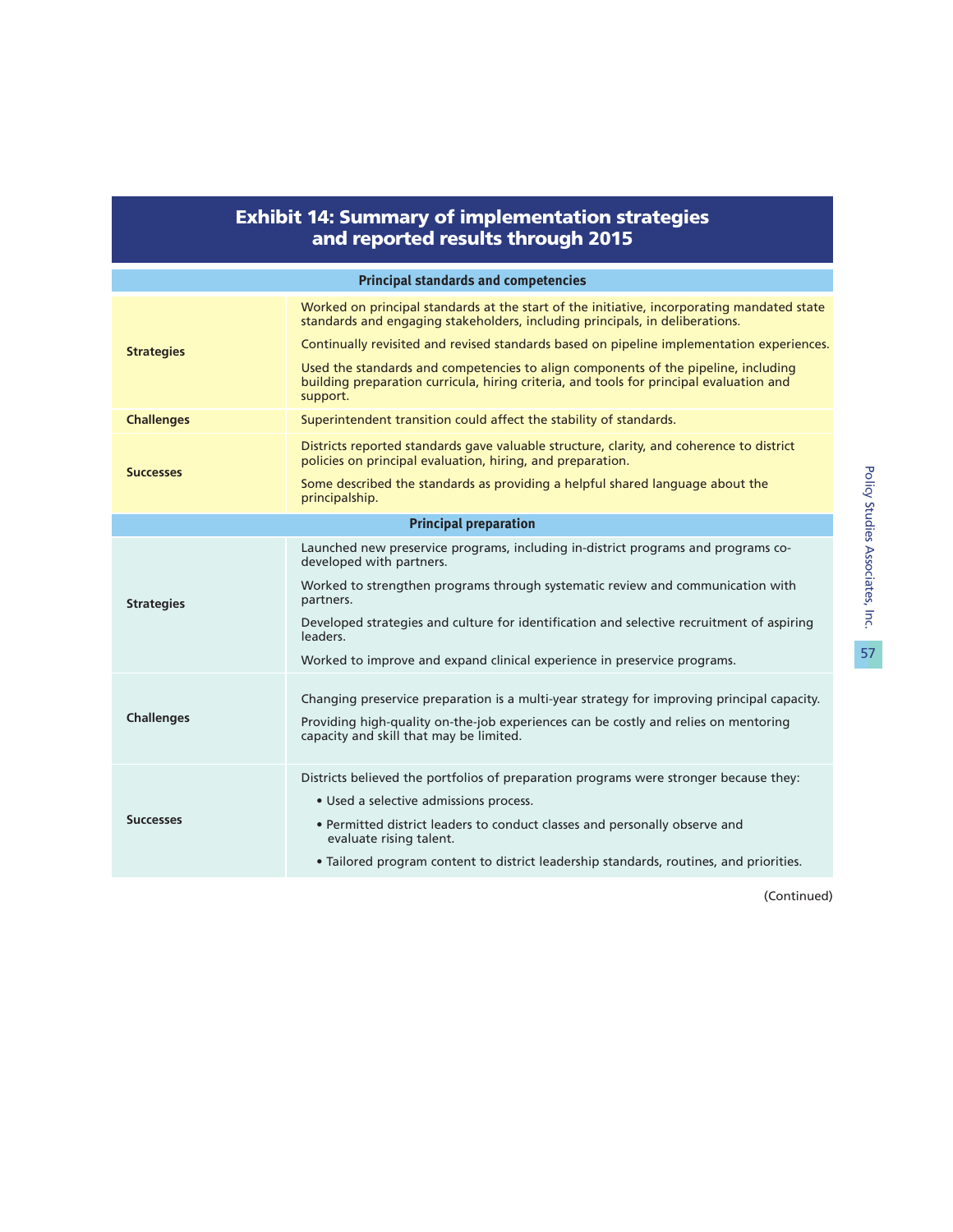## Exhibit 14: Summary of implementation strategies and reported results through 2015

| | |
|---|---|
| **Principal standards and competencies** | |
| **Strategies** | Worked on principal standards at the start of the initiative, incorporating mandated state standards and engaging stakeholders, including principals, in deliberations.<br><br>Continually revisited and revised standards based on pipeline implementation experiences.<br><br>Used the standards and competencies to align components of the pipeline, including building preparation curricula, hiring criteria, and tools for principal evaluation and support. |
| **Challenges** | Superintendent transition could affect the stability of standards. |
| **Successes** | Districts reported standards gave valuable structure, clarity, and coherence to district policies on principal evaluation, hiring, and preparation.<br><br>Some described the standards as providing a helpful shared language about the principalship. |
| **Principal preparation** | |
| **Strategies** | Launched new preservice programs, including in-district programs and programs co-developed with partners.<br><br>Worked to strengthen programs through systematic review and communication with partners.<br><br>Developed strategies and culture for identification and selective recruitment of aspiring leaders.<br><br>Worked to improve and expand clinical experience in preservice programs. |
| **Challenges** | Changing preservice preparation is a multi-year strategy for improving principal capacity.<br><br>Providing high-quality on-the-job experiences can be costly and relies on mentoring capacity and skill that may be limited. |
| **Successes** | Districts believed the portfolios of preparation programs were stronger because they:<br>• Used a selective admissions process.<br>• Permitted district leaders to conduct classes and personally observe and evaluate rising talent.<br>• Tailored program content to district leadership standards, routines, and priorities. |

(Continued)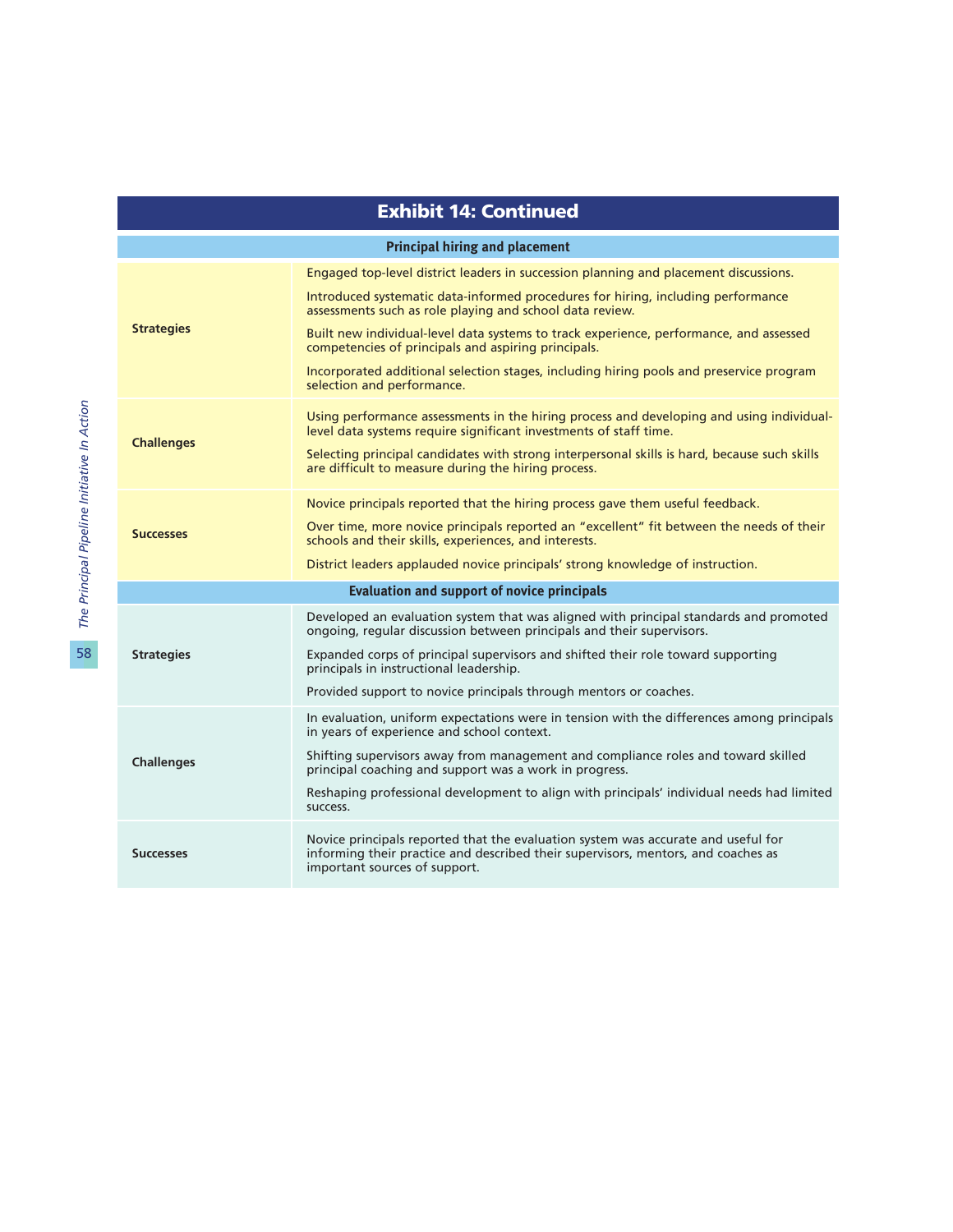## Exhibit 14: Continued

| | |
|---|---|
| **Principal hiring and placement** | |
| **Strategies** | Engaged top-level district leaders in succession planning and placement discussions.<br><br>Introduced systematic data-informed procedures for hiring, including performance assessments such as role playing and school data review.<br><br>Built new individual-level data systems to track experience, performance, and assessed competencies of principals and aspiring principals.<br><br>Incorporated additional selection stages, including hiring pools and preservice program selection and performance. |
| **Challenges** | Using performance assessments in the hiring process and developing and using individual-level data systems require significant investments of staff time.<br><br>Selecting principal candidates with strong interpersonal skills is hard, because such skills are difficult to measure during the hiring process. |
| **Successes** | Novice principals reported that the hiring process gave them useful feedback.<br><br>Over time, more novice principals reported an "excellent" fit between the needs of their schools and their skills, experiences, and interests.<br><br>District leaders applauded novice principals' strong knowledge of instruction. |
| **Evaluation and support of novice principals** | |
| **Strategies** | Developed an evaluation system that was aligned with principal standards and promoted ongoing, regular discussion between principals and their supervisors.<br><br>Expanded corps of principal supervisors and shifted their role toward supporting principals in instructional leadership.<br><br>Provided support to novice principals through mentors or coaches. |
| **Challenges** | In evaluation, uniform expectations were in tension with the differences among principals in years of experience and school context.<br><br>Shifting supervisors away from management and compliance roles and toward skilled principal coaching and support was a work in progress.<br><br>Reshaping professional development to align with principals' individual needs had limited success. |
| **Successes** | Novice principals reported that the evaluation system was accurate and useful for informing their practice and described their supervisors, mentors, and coaches as important sources of support. |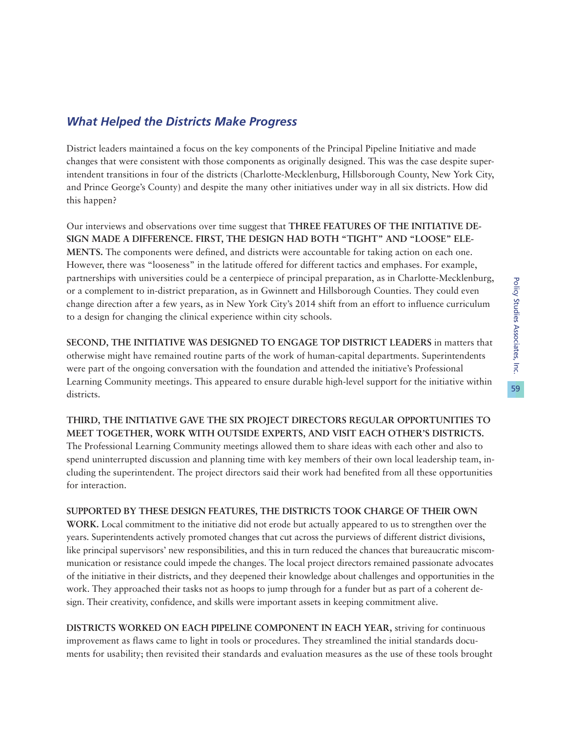## *What Helped the Districts Make Progress*

District leaders maintained a focus on the key components of the Principal Pipeline Initiative and made changes that were consistent with those components as originally designed. This was the case despite superintendent transitions in four of the districts (Charlotte-Mecklenburg, Hillsborough County, New York City, and Prince George's County) and despite the many other initiatives under way in all six districts. How did this happen?

Our interviews and observations over time suggest that **THREE FEATURES OF THE INITIATIVE DESIGN MADE A DIFFERENCE. FIRST, THE DESIGN HAD BOTH "TIGHT" AND "LOOSE" ELEMENTS.** The components were defined, and districts were accountable for taking action on each one. However, there was "looseness" in the latitude offered for different tactics and emphases. For example, partnerships with universities could be a centerpiece of principal preparation, as in Charlotte-Mecklenburg, or a complement to in-district preparation, as in Gwinnett and Hillsborough Counties. They could even change direction after a few years, as in New York City's 2014 shift from an effort to influence curriculum to a design for changing the clinical experience within city schools.

**SECOND, THE INITIATIVE WAS DESIGNED TO ENGAGE TOP DISTRICT LEADERS** in matters that otherwise might have remained routine parts of the work of human-capital departments. Superintendents were part of the ongoing conversation with the foundation and attended the initiative's Professional Learning Community meetings. This appeared to ensure durable high-level support for the initiative within districts.

**THIRD, THE INITIATIVE GAVE THE SIX PROJECT DIRECTORS REGULAR OPPORTUNITIES TO MEET TOGETHER, WORK WITH OUTSIDE EXPERTS, AND VISIT EACH OTHER'S DISTRICTS.** The Professional Learning Community meetings allowed them to share ideas with each other and also to spend uninterrupted discussion and planning time with key members of their own local leadership team, including the superintendent. The project directors said their work had benefited from all these opportunities for interaction.

**SUPPORTED BY THESE DESIGN FEATURES, THE DISTRICTS TOOK CHARGE OF THEIR OWN WORK.** Local commitment to the initiative did not erode but actually appeared to us to strengthen over the years. Superintendents actively promoted changes that cut across the purviews of different district divisions, like principal supervisors' new responsibilities, and this in turn reduced the chances that bureaucratic miscommunication or resistance could impede the changes. The local project directors remained passionate advocates of the initiative in their districts, and they deepened their knowledge about challenges and opportunities in the work. They approached their tasks not as hoops to jump through for a funder but as part of a coherent design. Their creativity, confidence, and skills were important assets in keeping commitment alive.

**DISTRICTS WORKED ON EACH PIPELINE COMPONENT IN EACH YEAR,** striving for continuous improvement as flaws came to light in tools or procedures. They streamlined the initial standards documents for usability; then revisited their standards and evaluation measures as the use of these tools brought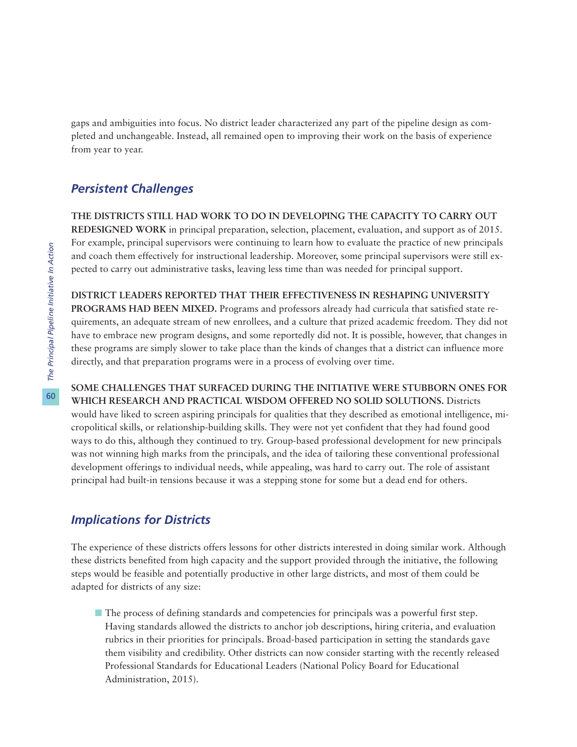gaps and ambiguities into focus. No district leader characterized any part of the pipeline design as completed and unchangeable. Instead, all remained open to improving their work on the basis of experience from year to year.

## *Persistent Challenges*

**THE DISTRICTS STILL HAD WORK TO DO IN DEVELOPING THE CAPACITY TO CARRY OUT REDESIGNED WORK** in principal preparation, selection, placement, evaluation, and support as of 2015. For example, principal supervisors were continuing to learn how to evaluate the practice of new principals and coach them effectively for instructional leadership. Moreover, some principal supervisors were still expected to carry out administrative tasks, leaving less time than was needed for principal support.

**DISTRICT LEADERS REPORTED THAT THEIR EFFECTIVENESS IN RESHAPING UNIVERSITY PROGRAMS HAD BEEN MIXED.** Programs and professors already had curricula that satisfied state requirements, an adequate stream of new enrollees, and a culture that prized academic freedom. They did not have to embrace new program designs, and some reportedly did not. It is possible, however, that changes in these programs are simply slower to take place than the kinds of changes that a district can influence more directly, and that preparation programs were in a process of evolving over time.

**SOME CHALLENGES THAT SURFACED DURING THE INITIATIVE WERE STUBBORN ONES FOR WHICH RESEARCH AND PRACTICAL WISDOM OFFERED NO SOLID SOLUTIONS.** Districts would have liked to screen aspiring principals for qualities that they described as emotional intelligence, micropolitical skills, or relationship-building skills. They were not yet confident that they had found good ways to do this, although they continued to try. Group-based professional development for new principals was not winning high marks from the principals, and the idea of tailoring these conventional professional development offerings to individual needs, while appealing, was hard to carry out. The role of assistant principal had built-in tensions because it was a stepping stone for some but a dead end for others.

## *Implications for Districts*

The experience of these districts offers lessons for other districts interested in doing similar work. Although these districts benefited from high capacity and the support provided through the initiative, the following steps would be feasible and potentially productive in other large districts, and most of them could be adapted for districts of any size:

- The process of defining standards and competencies for principals was a powerful first step. Having standards allowed the districts to anchor job descriptions, hiring criteria, and evaluation rubrics in their priorities for principals. Broad-based participation in setting the standards gave them visibility and credibility. Other districts can now consider starting with the recently released Professional Standards for Educational Leaders (National Policy Board for Educational Administration, 2015).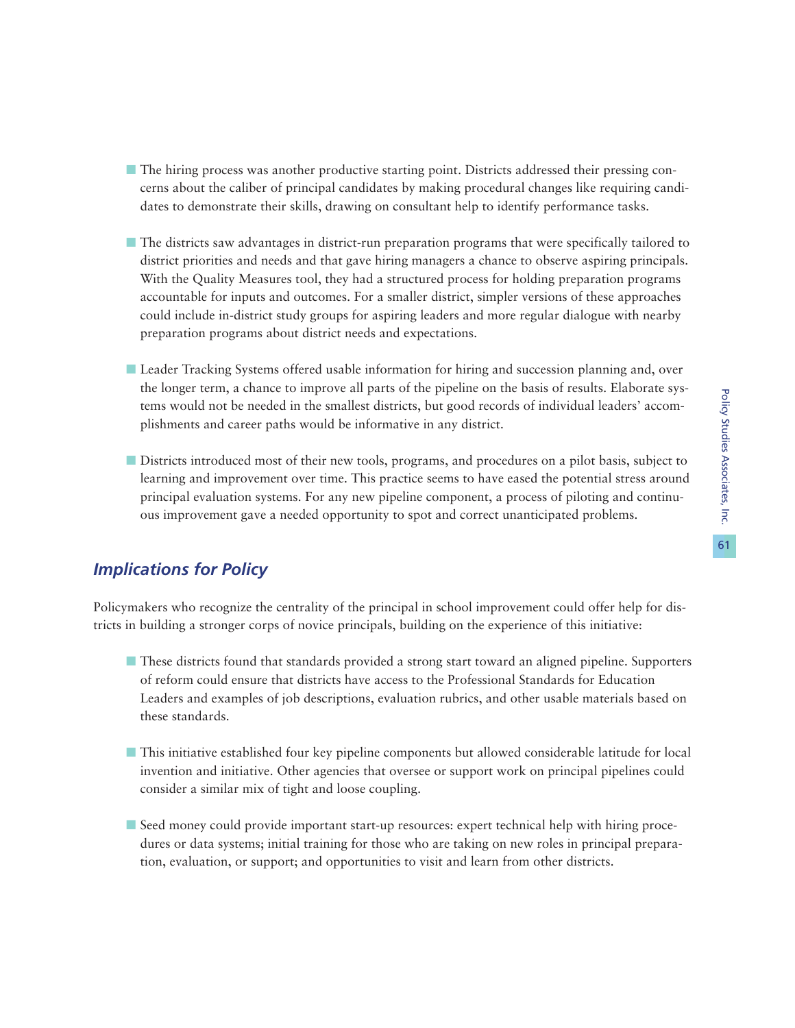- The hiring process was another productive starting point. Districts addressed their pressing concerns about the caliber of principal candidates by making procedural changes like requiring candidates to demonstrate their skills, drawing on consultant help to identify performance tasks.

- The districts saw advantages in district-run preparation programs that were specifically tailored to district priorities and needs and that gave hiring managers a chance to observe aspiring principals. With the Quality Measures tool, they had a structured process for holding preparation programs accountable for inputs and outcomes. For a smaller district, simpler versions of these approaches could include in-district study groups for aspiring leaders and more regular dialogue with nearby preparation programs about district needs and expectations.

- Leader Tracking Systems offered usable information for hiring and succession planning and, over the longer term, a chance to improve all parts of the pipeline on the basis of results. Elaborate systems would not be needed in the smallest districts, but good records of individual leaders' accomplishments and career paths would be informative in any district.

- Districts introduced most of their new tools, programs, and procedures on a pilot basis, subject to learning and improvement over time. This practice seems to have eased the potential stress around principal evaluation systems. For any new pipeline component, a process of piloting and continuous improvement gave a needed opportunity to spot and correct unanticipated problems.

## *Implications for Policy*

Policymakers who recognize the centrality of the principal in school improvement could offer help for districts in building a stronger corps of novice principals, building on the experience of this initiative:

- These districts found that standards provided a strong start toward an aligned pipeline. Supporters of reform could ensure that districts have access to the Professional Standards for Education Leaders and examples of job descriptions, evaluation rubrics, and other usable materials based on these standards.

- This initiative established four key pipeline components but allowed considerable latitude for local invention and initiative. Other agencies that oversee or support work on principal pipelines could consider a similar mix of tight and loose coupling.

- Seed money could provide important start-up resources: expert technical help with hiring procedures or data systems; initial training for those who are taking on new roles in principal preparation, evaluation, or support; and opportunities to visit and learn from other districts.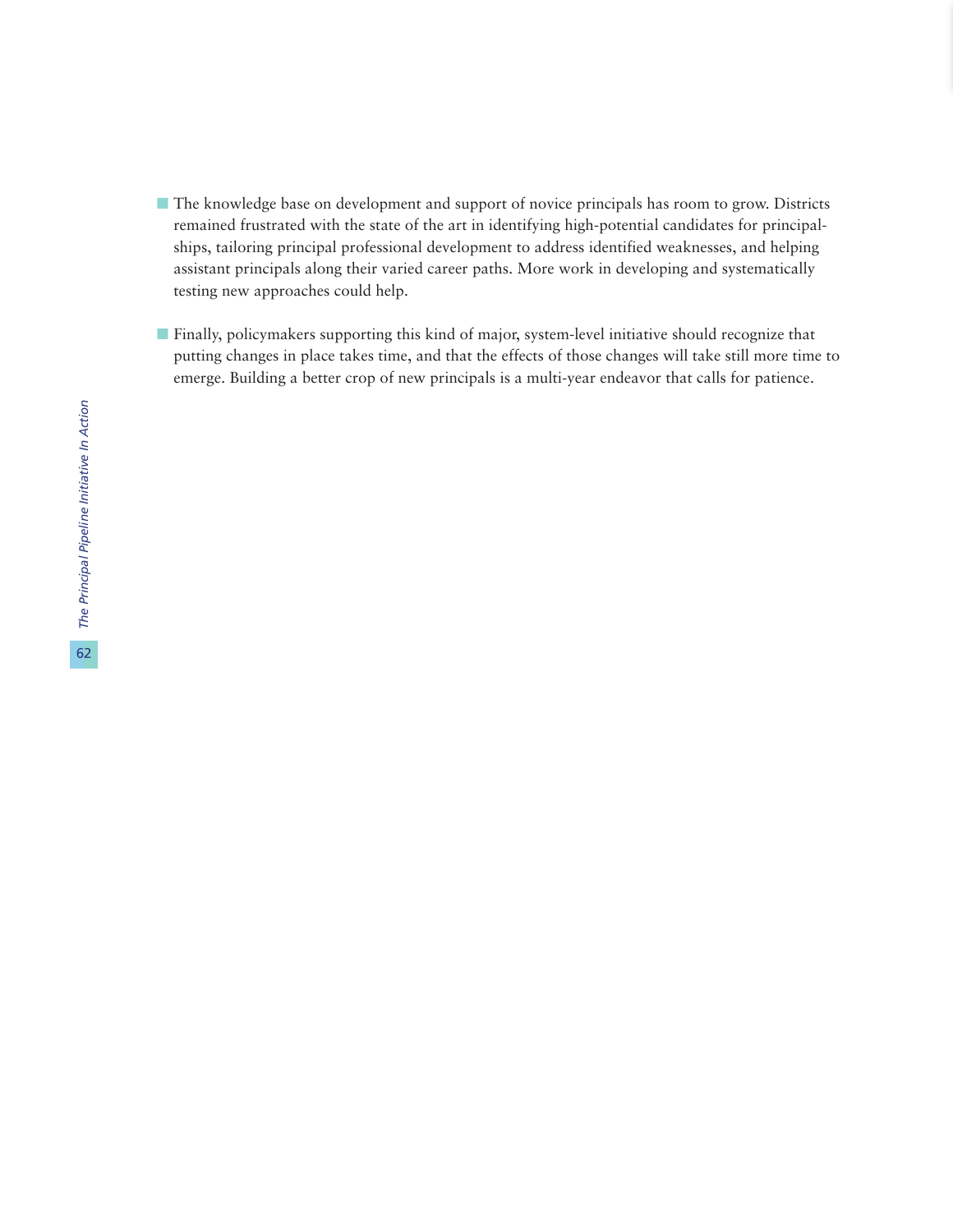- The knowledge base on development and support of novice principals has room to grow. Districts remained frustrated with the state of the art in identifying high-potential candidates for principalships, tailoring principal professional development to address identified weaknesses, and helping assistant principals along their varied career paths. More work in developing and systematically testing new approaches could help.

- Finally, policymakers supporting this kind of major, system-level initiative should recognize that putting changes in place takes time, and that the effects of those changes will take still more time to emerge. Building a better crop of new principals is a multi-year endeavor that calls for patience.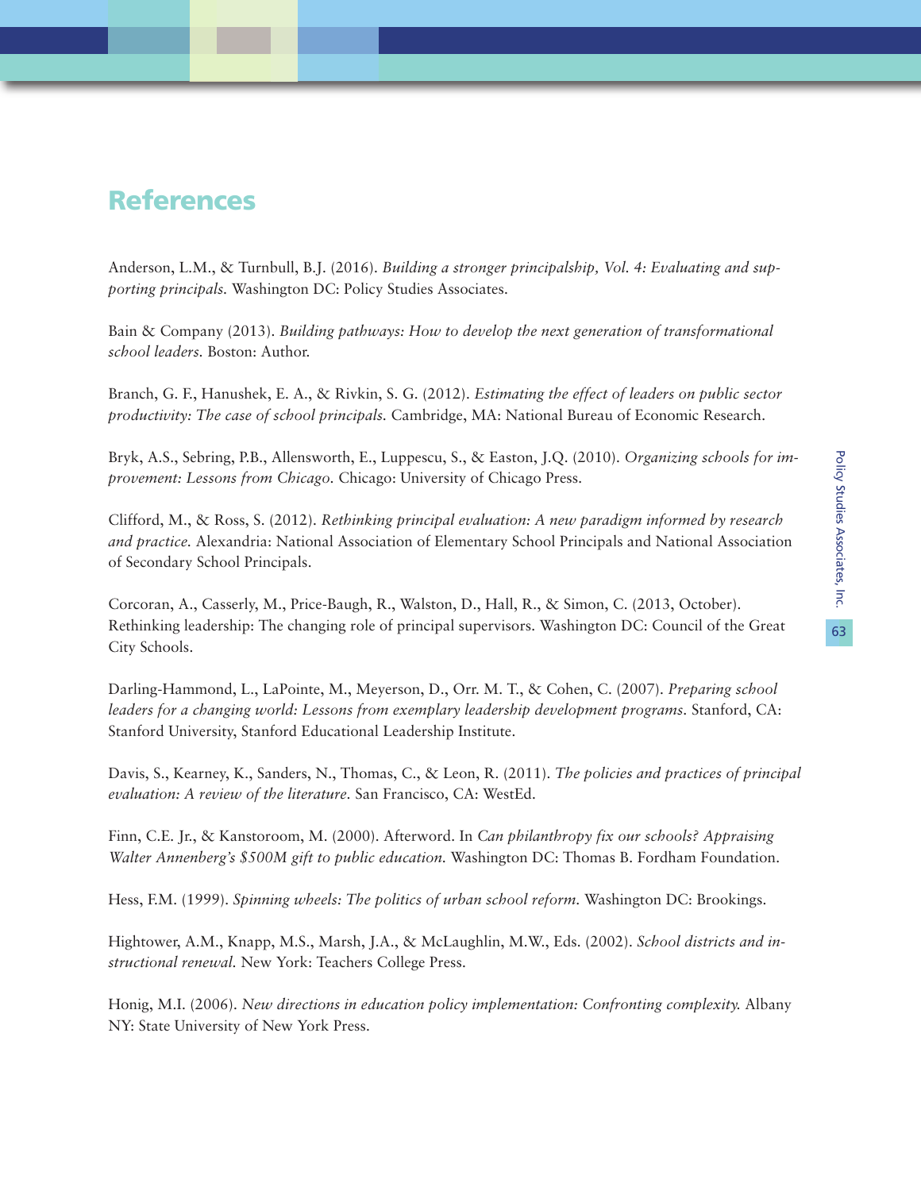# References

Anderson, L.M., & Turnbull, B.J. (2016). *Building a stronger principalship, Vol. 4: Evaluating and supporting principals.* Washington DC: Policy Studies Associates.

Bain & Company (2013). *Building pathways: How to develop the next generation of transformational school leaders.* Boston: Author.

Branch, G. F., Hanushek, E. A., & Rivkin, S. G. (2012). *Estimating the effect of leaders on public sector productivity: The case of school principals.* Cambridge, MA: National Bureau of Economic Research.

Bryk, A.S., Sebring, P.B., Allensworth, E., Luppescu, S., & Easton, J.Q. (2010). *Organizing schools for improvement: Lessons from Chicago.* Chicago: University of Chicago Press.

Clifford, M., & Ross, S. (2012). *Rethinking principal evaluation: A new paradigm informed by research and practice.* Alexandria: National Association of Elementary School Principals and National Association of Secondary School Principals.

Corcoran, A., Casserly, M., Price-Baugh, R., Walston, D., Hall, R., & Simon, C. (2013, October). Rethinking leadership: The changing role of principal supervisors. Washington DC: Council of the Great City Schools.

Darling-Hammond, L., LaPointe, M., Meyerson, D., Orr. M. T., & Cohen, C. (2007). *Preparing school leaders for a changing world: Lessons from exemplary leadership development programs.* Stanford, CA: Stanford University, Stanford Educational Leadership Institute.

Davis, S., Kearney, K., Sanders, N., Thomas, C., & Leon, R. (2011). *The policies and practices of principal evaluation: A review of the literature.* San Francisco, CA: WestEd.

Finn, C.E. Jr., & Kanstoroom, M. (2000). Afterword. In *Can philanthropy fix our schools? Appraising Walter Annenberg's $500M gift to public education.* Washington DC: Thomas B. Fordham Foundation.

Hess, F.M. (1999). *Spinning wheels: The politics of urban school reform.* Washington DC: Brookings.

Hightower, A.M., Knapp, M.S., Marsh, J.A., & McLaughlin, M.W., Eds. (2002). *School districts and instructional renewal.* New York: Teachers College Press.

Honig, M.I. (2006). *New directions in education policy implementation: Confronting complexity.* Albany NY: State University of New York Press.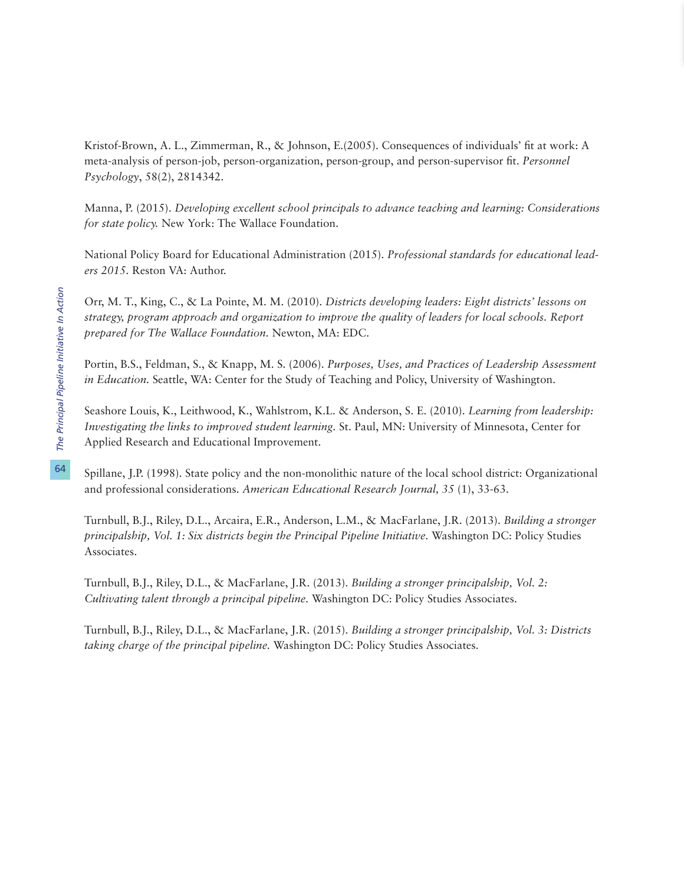Kristof-Brown, A. L., Zimmerman, R., & Johnson, E.(2005). Consequences of individuals' fit at work: A meta-analysis of person-job, person-organization, person-group, and person-supervisor fit. *Personnel Psychology*, 58(2), 2814342.

Manna, P. (2015). *Developing excellent school principals to advance teaching and learning: Considerations for state policy.* New York: The Wallace Foundation.

National Policy Board for Educational Administration (2015). *Professional standards for educational leaders 2015*. Reston VA: Author.

Orr, M. T., King, C., & La Pointe, M. M. (2010). *Districts developing leaders: Eight districts' lessons on strategy, program approach and organization to improve the quality of leaders for local schools. Report prepared for The Wallace Foundation.* Newton, MA: EDC.

Portin, B.S., Feldman, S., & Knapp, M. S. (2006). *Purposes, Uses, and Practices of Leadership Assessment in Education.* Seattle, WA: Center for the Study of Teaching and Policy, University of Washington.

Seashore Louis, K., Leithwood, K., Wahlstrom, K.L. & Anderson, S. E. (2010). *Learning from leadership: Investigating the links to improved student learning.* St. Paul, MN: University of Minnesota, Center for Applied Research and Educational Improvement.

Spillane, J.P. (1998). State policy and the non-monolithic nature of the local school district: Organizational and professional considerations. *American Educational Research Journal, 35* (1), 33-63.

Turnbull, B.J., Riley, D.L., Arcaira, E.R., Anderson, L.M., & MacFarlane, J.R. (2013). *Building a stronger principalship, Vol. 1: Six districts begin the Principal Pipeline Initiative.* Washington DC: Policy Studies Associates.

Turnbull, B.J., Riley, D.L., & MacFarlane, J.R. (2013). *Building a stronger principalship, Vol. 2: Cultivating talent through a principal pipeline.* Washington DC: Policy Studies Associates.

Turnbull, B.J., Riley, D.L., & MacFarlane, J.R. (2015). *Building a stronger principalship, Vol. 3: Districts taking charge of the principal pipeline.* Washington DC: Policy Studies Associates.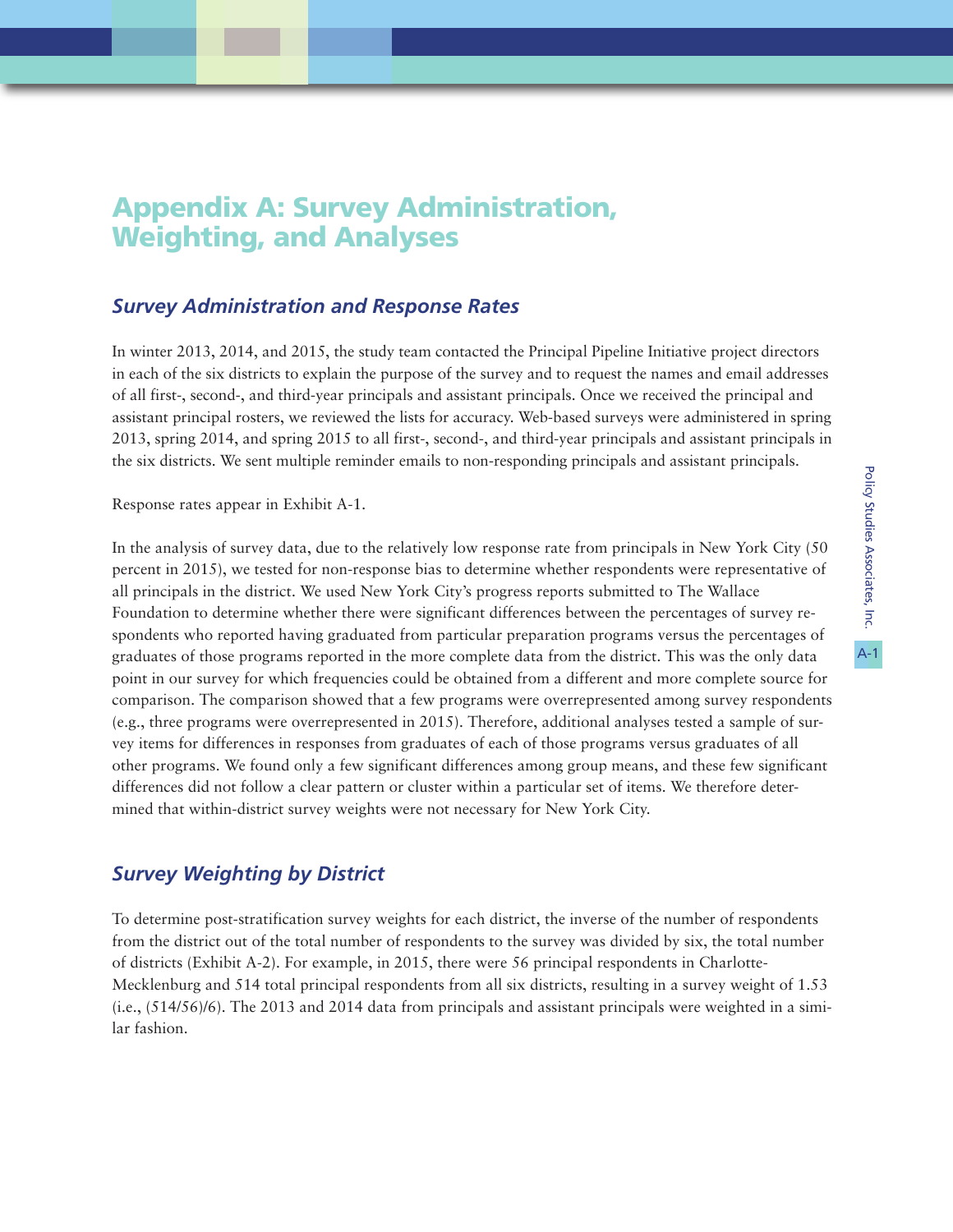# Appendix A: Survey Administration, Weighting, and Analyses

## *Survey Administration and Response Rates*

In winter 2013, 2014, and 2015, the study team contacted the Principal Pipeline Initiative project directors in each of the six districts to explain the purpose of the survey and to request the names and email addresses of all first-, second-, and third-year principals and assistant principals. Once we received the principal and assistant principal rosters, we reviewed the lists for accuracy. Web-based surveys were administered in spring 2013, spring 2014, and spring 2015 to all first-, second-, and third-year principals and assistant principals in the six districts. We sent multiple reminder emails to non-responding principals and assistant principals.

Response rates appear in Exhibit A-1.

In the analysis of survey data, due to the relatively low response rate from principals in New York City (50 percent in 2015), we tested for non-response bias to determine whether respondents were representative of all principals in the district. We used New York City's progress reports submitted to The Wallace Foundation to determine whether there were significant differences between the percentages of survey respondents who reported having graduated from particular preparation programs versus the percentages of graduates of those programs reported in the more complete data from the district. This was the only data point in our survey for which frequencies could be obtained from a different and more complete source for comparison. The comparison showed that a few programs were overrepresented among survey respondents (e.g., three programs were overrepresented in 2015). Therefore, additional analyses tested a sample of survey items for differences in responses from graduates of each of those programs versus graduates of all other programs. We found only a few significant differences among group means, and these few significant differences did not follow a clear pattern or cluster within a particular set of items. We therefore determined that within-district survey weights were not necessary for New York City.

## *Survey Weighting by District*

To determine post-stratification survey weights for each district, the inverse of the number of respondents from the district out of the total number of respondents to the survey was divided by six, the total number of districts (Exhibit A-2). For example, in 2015, there were 56 principal respondents in Charlotte-Mecklenburg and 514 total principal respondents from all six districts, resulting in a survey weight of 1.53 (i.e., (514/56)/6). The 2013 and 2014 data from principals and assistant principals were weighted in a similar fashion.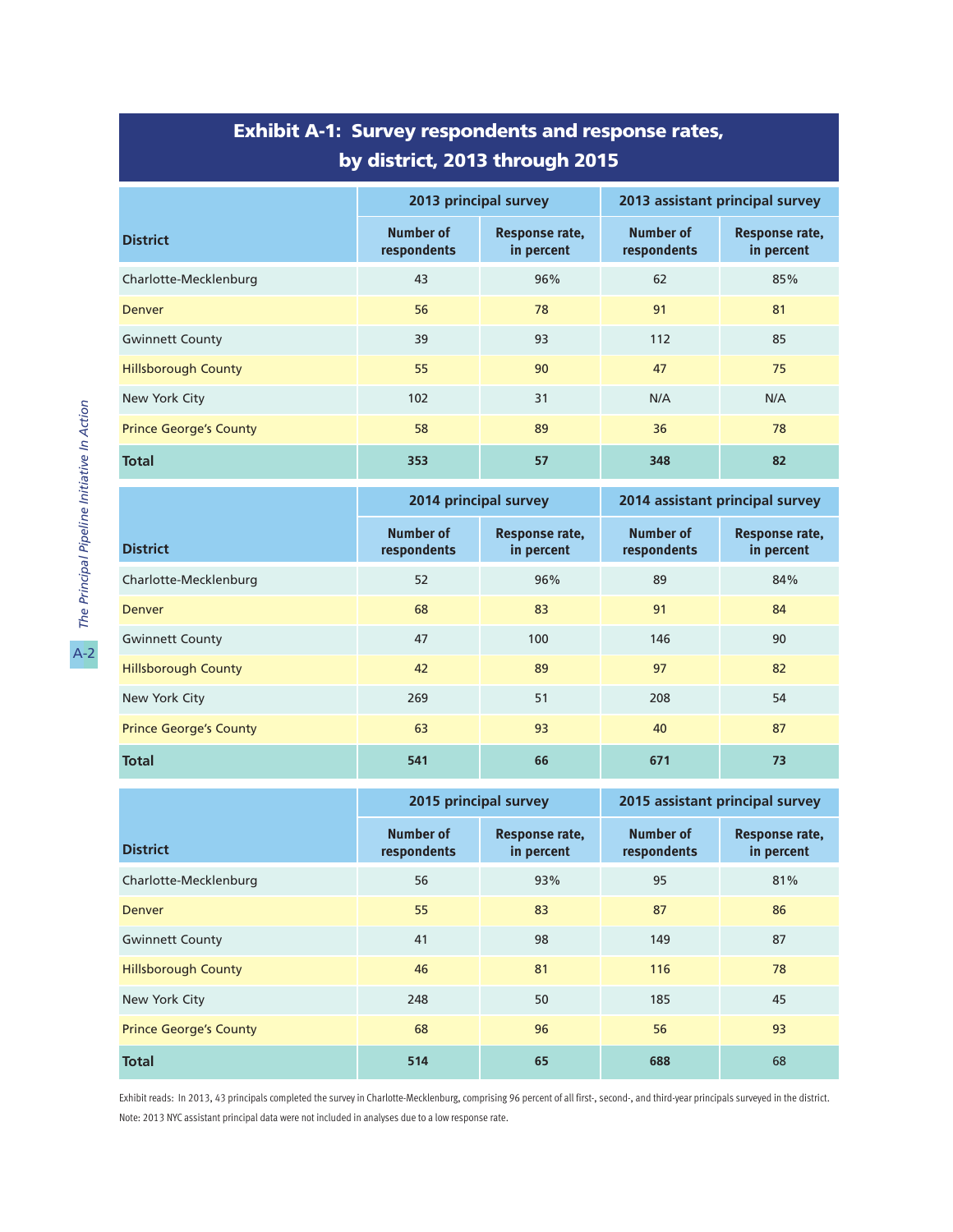## Exhibit A-1: Survey respondents and response rates, by district, 2013 through 2015

| District | 2013 principal survey | | 2013 assistant principal survey | |
|---|---|---|---|---|
| | Number of respondents | Response rate, in percent | Number of respondents | Response rate, in percent |
| Charlotte-Mecklenburg | 43 | 96% | 62 | 85% |
| Denver | 56 | 78 | 91 | 81 |
| Gwinnett County | 39 | 93 | 112 | 85 |
| Hillsborough County | 55 | 90 | 47 | 75 |
| New York City | 102 | 31 | N/A | N/A |
| Prince George's County | 58 | 89 | 36 | 78 |
| **Total** | **353** | **57** | **348** | **82** |

| District | 2014 principal survey | | 2014 assistant principal survey | |
|---|---|---|---|---|
| | Number of respondents | Response rate, in percent | Number of respondents | Response rate, in percent |
| Charlotte-Mecklenburg | 52 | 96% | 89 | 84% |
| Denver | 68 | 83 | 91 | 84 |
| Gwinnett County | 47 | 100 | 146 | 90 |
| Hillsborough County | 42 | 89 | 97 | 82 |
| New York City | 269 | 51 | 208 | 54 |
| Prince George's County | 63 | 93 | 40 | 87 |
| **Total** | **541** | **66** | **671** | **73** |

| District | 2015 principal survey | | 2015 assistant principal survey | |
|---|---|---|---|---|
| | Number of respondents | Response rate, in percent | Number of respondents | Response rate, in percent |
| Charlotte-Mecklenburg | 56 | 93% | 95 | 81% |
| Denver | 55 | 83 | 87 | 86 |
| Gwinnett County | 41 | 98 | 149 | 87 |
| Hillsborough County | 46 | 81 | 116 | 78 |
| New York City | 248 | 50 | 185 | 45 |
| Prince George's County | 68 | 96 | 56 | 93 |
| **Total** | **514** | **65** | **688** | **68** |

Exhibit reads: In 2013, 43 principals completed the survey in Charlotte-Mecklenburg, comprising 96 percent of all first-, second-, and third-year principals surveyed in the district.

Note: 2013 NYC assistant principal data were not included in analyses due to a low response rate.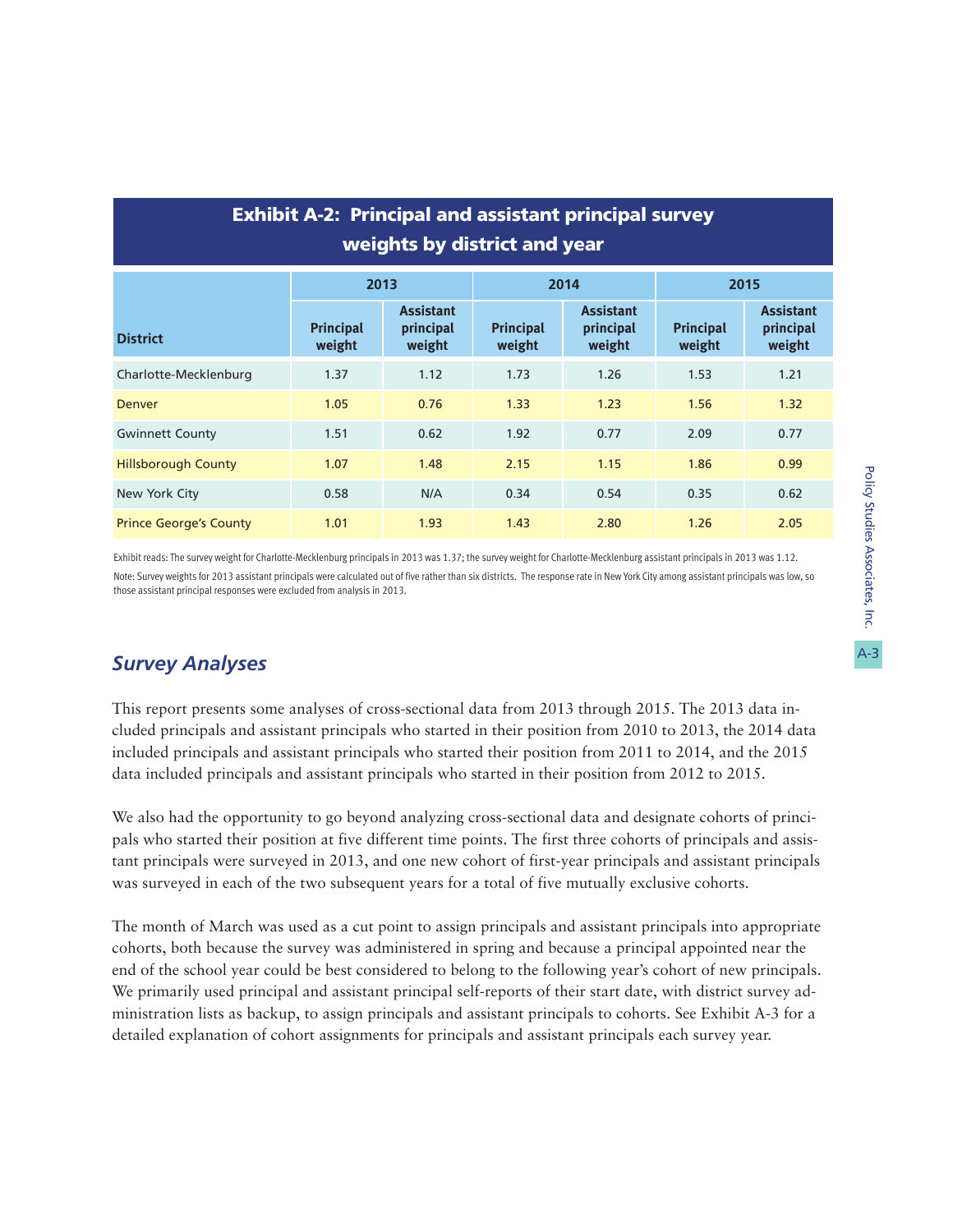## Exhibit A-2: Principal and assistant principal survey weights by district and year

| District | 2013 | | 2014 | | 2015 | |
|---|---|---|---|---|---|---|
| | Principal weight | Assistant principal weight | Principal weight | Assistant principal weight | Principal weight | Assistant principal weight |
| Charlotte-Mecklenburg | 1.37 | 1.12 | 1.73 | 1.26 | 1.53 | 1.21 |
| Denver | 1.05 | 0.76 | 1.33 | 1.23 | 1.56 | 1.32 |
| Gwinnett County | 1.51 | 0.62 | 1.92 | 0.77 | 2.09 | 0.77 |
| Hillsborough County | 1.07 | 1.48 | 2.15 | 1.15 | 1.86 | 0.99 |
| New York City | 0.58 | N/A | 0.34 | 0.54 | 0.35 | 0.62 |
| Prince George's County | 1.01 | 1.93 | 1.43 | 2.80 | 1.26 | 2.05 |

Exhibit reads: The survey weight for Charlotte-Mecklenburg principals in 2013 was 1.37; the survey weight for Charlotte-Mecklenburg assistant principals in 2013 was 1.12.

Note: Survey weights for 2013 assistant principals were calculated out of five rather than six districts. The response rate in New York City among assistant principals was low, so those assistant principal responses were excluded from analysis in 2013.

## *Survey Analyses*

This report presents some analyses of cross-sectional data from 2013 through 2015. The 2013 data included principals and assistant principals who started in their position from 2010 to 2013, the 2014 data included principals and assistant principals who started their position from 2011 to 2014, and the 2015 data included principals and assistant principals who started in their position from 2012 to 2015.

We also had the opportunity to go beyond analyzing cross-sectional data and designate cohorts of principals who started their position at five different time points. The first three cohorts of principals and assistant principals were surveyed in 2013, and one new cohort of first-year principals and assistant principals was surveyed in each of the two subsequent years for a total of five mutually exclusive cohorts.

The month of March was used as a cut point to assign principals and assistant principals into appropriate cohorts, both because the survey was administered in spring and because a principal appointed near the end of the school year could be best considered to belong to the following year's cohort of new principals. We primarily used principal and assistant principal self-reports of their start date, with district survey administration lists as backup, to assign principals and assistant principals to cohorts. See Exhibit A-3 for a detailed explanation of cohort assignments for principals and assistant principals each survey year.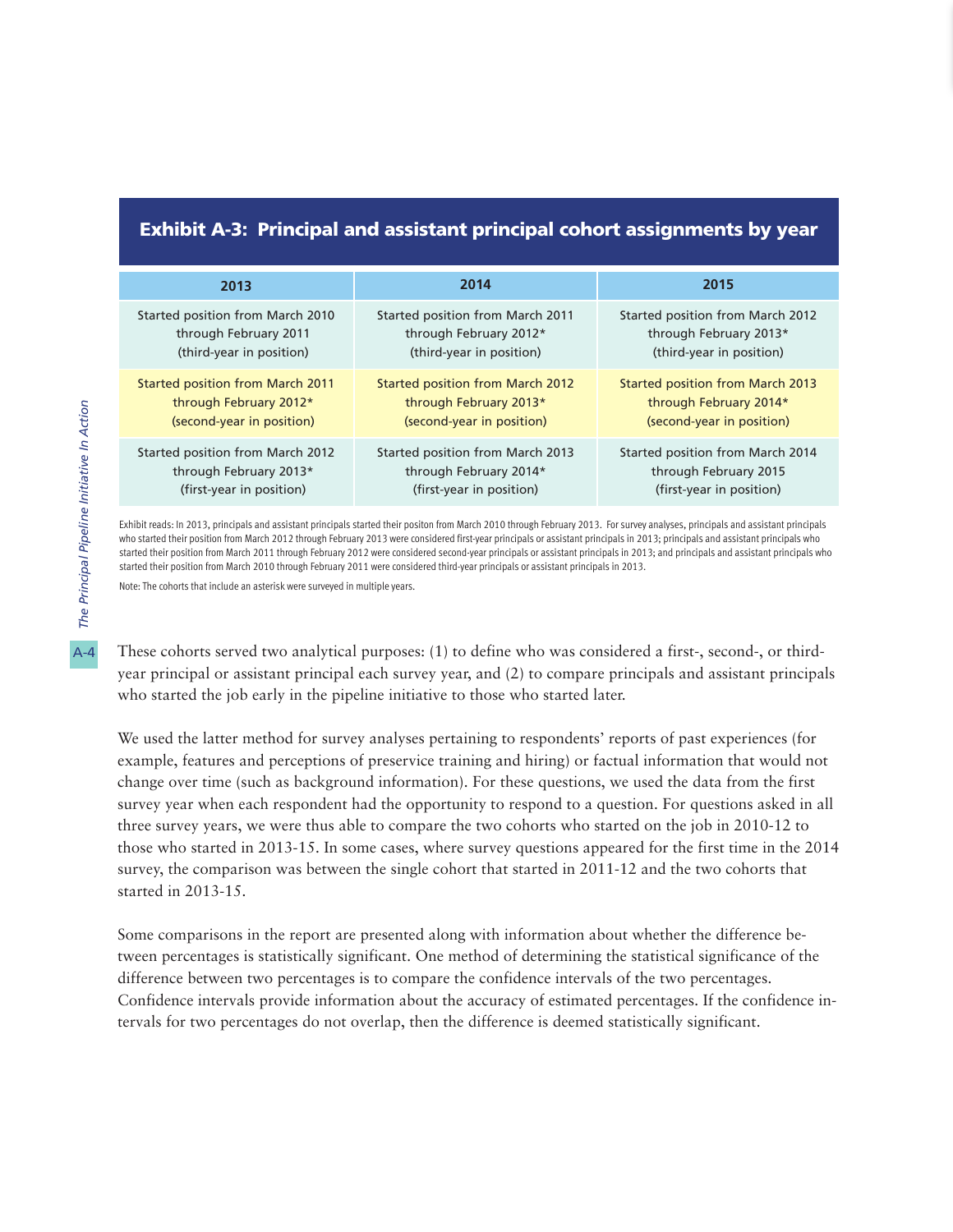**Exhibit A-3: Principal and assistant principal cohort assignments by year**

| 2013 | 2014 | 2015 |
|---|---|---|
| Started position from March 2010 through February 2011 (third-year in position) | Started position from March 2011 through February 2012* (third-year in position) | Started position from March 2012 through February 2013* (third-year in position) |
| Started position from March 2011 through February 2012* (second-year in position) | Started position from March 2012 through February 2013* (second-year in position) | Started position from March 2013 through February 2014* (second-year in position) |
| Started position from March 2012 through February 2013* (first-year in position) | Started position from March 2013 through February 2014* (first-year in position) | Started position from March 2014 through February 2015 (first-year in position) |

Exhibit reads: In 2013, principals and assistant principals started their positon from March 2010 through February 2013. For survey analyses, principals and assistant principals who started their position from March 2012 through February 2013 were considered first-year principals or assistant principals in 2013; principals and assistant principals who started their position from March 2011 through February 2012 were considered second-year principals or assistant principals in 2013; and principals and assistant principals who started their position from March 2010 through February 2011 were considered third-year principals or assistant principals in 2013.

Note: The cohorts that include an asterisk were surveyed in multiple years.

These cohorts served two analytical purposes: (1) to define who was considered a first-, second-, or third-year principal or assistant principal each survey year, and (2) to compare principals and assistant principals who started the job early in the pipeline initiative to those who started later.

We used the latter method for survey analyses pertaining to respondents' reports of past experiences (for example, features and perceptions of preservice training and hiring) or factual information that would not change over time (such as background information). For these questions, we used the data from the first survey year when each respondent had the opportunity to respond to a question. For questions asked in all three survey years, we were thus able to compare the two cohorts who started on the job in 2010-12 to those who started in 2013-15. In some cases, where survey questions appeared for the first time in the 2014 survey, the comparison was between the single cohort that started in 2011-12 and the two cohorts that started in 2013-15.

Some comparisons in the report are presented along with information about whether the difference between percentages is statistically significant. One method of determining the statistical significance of the difference between two percentages is to compare the confidence intervals of the two percentages. Confidence intervals provide information about the accuracy of estimated percentages. If the confidence intervals for two percentages do not overlap, then the difference is deemed statistically significant.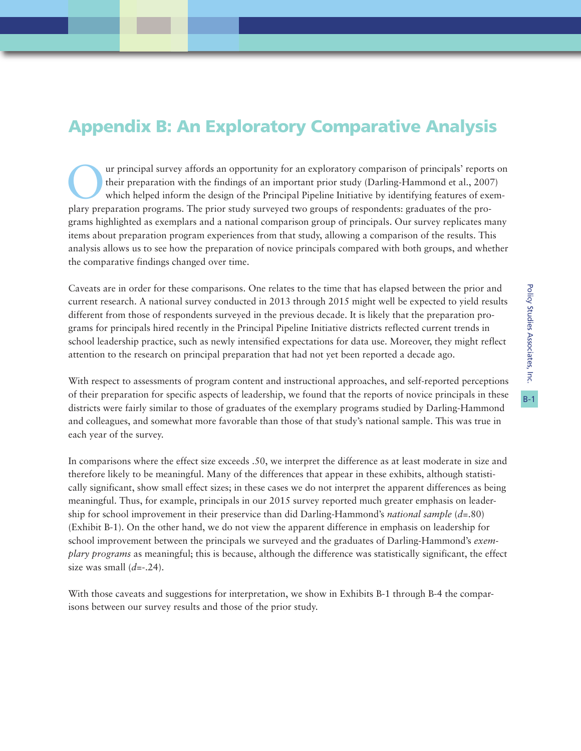# Appendix B: An Exploratory Comparative Analysis

Our principal survey affords an opportunity for an exploratory comparison of principals' reports on their preparation with the findings of an important prior study (Darling-Hammond et al., 2007) which helped inform the design of the Principal Pipeline Initiative by identifying features of exemplary preparation programs. The prior study surveyed two groups of respondents: graduates of the programs highlighted as exemplars and a national comparison group of principals. Our survey replicates many items about preparation program experiences from that study, allowing a comparison of the results. This analysis allows us to see how the preparation of novice principals compared with both groups, and whether the comparative findings changed over time.

Caveats are in order for these comparisons. One relates to the time that has elapsed between the prior and current research. A national survey conducted in 2013 through 2015 might well be expected to yield results different from those of respondents surveyed in the previous decade. It is likely that the preparation programs for principals hired recently in the Principal Pipeline Initiative districts reflected current trends in school leadership practice, such as newly intensified expectations for data use. Moreover, they might reflect attention to the research on principal preparation that had not yet been reported a decade ago.

With respect to assessments of program content and instructional approaches, and self-reported perceptions of their preparation for specific aspects of leadership, we found that the reports of novice principals in these districts were fairly similar to those of graduates of the exemplary programs studied by Darling-Hammond and colleagues, and somewhat more favorable than those of that study's national sample. This was true in each year of the survey.

In comparisons where the effect size exceeds .50, we interpret the difference as at least moderate in size and therefore likely to be meaningful. Many of the differences that appear in these exhibits, although statistically significant, show small effect sizes; in these cases we do not interpret the apparent differences as being meaningful. Thus, for example, principals in our 2015 survey reported much greater emphasis on leadership for school improvement in their preservice than did Darling-Hammond's *national sample* ($d$=.80) (Exhibit B-1). On the other hand, we do not view the apparent difference in emphasis on leadership for school improvement between the principals we surveyed and the graduates of Darling-Hammond's *exemplary programs* as meaningful; this is because, although the difference was statistically significant, the effect size was small ($d$=-.24).

With those caveats and suggestions for interpretation, we show in Exhibits B-1 through B-4 the comparisons between our survey results and those of the prior study.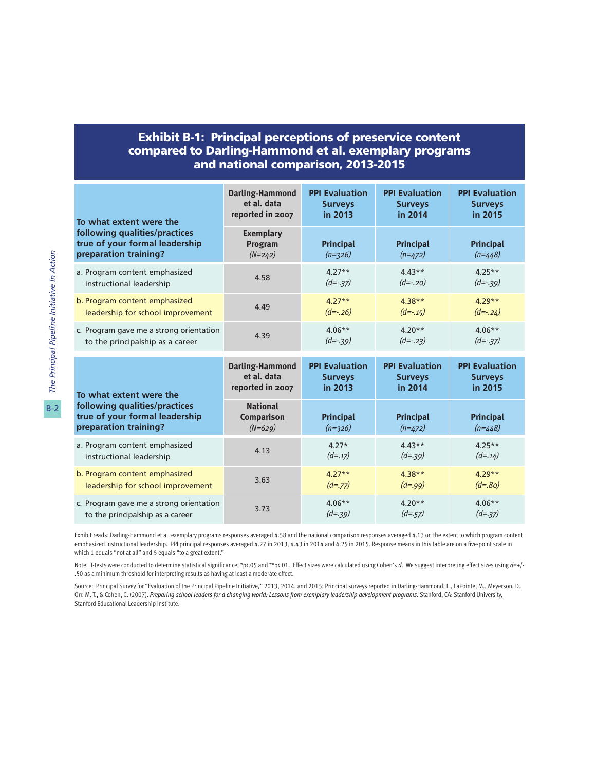## Exhibit B-1: Principal perceptions of preservice content compared to Darling-Hammond et al. exemplary programs and national comparison, 2013-2015

| To what extent were the following qualities/practices true of your formal leadership preparation training? | Darling-Hammond et al. data reported in 2007 | PPI Evaluation Surveys in 2013 | PPI Evaluation Surveys in 2014 | PPI Evaluation Surveys in 2015 |
|---|---|---|---|---|
| | Exemplary Program *(N=242)* | Principal *(n=326)* | Principal *(n=472)* | Principal *(n=448)* |
| a. Program content emphasized instructional leadership | 4.58 | 4.27** *(d=-.37)* | 4.43** *(d=-.20)* | 4.25** *(d=-.39)* |
| b. Program content emphasized leadership for school improvement | 4.49 | 4.27** *(d=-.26)* | 4.38** *(d=-.15)* | 4.29** *(d=-.24)* |
| c. Program gave me a strong orientation to the principalship as a career | 4.39 | 4.06** *(d=-.39)* | 4.20** *(d=-.23)* | 4.06** *(d=-.37)* |

| To what extent were the following qualities/practices true of your formal leadership preparation training? | Darling-Hammond et al. data reported in 2007 | PPI Evaluation Surveys in 2013 | PPI Evaluation Surveys in 2014 | PPI Evaluation Surveys in 2015 |
|---|---|---|---|---|
| | National Comparison *(N=629)* | Principal *(n=326)* | Principal *(n=472)* | Principal *(n=448)* |
| a. Program content emphasized instructional leadership | 4.13 | 4.27* *(d=.17)* | 4.43** *(d=.39)* | 4.25** *(d=.14)* |
| b. Program content emphasized leadership for school improvement | 3.63 | 4.27** *(d=.77)* | 4.38** *(d=.99)* | 4.29** *(d=.80)* |
| c. Program gave me a strong orientation to the principalship as a career | 3.73 | 4.06** *(d=.39)* | 4.20** *(d=.57)* | 4.06** *(d=.37)* |

Exhibit reads: Darling-Hammond et al. exemplary programs responses averaged 4.58 and the national comparison responses averaged 4.13 on the extent to which program content emphasized instructional leadership. PPI principal responses averaged 4.27 in 2013, 4.43 in 2014 and 4.25 in 2015. Response means in this table are on a five-point scale in which 1 equals "not at all" and 5 equals "to a great extent."

Note: T-tests were conducted to determine statistical significance; *p<.05 and **p<.01. Effect sizes were calculated using Cohen's *d*. We suggest interpreting effect sizes using *d*=+/-.50 as a minimum threshold for interpreting results as having at least a moderate effect.

Source: Principal Survey for "Evaluation of the Principal Pipeline Initiative," 2013, 2014, and 2015; Principal surveys reported in Darling-Hammond, L., LaPointe, M., Meyerson, D., Orr. M. T., & Cohen, C. (2007). *Preparing school leaders for a changing world: Lessons from exemplary leadership development programs.* Stanford, CA: Stanford University, Stanford Educational Leadership Institute.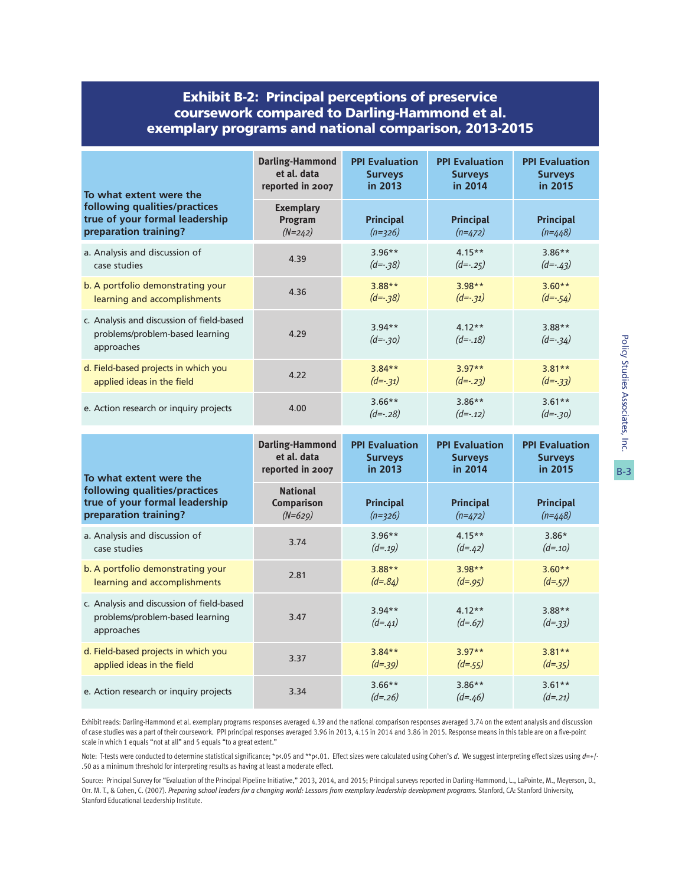## Exhibit B-2: Principal perceptions of preservice coursework compared to Darling-Hammond et al. exemplary programs and national comparison, 2013-2015

| To what extent were the following qualities/practices true of your formal leadership preparation training? | Darling-Hammond et al. data reported in 2007 | PPI Evaluation Surveys in 2013 | PPI Evaluation Surveys in 2014 | PPI Evaluation Surveys in 2015 |
|---|---|---|---|---|
| | **Exemplary Program** *(N=242)* | **Principal** *(n=326)* | **Principal** *(n=472)* | **Principal** *(n=448)* |
| a. Analysis and discussion of case studies | 4.39 | 3.96** *(d=-.38)* | 4.15** *(d=-.25)* | 3.86** *(d=-.43)* |
| b. A portfolio demonstrating your learning and accomplishments | 4.36 | 3.88** *(d=-.38)* | 3.98** *(d=-.31)* | 3.60** *(d=-.54)* |
| c. Analysis and discussion of field-based problems/problem-based learning approaches | 4.29 | 3.94** *(d=-.30)* | 4.12** *(d=-.18)* | 3.88** *(d=-.34)* |
| d. Field-based projects in which you applied ideas in the field | 4.22 | 3.84** *(d=-.31)* | 3.97** *(d=-.23)* | 3.81** *(d=-.33)* |
| e. Action research or inquiry projects | 4.00 | 3.66** *(d=-.28)* | 3.86** *(d=-.12)* | 3.61** *(d=-.30)* |

| To what extent were the following qualities/practices true of your formal leadership preparation training? | Darling-Hammond et al. data reported in 2007 | PPI Evaluation Surveys in 2013 | PPI Evaluation Surveys in 2014 | PPI Evaluation Surveys in 2015 |
|---|---|---|---|---|
| | **National Comparison** *(N=629)* | **Principal** *(n=326)* | **Principal** *(n=472)* | **Principal** *(n=448)* |
| a. Analysis and discussion of case studies | 3.74 | 3.96** *(d=.19)* | 4.15** *(d=.42)* | 3.86* *(d=.10)* |
| b. A portfolio demonstrating your learning and accomplishments | 2.81 | 3.88** *(d=.84)* | 3.98** *(d=.95)* | 3.60** *(d=.57)* |
| c. Analysis and discussion of field-based problems/problem-based learning approaches | 3.47 | 3.94** *(d=.41)* | 4.12** *(d=.67)* | 3.88** *(d=.33)* |
| d. Field-based projects in which you applied ideas in the field | 3.37 | 3.84** *(d=.39)* | 3.97** *(d=.55)* | 3.81** *(d=.35)* |
| e. Action research or inquiry projects | 3.34 | 3.66** *(d=.26)* | 3.86** *(d=.46)* | 3.61** *(d=.21)* |

Exhibit reads: Darling-Hammond et al. exemplary programs responses averaged 4.39 and the national comparison responses averaged 3.74 on the extent analysis and discussion of case studies was a part of their coursework. PPI principal responses averaged 3.96 in 2013, 4.15 in 2014 and 3.86 in 2015. Response means in this table are on a five-point scale in which 1 equals "not at all" and 5 equals "to a great extent."

Note: T-tests were conducted to determine statistical significance; *p<.05 and **p<.01. Effect sizes were calculated using Cohen's *d*. We suggest interpreting effect sizes using *d*=+/-.50 as a minimum threshold for interpreting results as having at least a moderate effect.

Source: Principal Survey for "Evaluation of the Principal Pipeline Initiative," 2013, 2014, and 2015; Principal surveys reported in Darling-Hammond, L., LaPointe, M., Meyerson, D., Orr. M. T., & Cohen, C. (2007). *Preparing school leaders for a changing world: Lessons from exemplary leadership development programs.* Stanford, CA: Stanford University, Stanford Educational Leadership Institute.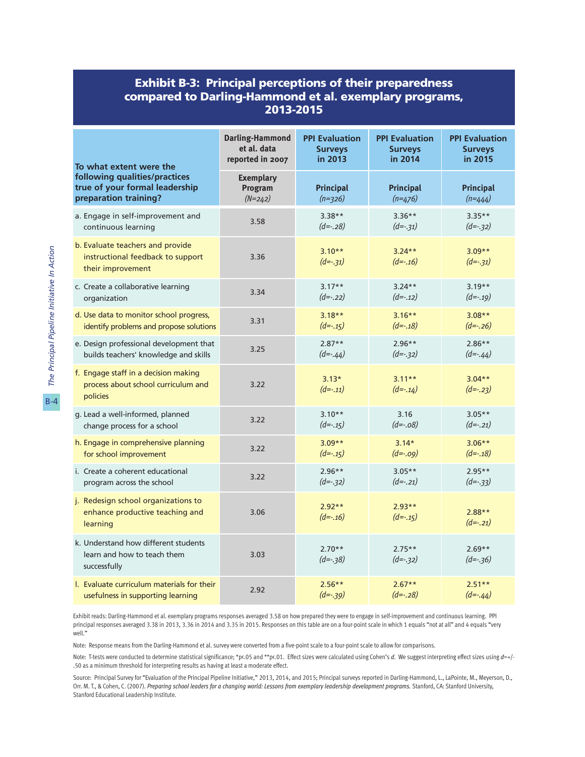## Exhibit B-3: Principal perceptions of their preparedness compared to Darling-Hammond et al. exemplary programs, 2013-2015

| To what extent were the following qualities/practices true of your formal leadership preparation training? | Darling-Hammond et al. data reported in 2007 | PPI Evaluation Surveys in 2013 | PPI Evaluation Surveys in 2014 | PPI Evaluation Surveys in 2015 |
|---|---|---|---|---|
| | Exemplary Program *(N=242)* | Principal *(n=326)* | Principal *(n=476)* | Principal *(n=444)* |
| a. Engage in self-improvement and continuous learning | 3.58 | 3.38** *(d=-.28)* | 3.36** *(d=-.31)* | 3.35** *(d=-.32)* |
| b. Evaluate teachers and provide instructional feedback to support their improvement | 3.36 | 3.10** *(d=-.31)* | 3.24** *(d=-.16)* | 3.09** *(d=-.31)* |
| c. Create a collaborative learning organization | 3.34 | 3.17** *(d=-.22)* | 3.24** *(d=-.12)* | 3.19** *(d=-.19)* |
| d. Use data to monitor school progress, identify problems and propose solutions | 3.31 | 3.18** *(d=-.15)* | 3.16** *(d=-.18)* | 3.08** *(d=-.26)* |
| e. Design professional development that builds teachers' knowledge and skills | 3.25 | 2.87** *(d=-.44)* | 2.96** *(d=-.32)* | 2.86** *(d=-.44)* |
| f. Engage staff in a decision making process about school curriculum and policies | 3.22 | 3.13* *(d=-.11)* | 3.11** *(d=-.14)* | 3.04** *(d=-.23)* |
| g. Lead a well-informed, planned change process for a school | 3.22 | 3.10** *(d=-.15)* | 3.16 *(d=-.08)* | 3.05** *(d=-.21)* |
| h. Engage in comprehensive planning for school improvement | 3.22 | 3.09** *(d=-.15)* | 3.14* *(d=-.09)* | 3.06** *(d=-.18)* |
| i. Create a coherent educational program across the school | 3.22 | 2.96** *(d=-.32)* | 3.05** *(d=-.21)* | 2.95** *(d=-.33)* |
| j. Redesign school organizations to enhance productive teaching and learning | 3.06 | 2.92** *(d=-.16)* | 2.93** *(d=-.15)* | 2.88** *(d=-.21)* |
| k. Understand how different students learn and how to teach them successfully | 3.03 | 2.70** *(d=-.38)* | 2.75** *(d=-.32)* | 2.69** *(d=-.36)* |
| l. Evaluate curriculum materials for their usefulness in supporting learning | 2.92 | 2.56** *(d=-.39)* | 2.67** *(d=-.28)* | 2.51** *(d=-.44)* |

Exhibit reads: Darling-Hammond et al. exemplary programs responses averaged 3.58 on how prepared they were to engage in self-improvement and continuous learning. PPI principal responses averaged 3.38 in 2013, 3.36 in 2014 and 3.35 in 2015. Responses on this table are on a four-point scale in which 1 equals "not at all" and 4 equals "very well."

Note: Response means from the Darling-Hammond et al. survey were converted from a five-point scale to a four-point scale to allow for comparisons.

Note: T-tests were conducted to determine statistical significance; *p<.05 and **p<.01. Effect sizes were calculated using Cohen's *d*. We suggest interpreting effect sizes using *d*=+/-.50 as a minimum threshold for interpreting results as having at least a moderate effect.

Source: Principal Survey for "Evaluation of the Principal Pipeline Initiative," 2013, 2014, and 2015; Principal surveys reported in Darling-Hammond, L., LaPointe, M., Meyerson, D., Orr. M. T., & Cohen, C. (2007). *Preparing school leaders for a changing world: Lessons from exemplary leadership development programs.* Stanford, CA: Stanford University, Stanford Educational Leadership Institute.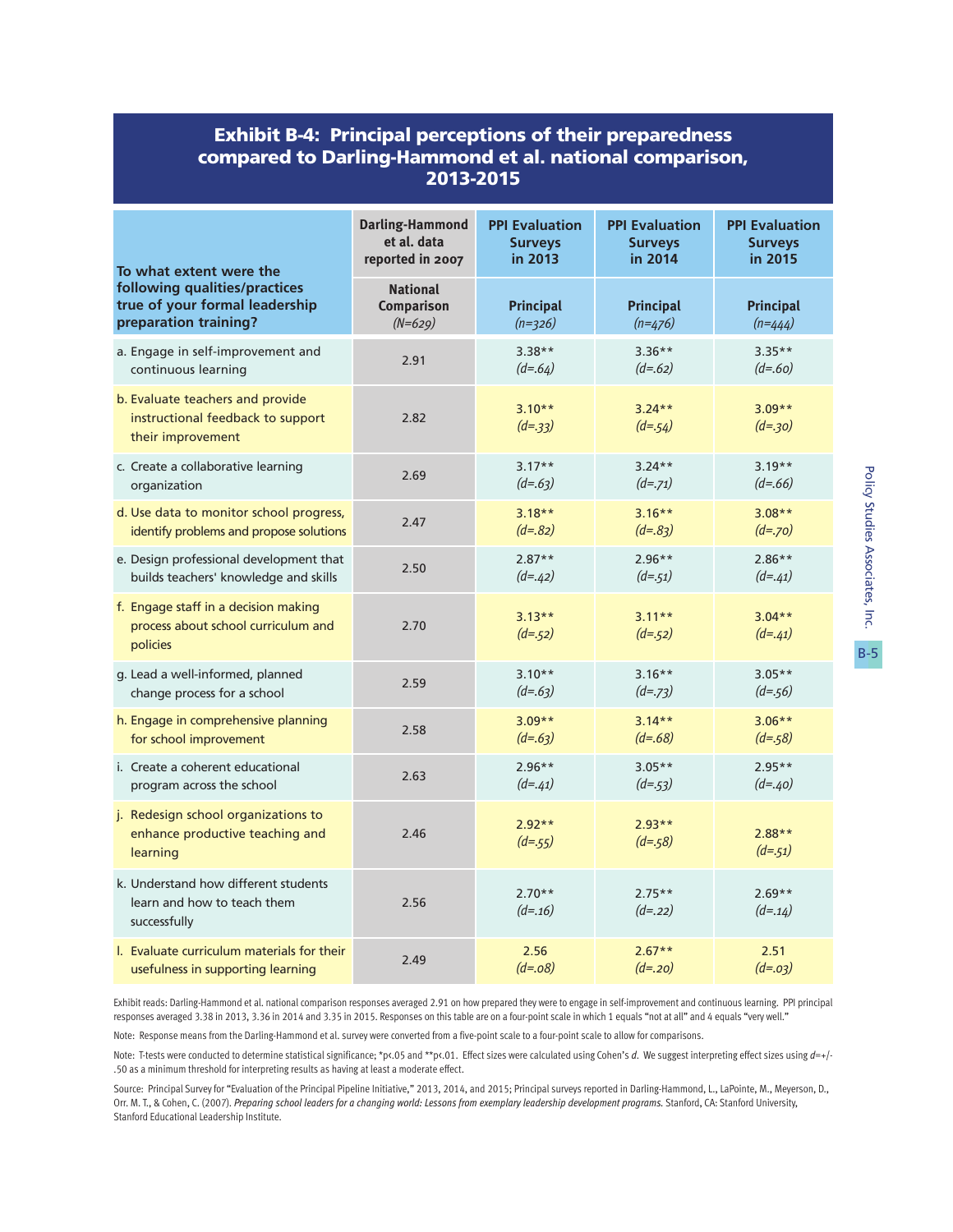## Exhibit B-4: Principal perceptions of their preparedness compared to Darling-Hammond et al. national comparison, 2013-2015

| To what extent were the following qualities/practices true of your formal leadership preparation training? | Darling-Hammond et al. data reported in 2007 | PPI Evaluation Surveys in 2013 | PPI Evaluation Surveys in 2014 | PPI Evaluation Surveys in 2015 |
|---|---|---|---|---|
| | National Comparison *(N=629)* | Principal *(n=326)* | Principal *(n=476)* | Principal *(n=444)* |
| a. Engage in self-improvement and continuous learning | 2.91 | 3.38** *(d=.64)* | 3.36** *(d=.62)* | 3.35** *(d=.60)* |
| b. Evaluate teachers and provide instructional feedback to support their improvement | 2.82 | 3.10** *(d=.33)* | 3.24** *(d=.54)* | 3.09** *(d=.30)* |
| c. Create a collaborative learning organization | 2.69 | 3.17** *(d=.63)* | 3.24** *(d=.71)* | 3.19** *(d=.66)* |
| d. Use data to monitor school progress, identify problems and propose solutions | 2.47 | 3.18** *(d=.82)* | 3.16** *(d=.83)* | 3.08** *(d=.70)* |
| e. Design professional development that builds teachers' knowledge and skills | 2.50 | 2.87** *(d=.42)* | 2.96** *(d=.51)* | 2.86** *(d=.41)* |
| f. Engage staff in a decision making process about school curriculum and policies | 2.70 | 3.13** *(d=.52)* | 3.11** *(d=.52)* | 3.04** *(d=.41)* |
| g. Lead a well-informed, planned change process for a school | 2.59 | 3.10** *(d=.63)* | 3.16** *(d=.73)* | 3.05** *(d=.56)* |
| h. Engage in comprehensive planning for school improvement | 2.58 | 3.09** *(d=.63)* | 3.14** *(d=.68)* | 3.06** *(d=.58)* |
| i. Create a coherent educational program across the school | 2.63 | 2.96** *(d=.41)* | 3.05** *(d=.53)* | 2.95** *(d=.40)* |
| j. Redesign school organizations to enhance productive teaching and learning | 2.46 | 2.92** *(d=.55)* | 2.93** *(d=.58)* | 2.88** *(d=.51)* |
| k. Understand how different students learn and how to teach them successfully | 2.56 | 2.70** *(d=.16)* | 2.75** *(d=.22)* | 2.69** *(d=.14)* |
| l. Evaluate curriculum materials for their usefulness in supporting learning | 2.49 | 2.56 *(d=.08)* | 2.67** *(d=.20)* | 2.51 *(d=.03)* |

Exhibit reads: Darling-Hammond et al. national comparison responses averaged 2.91 on how prepared they were to engage in self-improvement and continuous learning. PPI principal responses averaged 3.38 in 2013, 3.36 in 2014 and 3.35 in 2015. Responses on this table are on a four-point scale in which 1 equals "not at all" and 4 equals "very well."

Note: Response means from the Darling-Hammond et al. survey were converted from a five-point scale to a four-point scale to allow for comparisons.

Note: T-tests were conducted to determine statistical significance; *p<.05 and **p<.01. Effect sizes were calculated using Cohen's *d*. We suggest interpreting effect sizes using *d*=+/- .50 as a minimum threshold for interpreting results as having at least a moderate effect.

Source: Principal Survey for "Evaluation of the Principal Pipeline Initiative," 2013, 2014, and 2015; Principal surveys reported in Darling-Hammond, L., LaPointe, M., Meyerson, D., Orr. M. T., & Cohen, C. (2007). *Preparing school leaders for a changing world: Lessons from exemplary leadership development programs.* Stanford, CA: Stanford University, Stanford Educational Leadership Institute.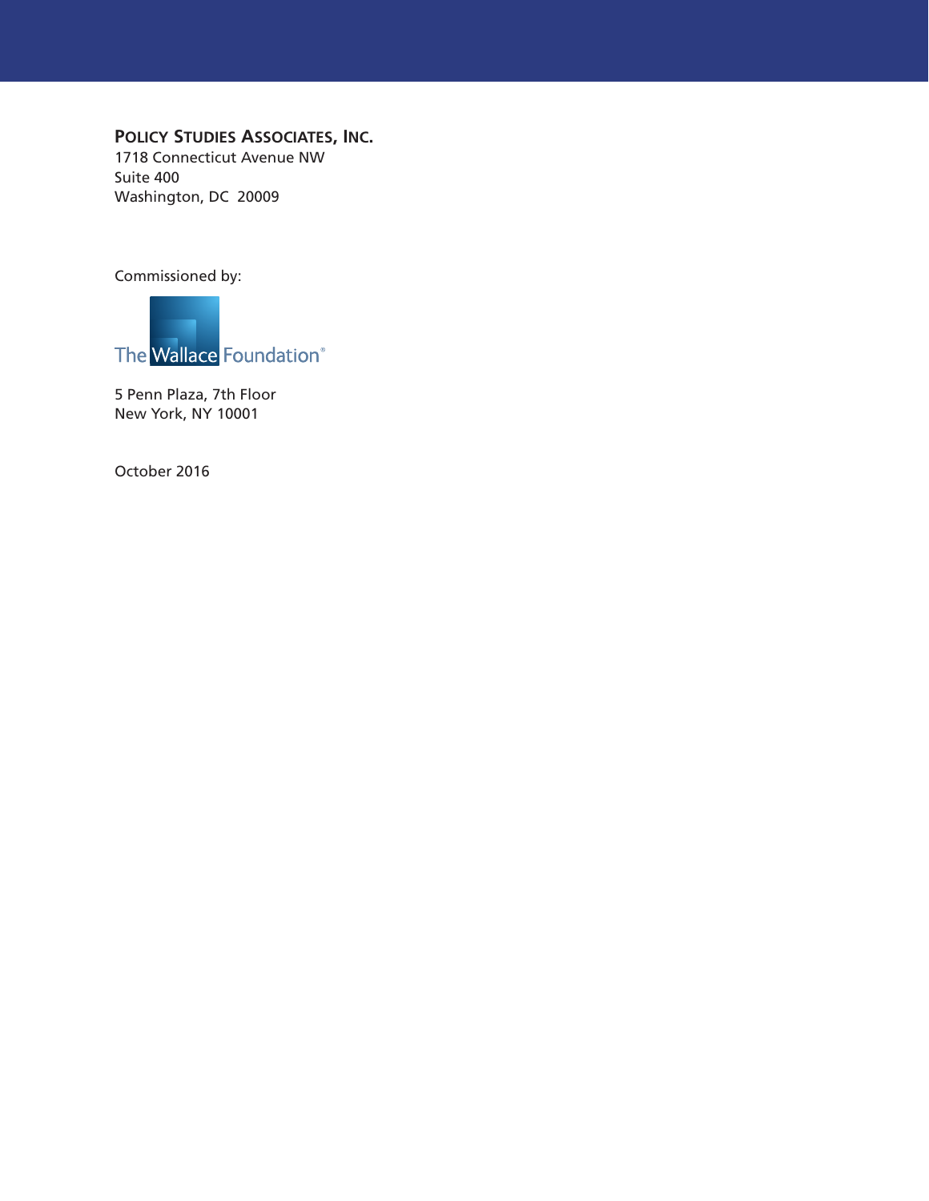**POLICY STUDIES ASSOCIATES, INC.**
1718 Connecticut Avenue NW
Suite 400
Washington, DC 20009

Commissioned by:

The Wallace Foundation®

5 Penn Plaza, 7th Floor
New York, NY 10001

October 2016